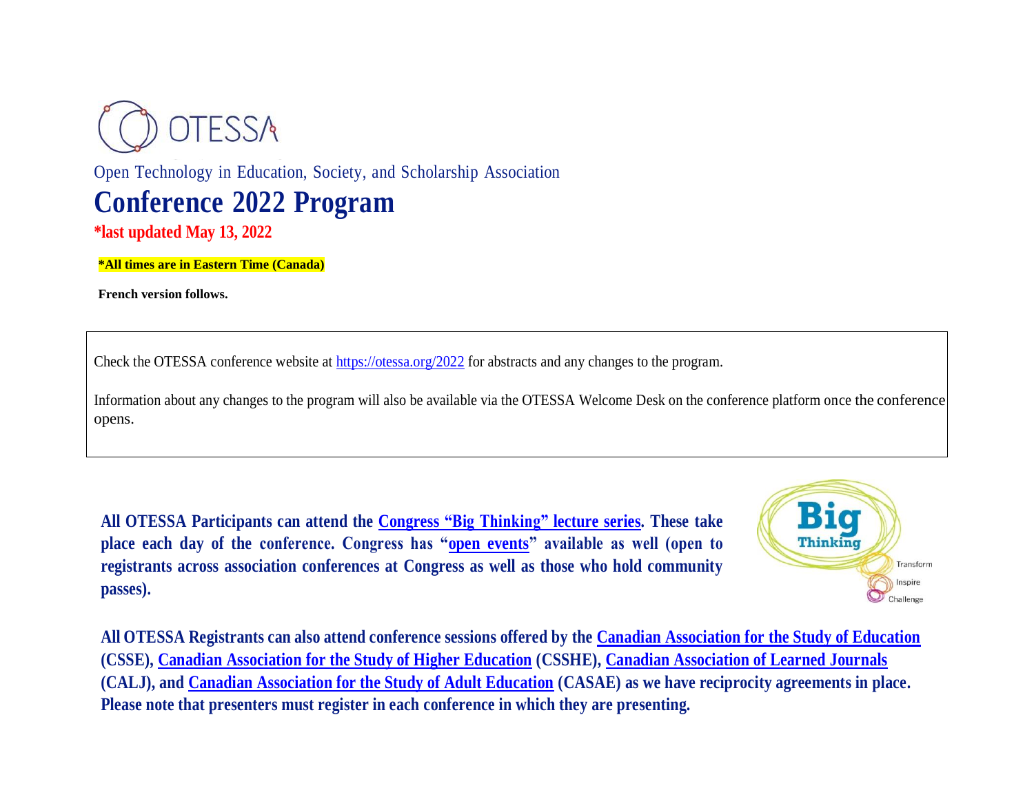OTESSA

Open Technology in Education, Society, and Scholarship Association

# Conference 2022 Program

**\*last updated May 13, 2022**

**\*All times are in Eastern Time (Canada)**

**French version follows.**

Check the OTESSA conference website at https://otessa.org/2022 for abstracts and any changes to the program.

Information about any changes to the program will also be available via the OTESSA Welcome Desk on the conference platform once the conference opens.

**All OTESSA Participants can attend the Congress "Big Thinking" lecture series. These take place each day of the conference. Congress has "open events" available as well (open to registrants across association conferences at Congress as well as those who hold community passes).**

**All OTESSA Registrants can also attend conference sessions offered by the Canadian Association for the Study of Education (CSSE), Canadian Association for the Study of Higher Education (CSSHE), Canadian Association of Learned Journals (CALJ), and Canadian Association for the Study of Adult Education (CASAE) as we have reciprocity agreements in place. Please note that presenters must register in each conference in which they are presenting.**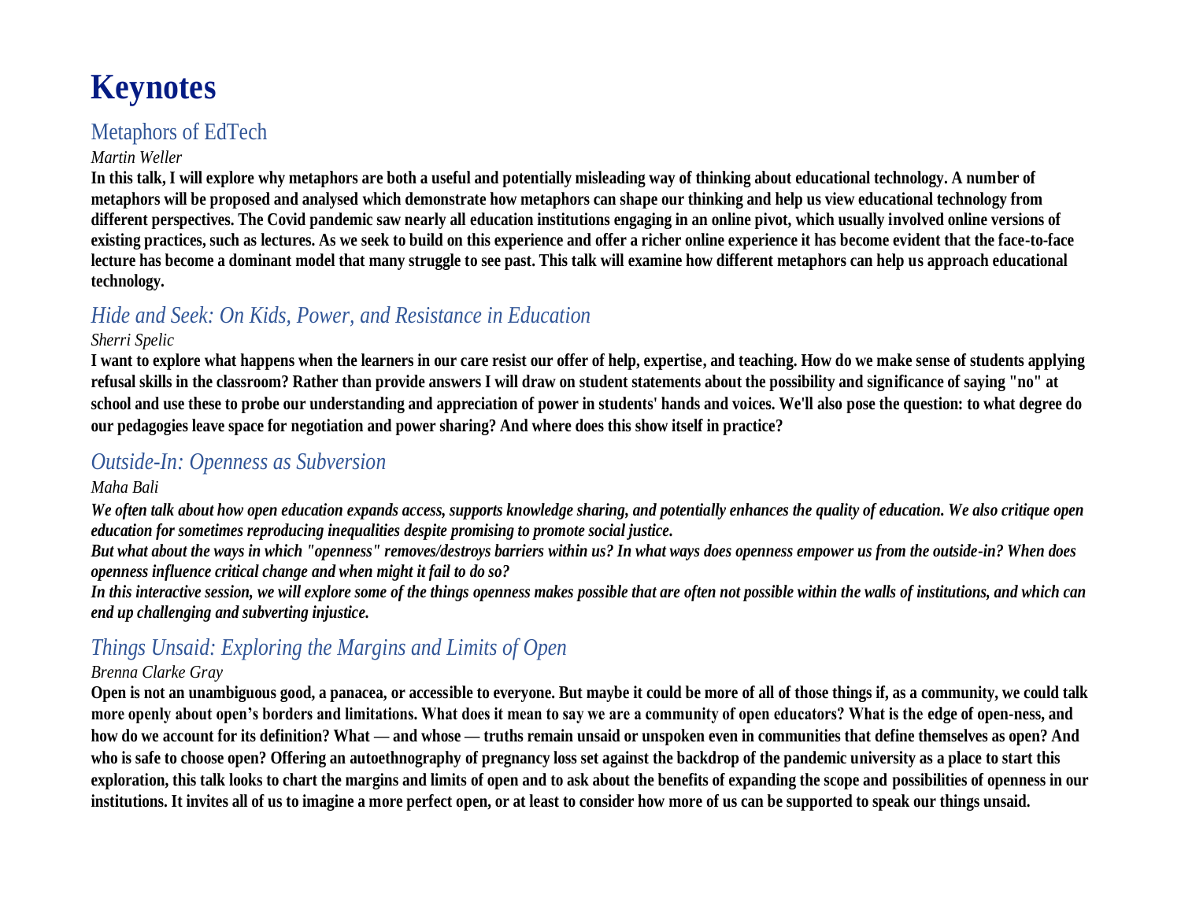# Keynotes

## Metaphors of EdTech

*Martin Weller*

**In this talk, I will explore why metaphors are both a useful and potentially misleading way of thinking about educational technology. A number of metaphors will be proposed and analysed which demonstrate how metaphors can shape our thinking and help us view educational technology from different perspectives. The Covid pandemic saw nearly all education institutions engaging in an online pivot, which usually involved online versions of existing practices, such as lectures. As we seek to build on this experience and offer a richer online experience it has become evident that the face-to-face lecture has become a dominant model that many struggle to see past. This talk will examine how different metaphors can help us approach educational technology.**

## *Hide and Seek: On Kids, Power, and Resistance in Education*

*Sherri Spelic*

**I want to explore what happens when the learners in our care resist our offer of help, expertise, and teaching. How do we make sense of students applying refusal skills in the classroom? Rather than provide answers I will draw on student statements about the possibility and significance of saying "no" at school and use these to probe our understanding and appreciation of power in students' hands and voices. We'll also pose the question: to what degree do our pedagogies leave space for negotiation and power sharing? And where does this show itself in practice?**

## *Outside-In: Openness as Subversion*

*Maha Bali*

***We often talk about how open education expands access, supports knowledge sharing, and potentially enhances the quality of education. We also critique open education for sometimes reproducing inequalities despite promising to promote social justice.***

***But what about the ways in which "openness" removes/destroys barriers within us? In what ways does openness empower us from the outside-in? When does openness influence critical change and when might it fail to do so?***

***In this interactive session, we will explore some of the things openness makes possible that are often not possible within the walls of institutions, and which can end up challenging and subverting injustice.***

## *Things Unsaid: Exploring the Margins and Limits of Open*

*Brenna Clarke Gray*

**Open is not an unambiguous good, a panacea, or accessible to everyone. But maybe it could be more of all of those things if, as a community, we could talk more openly about open's borders and limitations. What does it mean to say we are a community of open educators? What is the edge of open-ness, and how do we account for its definition? What — and whose — truths remain unsaid or unspoken even in communities that define themselves as open? And who is safe to choose open? Offering an autoethnography of pregnancy loss set against the backdrop of the pandemic university as a place to start this exploration, this talk looks to chart the margins and limits of open and to ask about the benefits of expanding the scope and possibilities of openness in our institutions. It invites all of us to imagine a more perfect open, or at least to consider how more of us can be supported to speak our things unsaid.**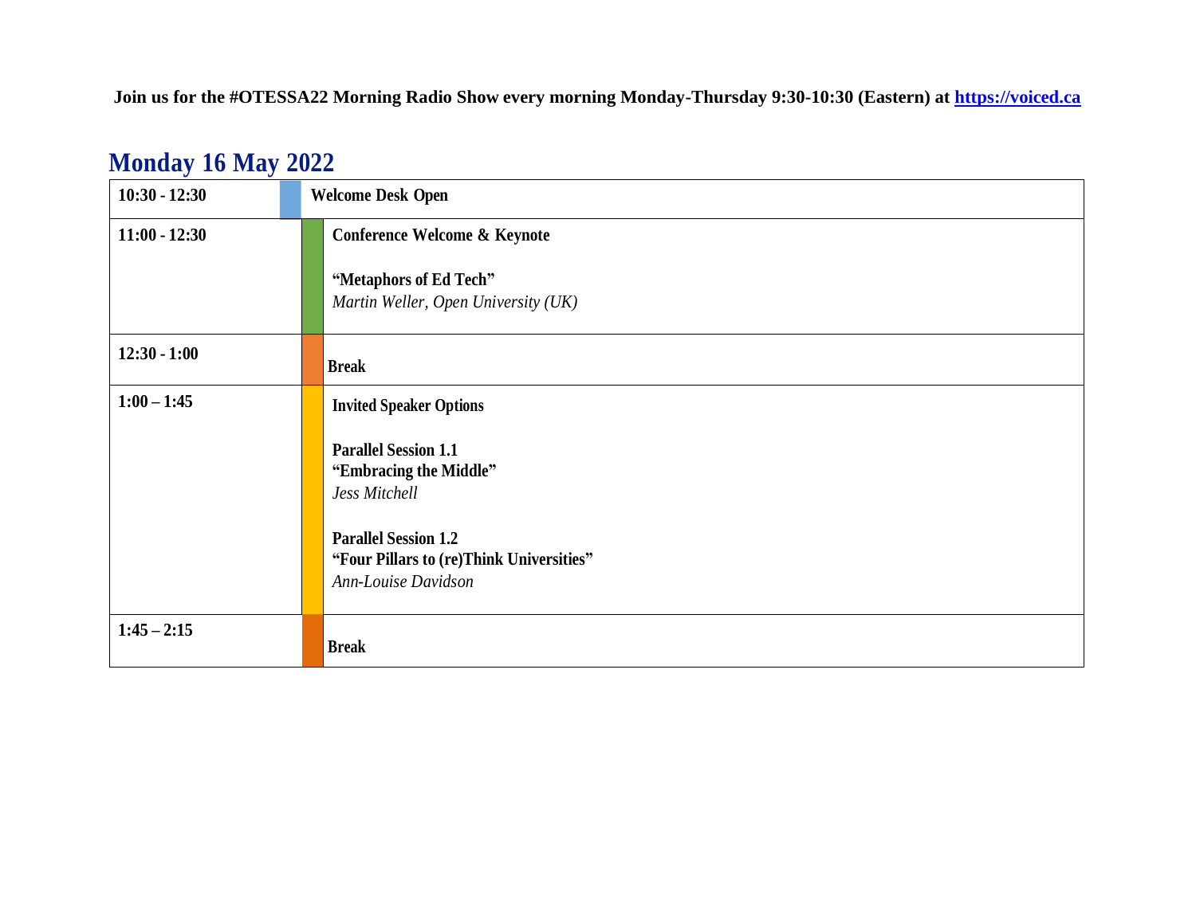**Join us for the #OTESSA22 Morning Radio Show every morning Monday-Thursday 9:30-10:30 (Eastern) at [https://voiced.ca](https://voiced.ca)**

## Monday 16 May 2022

| Time | Session |
|---|---|
| **10:30 - 12:30** | **Welcome Desk Open** |
| **11:00 - 12:30** | **Conference Welcome & Keynote**<br><br>**"Metaphors of Ed Tech"**<br>*Martin Weller, Open University (UK)* |
| **12:30 - 1:00** | **Break** |
| **1:00 – 1:45** | **Invited Speaker Options**<br><br>**Parallel Session 1.1**<br>**"Embracing the Middle"**<br>*Jess Mitchell*<br><br>**Parallel Session 1.2**<br>**"Four Pillars to (re)Think Universities"**<br>*Ann-Louise Davidson* |
| **1:45 – 2:15** | **Break** |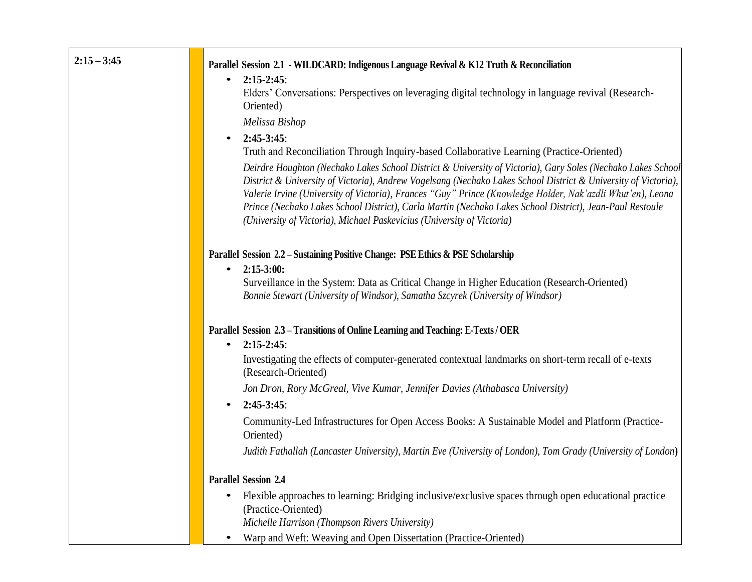| 2:15 – 3:45 | |
|---|---|
| | **Parallel Session 2.1 - WILDCARD: Indigenous Language Revival & K12 Truth & Reconciliation** |

**2:15 – 3:45**

**Parallel Session 2.1 - WILDCARD: Indigenous Language Revival & K12 Truth & Reconciliation**

- **2:15-2:45**:
  Elders' Conversations: Perspectives on leveraging digital technology in language revival (Research-Oriented)

  *Melissa Bishop*

- **2:45-3:45**:
  Truth and Reconciliation Through Inquiry-based Collaborative Learning (Practice-Oriented)

  *Deirdre Houghton (Nechako Lakes School District & University of Victoria), Gary Soles (Nechako Lakes School District & University of Victoria), Andrew Vogelsang (Nechako Lakes School District & University of Victoria), Valerie Irvine (University of Victoria), Frances "Guy" Prince (Knowledge Holder, Nak'azdli Whut'en), Leona Prince (Nechako Lakes School District), Carla Martin (Nechako Lakes School District), Jean-Paul Restoule (University of Victoria), Michael Paskevicius (University of Victoria)*

**Parallel Session 2.2 – Sustaining Positive Change: PSE Ethics & PSE Scholarship**

- **2:15-3:00:**
  Surveillance in the System: Data as Critical Change in Higher Education (Research-Oriented)
  *Bonnie Stewart (University of Windsor), Samatha Szcyrek (University of Windsor)*

**Parallel Session 2.3 – Transitions of Online Learning and Teaching: E-Texts / OER**

- **2:15-2:45**:
  Investigating the effects of computer-generated contextual landmarks on short-term recall of e-texts (Research-Oriented)

  *Jon Dron, Rory McGreal, Vive Kumar, Jennifer Davies (Athabasca University)*

- **2:45-3:45**:
  Community-Led Infrastructures for Open Access Books: A Sustainable Model and Platform (Practice-Oriented)

  *Judith Fathallah (Lancaster University), Martin Eve (University of London), Tom Grady (University of London)*

**Parallel Session 2.4**

- Flexible approaches to learning: Bridging inclusive/exclusive spaces through open educational practice (Practice-Oriented)
  *Michelle Harrison (Thompson Rivers University)*
- Warp and Weft: Weaving and Open Dissertation (Practice-Oriented)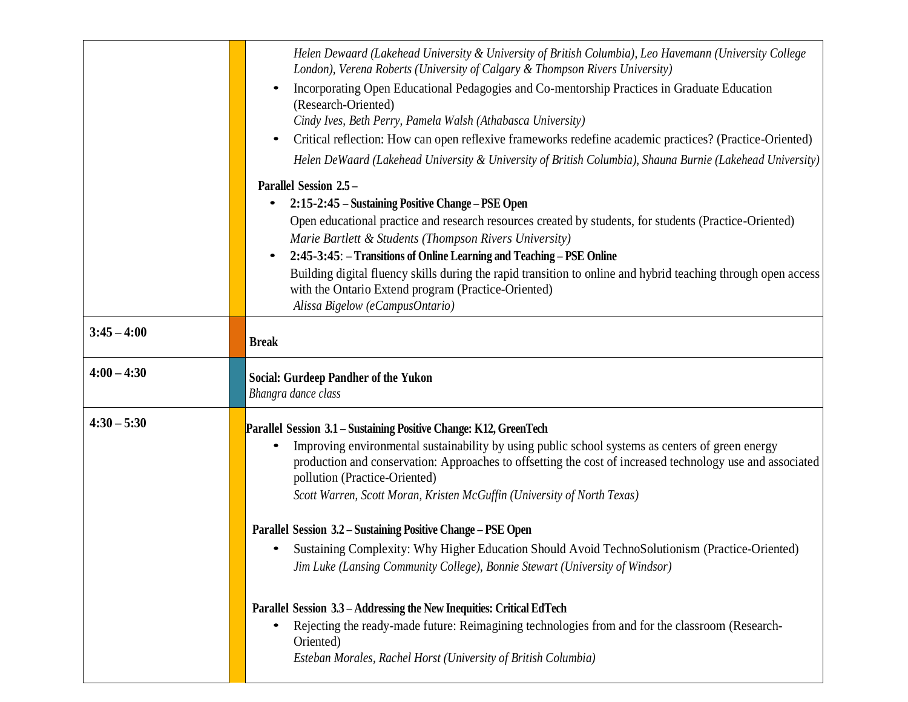| | |
|---|---|
| | *Helen Dewaard (Lakehead University & University of British Columbia), Leo Havemann (University College London), Verena Roberts (University of Calgary & Thompson Rivers University)*<br>• Incorporating Open Educational Pedagogies and Co-mentorship Practices in Graduate Education (Research-Oriented)<br>*Cindy Ives, Beth Perry, Pamela Walsh (Athabasca University)*<br>• Critical reflection: How can open reflexive frameworks redefine academic practices? (Practice-Oriented)<br>*Helen DeWaard (Lakehead University & University of British Columbia), Shauna Burnie (Lakehead University)*<br><br>**Parallel Session 2.5 –**<br>• **2:15-2:45 – Sustaining Positive Change – PSE Open**<br>Open educational practice and research resources created by students, for students (Practice-Oriented)<br>*Marie Bartlett & Students (Thompson Rivers University)*<br>• **2:45-3:45**: **– Transitions of Online Learning and Teaching – PSE Online**<br>Building digital fluency skills during the rapid transition to online and hybrid teaching through open access with the Ontario Extend program (Practice-Oriented)<br>*Alissa Bigelow (eCampusOntario)* |
| **3:45 – 4:00** | **Break** |
| **4:00 – 4:30** | **Social: Gurdeep Pandher of the Yukon**<br>*Bhangra dance class* |
| **4:30 – 5:30** | **Parallel Session 3.1 – Sustaining Positive Change: K12, GreenTech**<br>• Improving environmental sustainability by using public school systems as centers of green energy production and conservation: Approaches to offsetting the cost of increased technology use and associated pollution (Practice-Oriented)<br>*Scott Warren, Scott Moran, Kristen McGuffin (University of North Texas)*<br><br>**Parallel Session 3.2 – Sustaining Positive Change – PSE Open**<br>• Sustaining Complexity: Why Higher Education Should Avoid TechnoSolutionism (Practice-Oriented)<br>*Jim Luke (Lansing Community College), Bonnie Stewart (University of Windsor)*<br><br>**Parallel Session 3.3 – Addressing the New Inequities: Critical EdTech**<br>• Rejecting the ready-made future: Reimagining technologies from and for the classroom (Research-Oriented)<br>*Esteban Morales, Rachel Horst (University of British Columbia)* |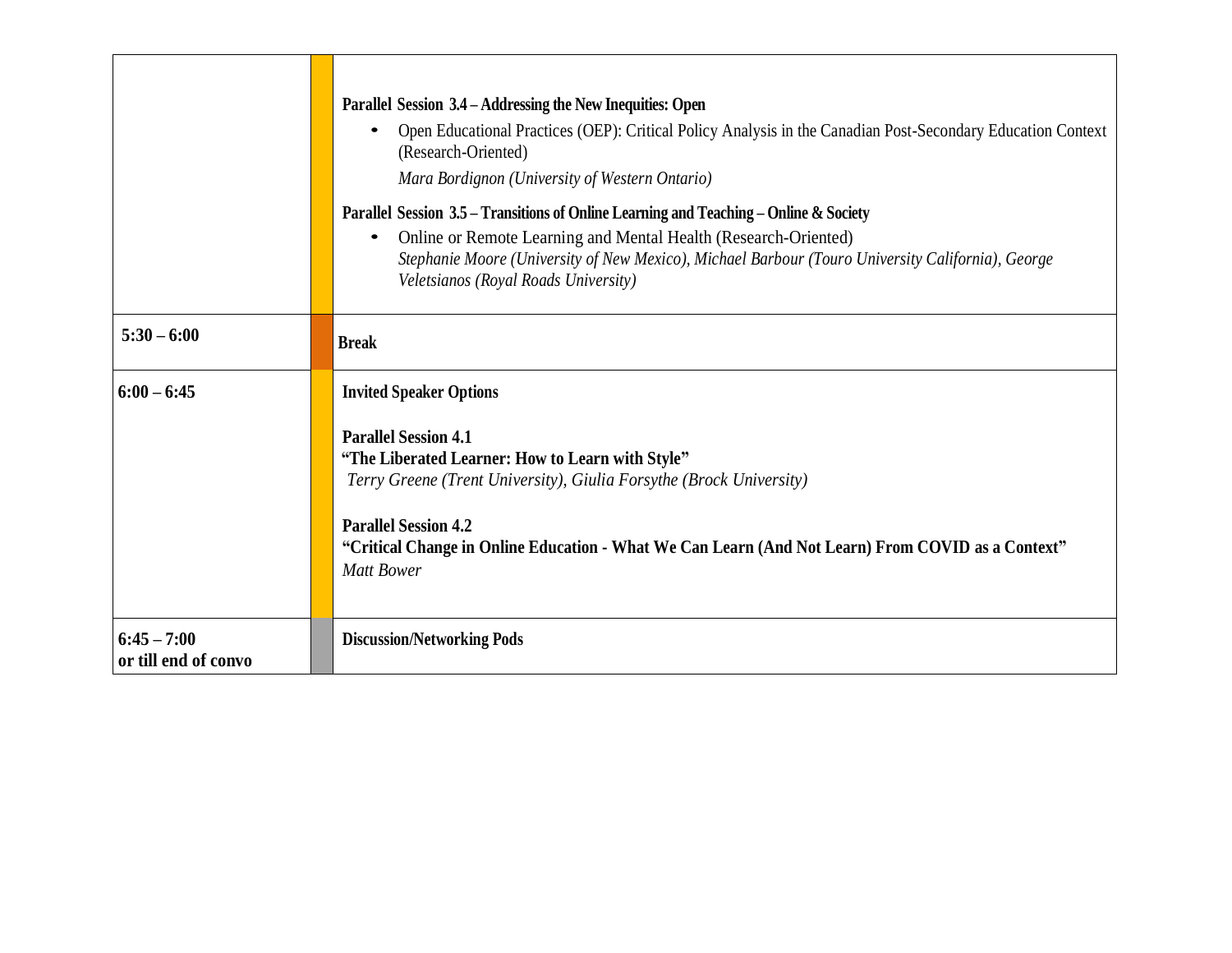| | | |
|---|---|---|
| | | **Parallel Session 3.4 – Addressing the New Inequities: Open**<br>• Open Educational Practices (OEP): Critical Policy Analysis in the Canadian Post-Secondary Education Context (Research-Oriented)<br>*Mara Bordignon (University of Western Ontario)*<br>**Parallel Session 3.5 – Transitions of Online Learning and Teaching – Online & Society**<br>• Online or Remote Learning and Mental Health (Research-Oriented)<br>*Stephanie Moore (University of New Mexico), Michael Barbour (Touro University California), George Veletsianos (Royal Roads University)* |
| **5:30 – 6:00** | | **Break** |
| **6:00 – 6:45** | | **Invited Speaker Options**<br><br>**Parallel Session 4.1**<br>**"The Liberated Learner: How to Learn with Style"**<br>*Terry Greene (Trent University), Giulia Forsythe (Brock University)*<br><br>**Parallel Session 4.2**<br>**"Critical Change in Online Education - What We Can Learn (And Not Learn) From COVID as a Context"**<br>*Matt Bower* |
| **6:45 – 7:00 or till end of convo** | | **Discussion/Networking Pods** |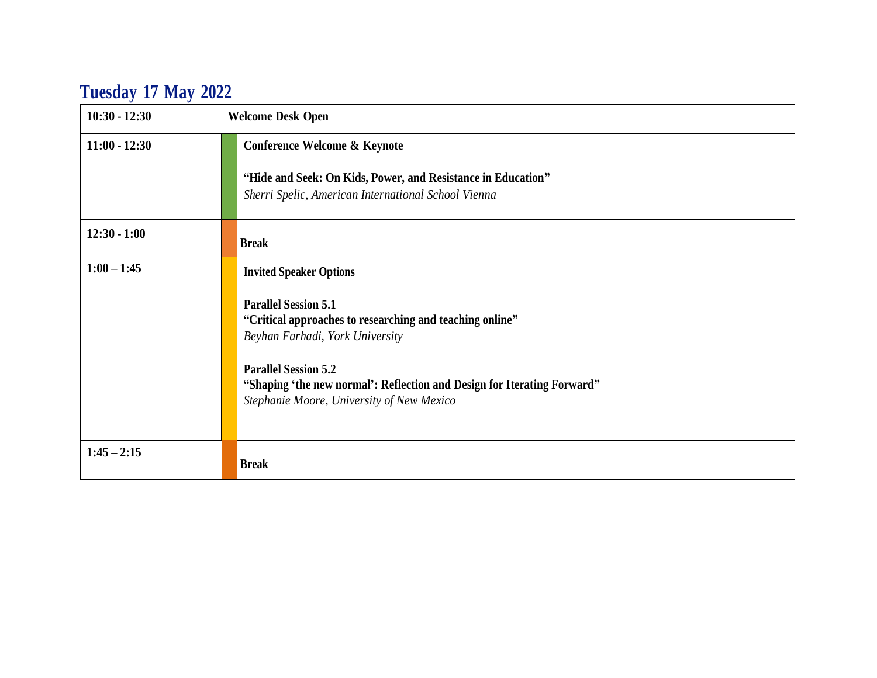## Tuesday 17 May 2022

| Time | Session |
| --- | --- |
| 10:30 - 12:30 | **Welcome Desk Open** |
| 11:00 - 12:30 | **Conference Welcome & Keynote**<br><br>**"Hide and Seek: On Kids, Power, and Resistance in Education"**<br>*Sherri Spelic, American International School Vienna* |
| 12:30 - 1:00 | **Break** |
| 1:00 – 1:45 | **Invited Speaker Options**<br><br>**Parallel Session 5.1**<br>**"Critical approaches to researching and teaching online"**<br>*Beyhan Farhadi, York University*<br><br>**Parallel Session 5.2**<br>**"Shaping 'the new normal': Reflection and Design for Iterating Forward"**<br>*Stephanie Moore, University of New Mexico* |
| 1:45 – 2:15 | **Break** |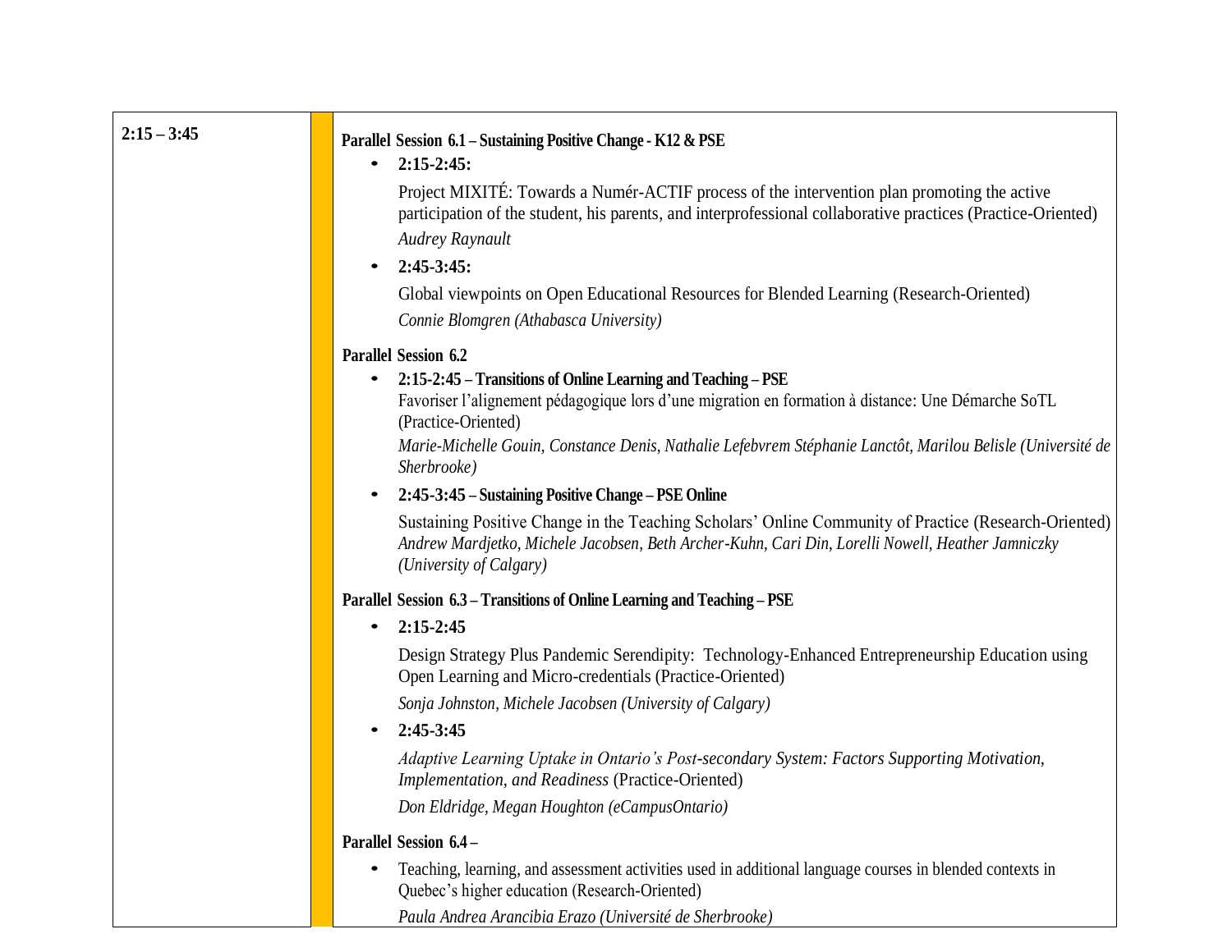| 2:15 – 3:45 | |
|---|---|
| | **Parallel Session 6.1 – Sustaining Positive Change - K12 & PSE** |

**Parallel Session 6.1 – Sustaining Positive Change - K12 & PSE**

- **2:15-2:45:**

  Project MIXITÉ: Towards a Numér-ACTIF process of the intervention plan promoting the active participation of the student, his parents, and interprofessional collaborative practices (Practice-Oriented)

  *Audrey Raynault*

- **2:45-3:45:**

  Global viewpoints on Open Educational Resources for Blended Learning (Research-Oriented)

  *Connie Blomgren (Athabasca University)*

**Parallel Session 6.2**

- **2:15-2:45 – Transitions of Online Learning and Teaching – PSE**

  Favoriser l'alignement pédagogique lors d'une migration en formation à distance: Une Démarche SoTL (Practice-Oriented)

  *Marie-Michelle Gouin, Constance Denis, Nathalie Lefebvrem Stéphanie Lanctôt, Marilou Belisle (Université de Sherbrooke)*

- **2:45-3:45 – Sustaining Positive Change – PSE Online**

  Sustaining Positive Change in the Teaching Scholars' Online Community of Practice (Research-Oriented)

  *Andrew Mardjetko, Michele Jacobsen, Beth Archer-Kuhn, Cari Din, Lorelli Nowell, Heather Jamniczky (University of Calgary)*

**Parallel Session 6.3 – Transitions of Online Learning and Teaching – PSE**

- **2:15-2:45**

  Design Strategy Plus Pandemic Serendipity: Technology-Enhanced Entrepreneurship Education using Open Learning and Micro-credentials (Practice-Oriented)

  *Sonja Johnston, Michele Jacobsen (University of Calgary)*

- **2:45-3:45**

  *Adaptive Learning Uptake in Ontario's Post-secondary System: Factors Supporting Motivation, Implementation, and Readiness* (Practice-Oriented)

  *Don Eldridge, Megan Houghton (eCampusOntario)*

**Parallel Session 6.4 –**

- Teaching, learning, and assessment activities used in additional language courses in blended contexts in Quebec's higher education (Research-Oriented)

  *Paula Andrea Arancibia Erazo (Université de Sherbrooke)*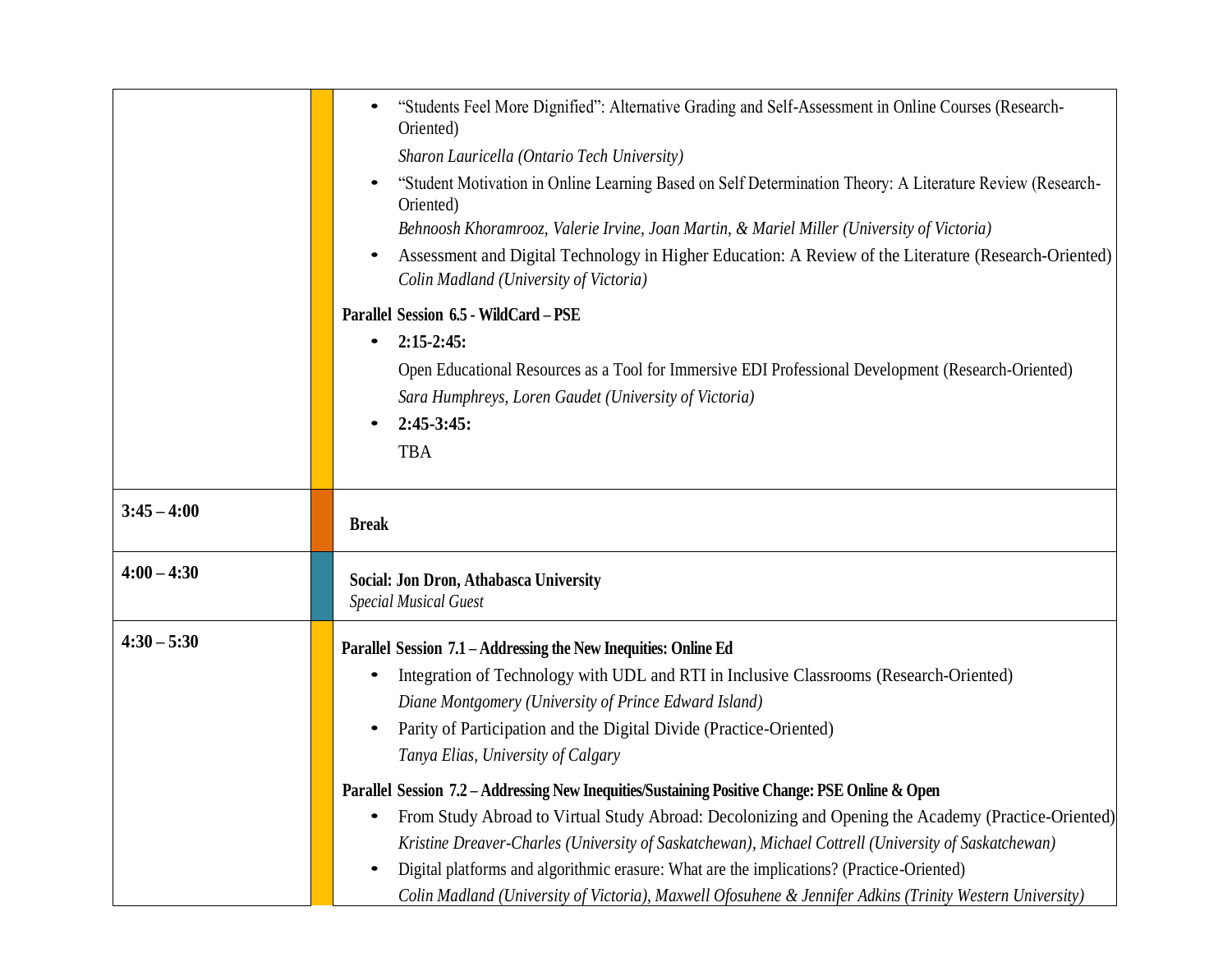| | | |
|---|---|---|
| | | • "Students Feel More Dignified": Alternative Grading and Self-Assessment in Online Courses (Research-Oriented)<br>*Sharon Lauricella (Ontario Tech University)*<br>• "Student Motivation in Online Learning Based on Self Determination Theory: A Literature Review (Research-Oriented)<br>*Behnoosh Khoramrooz, Valerie Irvine, Joan Martin, & Mariel Miller (University of Victoria)*<br>• Assessment and Digital Technology in Higher Education: A Review of the Literature (Research-Oriented)<br>*Colin Madland (University of Victoria)*<br><br>**Parallel Session 6.5 - WildCard – PSE**<br>• **2:15-2:45:**<br>Open Educational Resources as a Tool for Immersive EDI Professional Development (Research-Oriented)<br>*Sara Humphreys, Loren Gaudet (University of Victoria)*<br>• **2:45-3:45:**<br>TBA |
| **3:45 – 4:00** | | **Break** |
| **4:00 – 4:30** | | **Social: Jon Dron, Athabasca University**<br>*Special Musical Guest* |
| **4:30 – 5:30** | | **Parallel Session 7.1 – Addressing the New Inequities: Online Ed**<br>• Integration of Technology with UDL and RTI in Inclusive Classrooms (Research-Oriented)<br>*Diane Montgomery (University of Prince Edward Island)*<br>• Parity of Participation and the Digital Divide (Practice-Oriented)<br>*Tanya Elias, University of Calgary*<br><br>**Parallel Session 7.2 – Addressing New Inequities/Sustaining Positive Change: PSE Online & Open**<br>• From Study Abroad to Virtual Study Abroad: Decolonizing and Opening the Academy (Practice-Oriented)<br>*Kristine Dreaver-Charles (University of Saskatchewan), Michael Cottrell (University of Saskatchewan)*<br>• Digital platforms and algorithmic erasure: What are the implications? (Practice-Oriented)<br>*Colin Madland (University of Victoria), Maxwell Ofosuhene & Jennifer Adkins (Trinity Western University)* |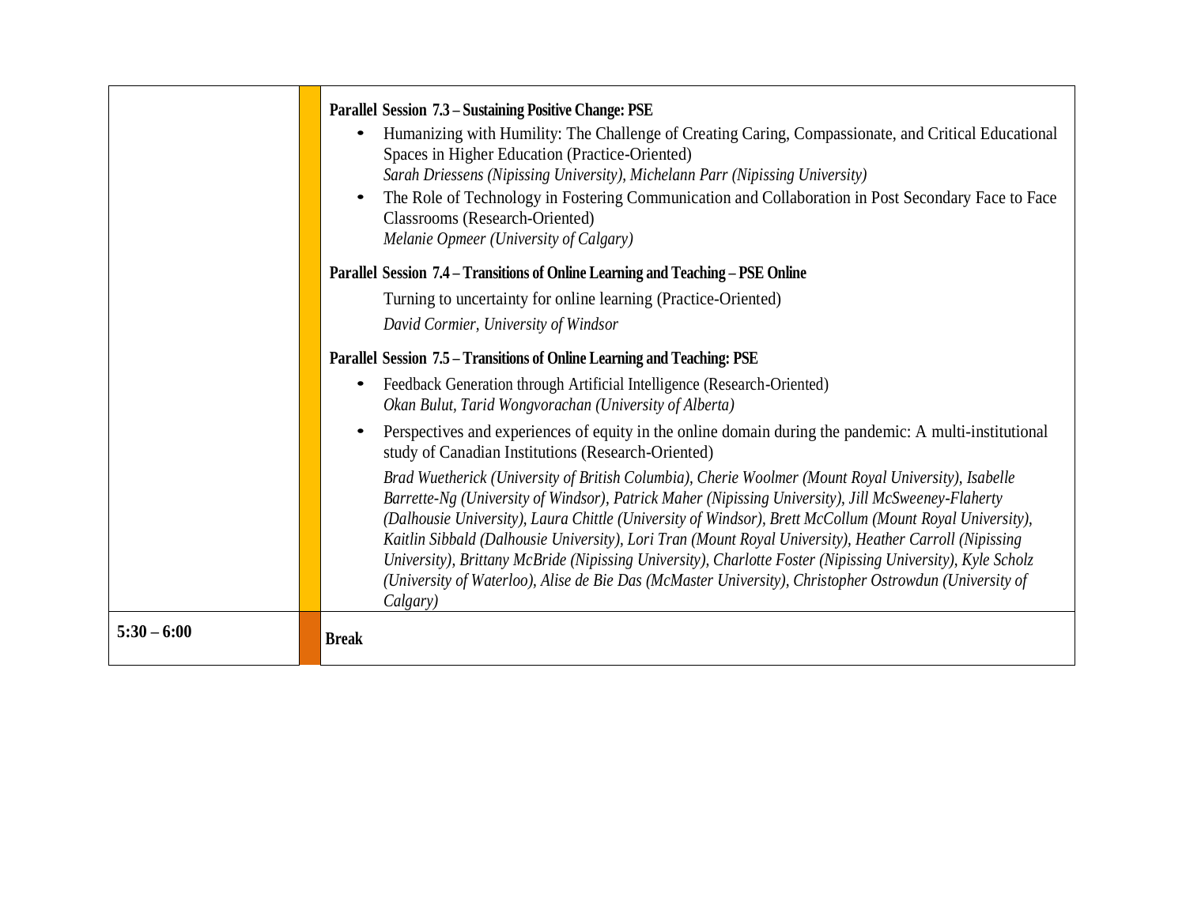| | | |
|---|---|---|
| | | **Parallel Session 7.3 – Sustaining Positive Change: PSE**<br>• Humanizing with Humility: The Challenge of Creating Caring, Compassionate, and Critical Educational Spaces in Higher Education (Practice-Oriented)<br>*Sarah Driessens (Nipissing University), Michelann Parr (Nipissing University)*<br>• The Role of Technology in Fostering Communication and Collaboration in Post Secondary Face to Face Classrooms (Research-Oriented)<br>*Melanie Opmeer (University of Calgary)*<br><br>**Parallel Session 7.4 – Transitions of Online Learning and Teaching – PSE Online**<br>Turning to uncertainty for online learning (Practice-Oriented)<br>*David Cormier, University of Windsor*<br><br>**Parallel Session 7.5 – Transitions of Online Learning and Teaching: PSE**<br>• Feedback Generation through Artificial Intelligence (Research-Oriented)<br>*Okan Bulut, Tarid Wongvorachan (University of Alberta)*<br>• Perspectives and experiences of equity in the online domain during the pandemic: A multi-institutional study of Canadian Institutions (Research-Oriented)<br>*Brad Wuetherick (University of British Columbia), Cherie Woolmer (Mount Royal University), Isabelle Barrette-Ng (University of Windsor), Patrick Maher (Nipissing University), Jill McSweeney-Flaherty (Dalhousie University), Laura Chittle (University of Windsor), Brett McCollum (Mount Royal University), Kaitlin Sibbald (Dalhousie University), Lori Tran (Mount Royal University), Heather Carroll (Nipissing University), Brittany McBride (Nipissing University), Charlotte Foster (Nipissing University), Kyle Scholz (University of Waterloo), Alise de Bie Das (McMaster University), Christopher Ostrowdun (University of Calgary)* |
| **5:30 – 6:00** | | **Break** |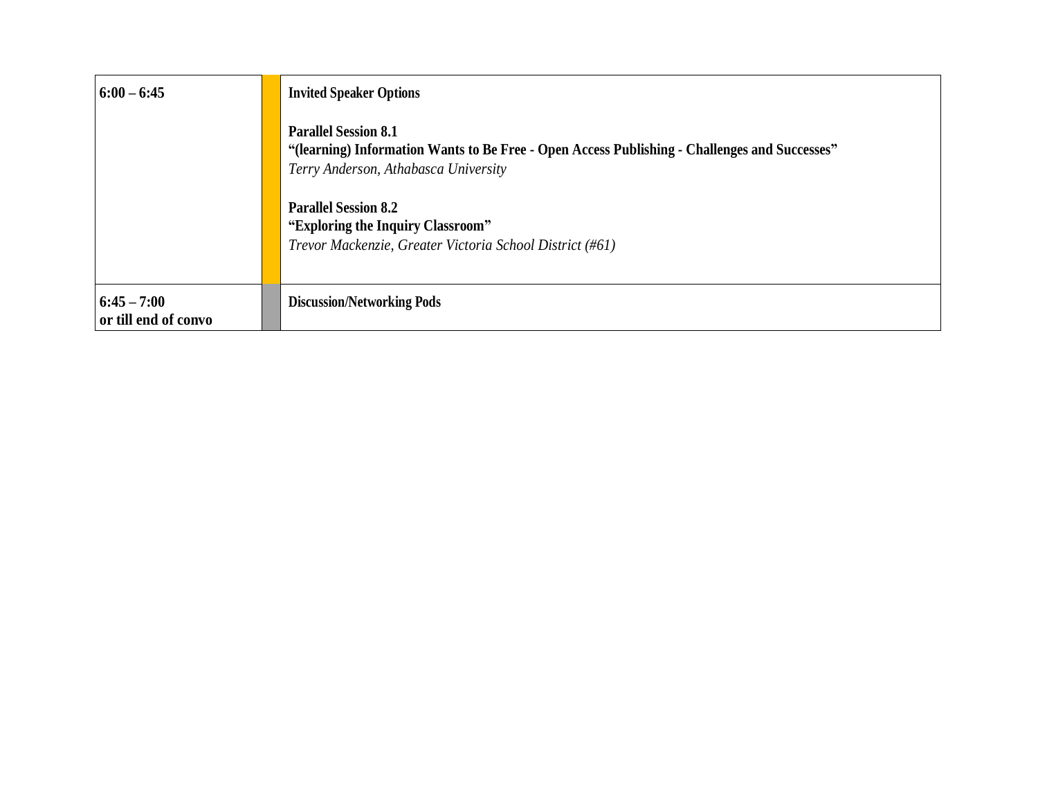| | | |
|---|---|---|
| **6:00 – 6:45** | | **Invited Speaker Options**<br><br>**Parallel Session 8.1**<br>**"(learning) Information Wants to Be Free - Open Access Publishing - Challenges and Successes"**<br>*Terry Anderson, Athabasca University*<br><br>**Parallel Session 8.2**<br>**"Exploring the Inquiry Classroom"**<br>*Trevor Mackenzie, Greater Victoria School District (#61)* |
| **6:45 – 7:00**<br>**or till end of convo** | | **Discussion/Networking Pods** |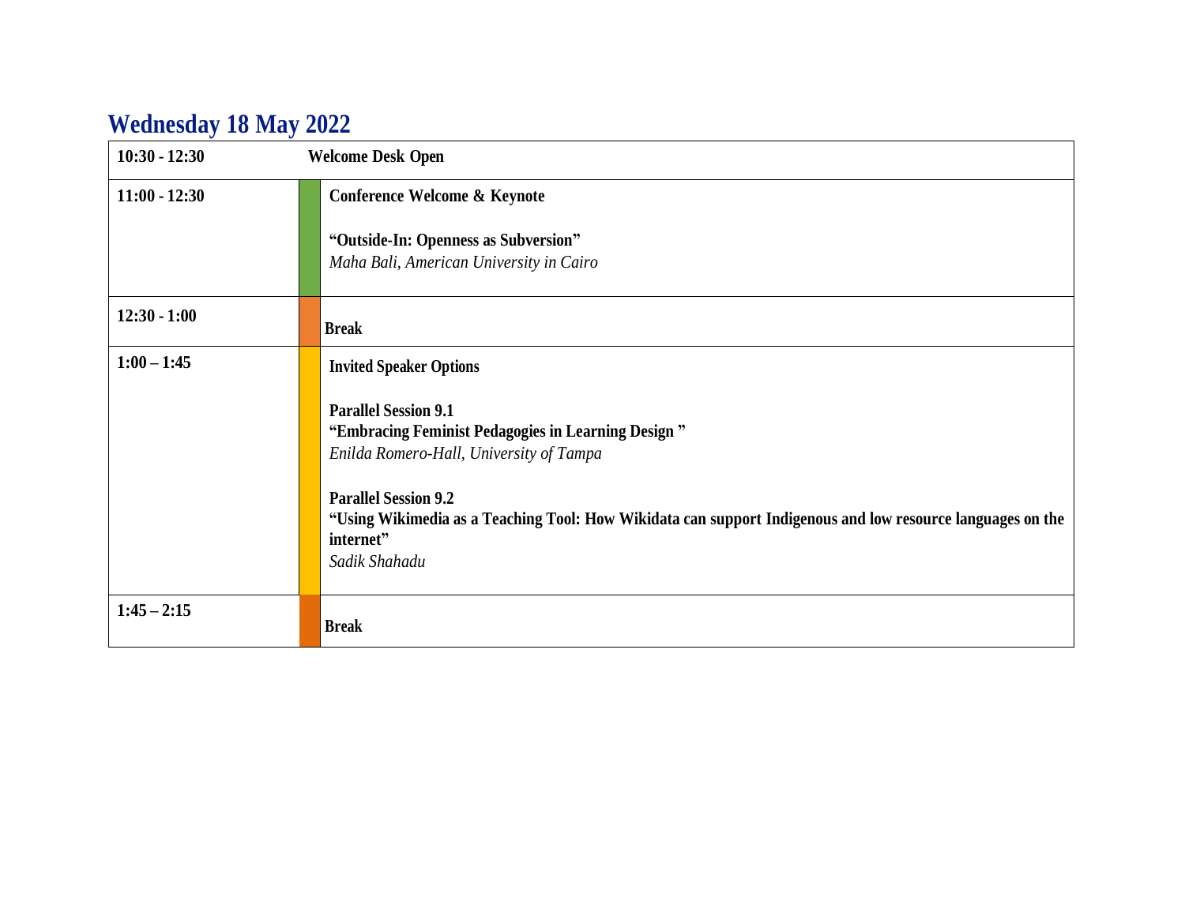## Wednesday 18 May 2022

| | |
|---|---|
| **10:30 - 12:30** | **Welcome Desk Open** |
| **11:00 - 12:30** | **Conference Welcome & Keynote**<br><br>**"Outside-In: Openness as Subversion"**<br>*Maha Bali, American University in Cairo* |
| **12:30 - 1:00** | **Break** |
| **1:00 – 1:45** | **Invited Speaker Options**<br><br>**Parallel Session 9.1**<br>**"Embracing Feminist Pedagogies in Learning Design "**<br>*Enilda Romero-Hall, University of Tampa*<br><br>**Parallel Session 9.2**<br>**"Using Wikimedia as a Teaching Tool: How Wikidata can support Indigenous and low resource languages on the internet"**<br>*Sadik Shahadu* |
| **1:45 – 2:15** | **Break** |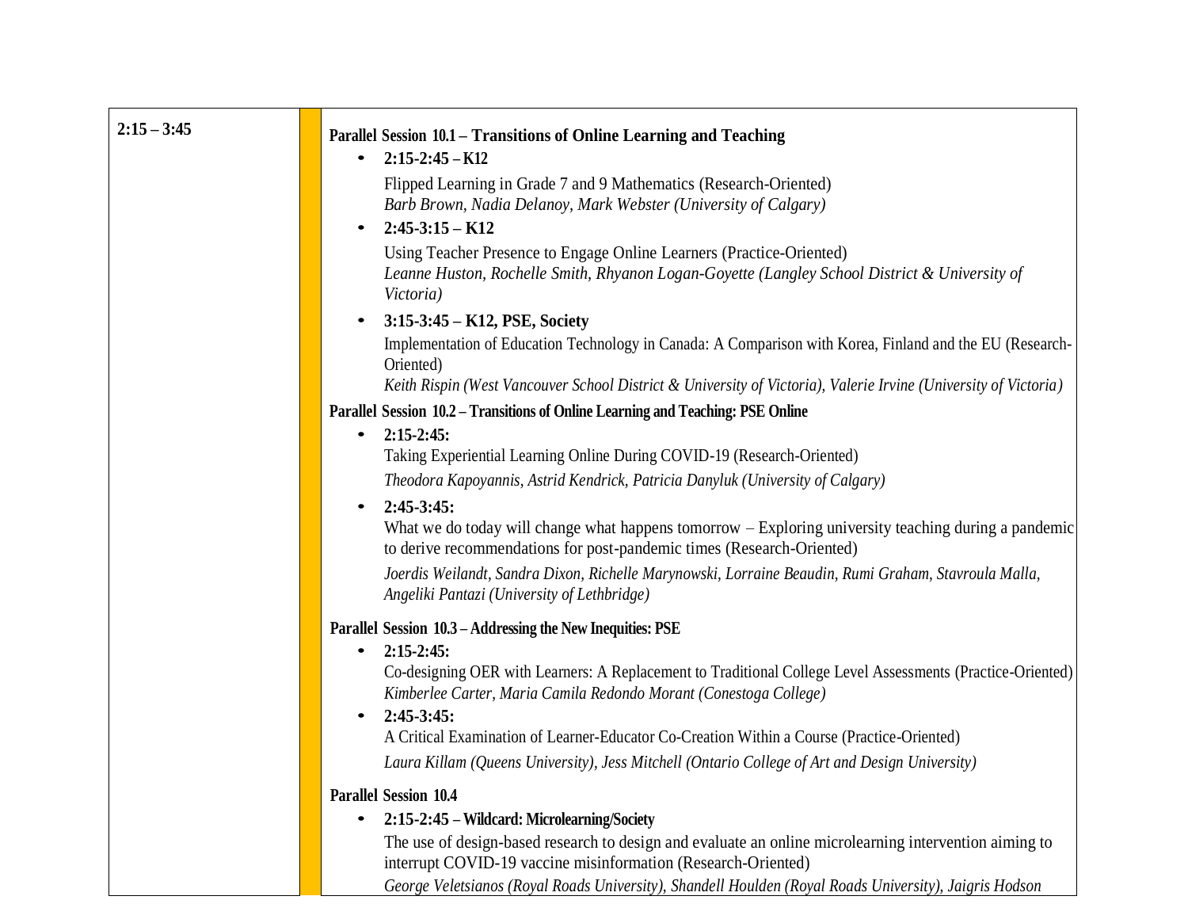| 2:15 – 3:45 | |
|---|---|
| | **Parallel Session 10.1 – Transitions of Online Learning and Teaching**<br>• **2:15-2:45 – K12**<br>Flipped Learning in Grade 7 and 9 Mathematics (Research-Oriented)<br>*Barb Brown, Nadia Delanoy, Mark Webster (University of Calgary)*<br>• **2:45-3:15 – K12**<br>Using Teacher Presence to Engage Online Learners (Practice-Oriented)<br>*Leanne Huston, Rochelle Smith, Rhyanon Logan-Goyette (Langley School District & University of Victoria)*<br>• **3:15-3:45 – K12, PSE, Society**<br>Implementation of Education Technology in Canada: A Comparison with Korea, Finland and the EU (Research-Oriented)<br>*Keith Rispin (West Vancouver School District & University of Victoria), Valerie Irvine (University of Victoria)*<br>**Parallel Session 10.2 – Transitions of Online Learning and Teaching: PSE Online**<br>• **2:15-2:45:**<br>Taking Experiential Learning Online During COVID-19 (Research-Oriented)<br>*Theodora Kapoyannis, Astrid Kendrick, Patricia Danyluk (University of Calgary)*<br>• **2:45-3:45:**<br>What we do today will change what happens tomorrow – Exploring university teaching during a pandemic to derive recommendations for post-pandemic times (Research-Oriented)<br>*Joerdis Weilandt, Sandra Dixon, Richelle Marynowski, Lorraine Beaudin, Rumi Graham, Stavroula Malla, Angeliki Pantazi (University of Lethbridge)*<br>**Parallel Session 10.3 – Addressing the New Inequities: PSE**<br>• **2:15-2:45:**<br>Co-designing OER with Learners: A Replacement to Traditional College Level Assessments (Practice-Oriented)<br>*Kimberlee Carter, Maria Camila Redondo Morant (Conestoga College)*<br>• **2:45-3:45:**<br>A Critical Examination of Learner-Educator Co-Creation Within a Course (Practice-Oriented)<br>*Laura Killam (Queens University), Jess Mitchell (Ontario College of Art and Design University)*<br>**Parallel Session 10.4**<br>• **2:15-2:45 – Wildcard: Microlearning/Society**<br>The use of design-based research to design and evaluate an online microlearning intervention aiming to interrupt COVID-19 vaccine misinformation (Research-Oriented)<br>*George Veletsianos (Royal Roads University), Shandell Houlden (Royal Roads University), Jaigris Hodson* |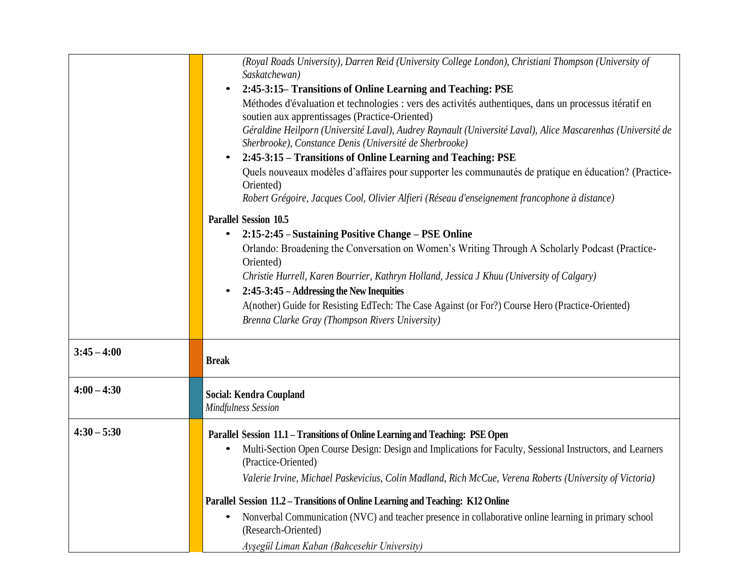| | | |
|---|---|---|
| | | *(Royal Roads University), Darren Reid (University College London), Christiani Thompson (University of Saskatchewan)*<br>• **2:45-3:15– Transitions of Online Learning and Teaching: PSE**<br>Méthodes d'évaluation et technologies : vers des activités authentiques, dans un processus itératif en soutien aux apprentissages (Practice-Oriented)<br>*Géraldine Heilporn (Université Laval), Audrey Raynault (Université Laval), Alice Mascarenhas (Université de Sherbrooke), Constance Denis (Université de Sherbrooke)*<br>• **2:45-3:15 – Transitions of Online Learning and Teaching: PSE**<br>Quels nouveaux modèles d'affaires pour supporter les communautés de pratique en éducation? (Practice-Oriented)<br>*Robert Grégoire, Jacques Cool, Olivier Alfieri (Réseau d'enseignement francophone à distance)*<br><br>**Parallel Session 10.5**<br>• **2:15-2:45 – Sustaining Positive Change – PSE Online**<br>Orlando: Broadening the Conversation on Women's Writing Through A Scholarly Podcast (Practice-Oriented)<br>*Christie Hurrell, Karen Bourrier, Kathryn Holland, Jessica J Khuu (University of Calgary)*<br>• **2:45-3:45 – Addressing the New Inequities**<br>A(nother) Guide for Resisting EdTech: The Case Against (or For?) Course Hero (Practice-Oriented)<br>*Brenna Clarke Gray (Thompson Rivers University)* |
| **3:45 – 4:00** | | **Break** |
| **4:00 – 4:30** | | **Social: Kendra Coupland**<br>*Mindfulness Session* |
| **4:30 – 5:30** | | **Parallel Session 11.1 – Transitions of Online Learning and Teaching: PSE Open**<br>• Multi-Section Open Course Design: Design and Implications for Faculty, Sessional Instructors, and Learners (Practice-Oriented)<br>*Valerie Irvine, Michael Paskevicius, Colin Madland, Rich McCue, Verena Roberts (University of Victoria)*<br><br>**Parallel Session 11.2 – Transitions of Online Learning and Teaching: K12 Online**<br>• Nonverbal Communication (NVC) and teacher presence in collaborative online learning in primary school (Research-Oriented)<br>*Ayşegül Liman Kaban (Bahcesehir University)* |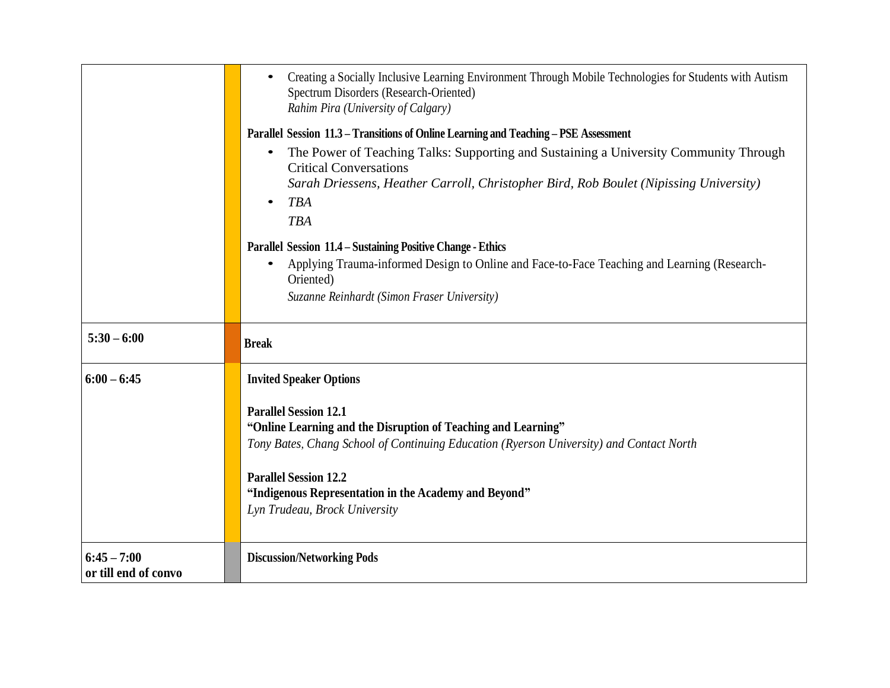| | | |
|---|---|---|
| | | • Creating a Socially Inclusive Learning Environment Through Mobile Technologies for Students with Autism Spectrum Disorders (Research-Oriented)<br>*Rahim Pira (University of Calgary)*<br><br>**Parallel Session 11.3 – Transitions of Online Learning and Teaching – PSE Assessment**<br>• The Power of Teaching Talks: Supporting and Sustaining a University Community Through Critical Conversations<br>*Sarah Driessens, Heather Carroll, Christopher Bird, Rob Boulet (Nipissing University)*<br>• *TBA*<br>*TBA*<br><br>**Parallel Session 11.4 – Sustaining Positive Change - Ethics**<br>• Applying Trauma-informed Design to Online and Face-to-Face Teaching and Learning (Research-Oriented)<br>*Suzanne Reinhardt (Simon Fraser University)* |
| **5:30 – 6:00** | | **Break** |
| **6:00 – 6:45** | | **Invited Speaker Options**<br><br>**Parallel Session 12.1**<br>**"Online Learning and the Disruption of Teaching and Learning"**<br>*Tony Bates, Chang School of Continuing Education (Ryerson University) and Contact North*<br><br>**Parallel Session 12.2**<br>**"Indigenous Representation in the Academy and Beyond"**<br>*Lyn Trudeau, Brock University* |
| **6:45 – 7:00**<br>**or till end of convo** | | **Discussion/Networking Pods** |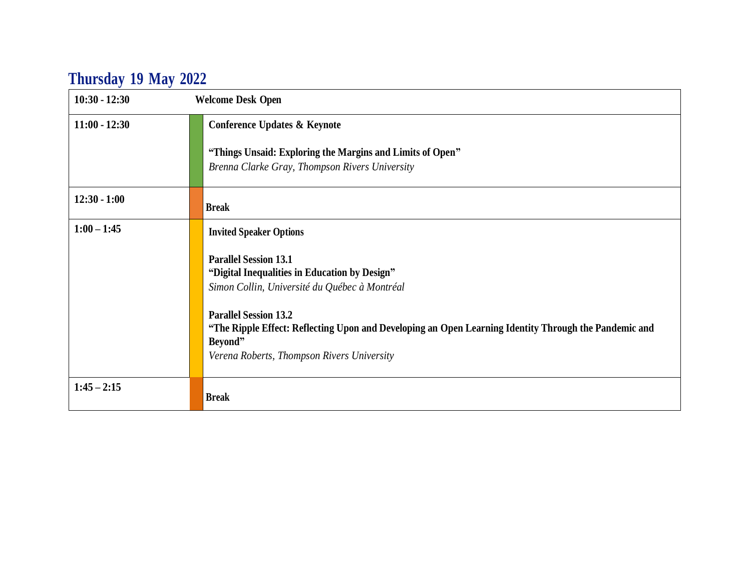## Thursday 19 May 2022

| Time | Session |
|---|---|
| **10:30 - 12:30** | **Welcome Desk Open** |
| **11:00 - 12:30** | **Conference Updates & Keynote**<br><br>**"Things Unsaid: Exploring the Margins and Limits of Open"**<br>*Brenna Clarke Gray, Thompson Rivers University* |
| **12:30 - 1:00** | **Break** |
| **1:00 – 1:45** | **Invited Speaker Options**<br><br>**Parallel Session 13.1**<br>**"Digital Inequalities in Education by Design"**<br>*Simon Collin, Université du Québec à Montréal*<br><br>**Parallel Session 13.2**<br>**"The Ripple Effect: Reflecting Upon and Developing an Open Learning Identity Through the Pandemic and Beyond"**<br>*Verena Roberts, Thompson Rivers University* |
| **1:45 – 2:15** | **Break** |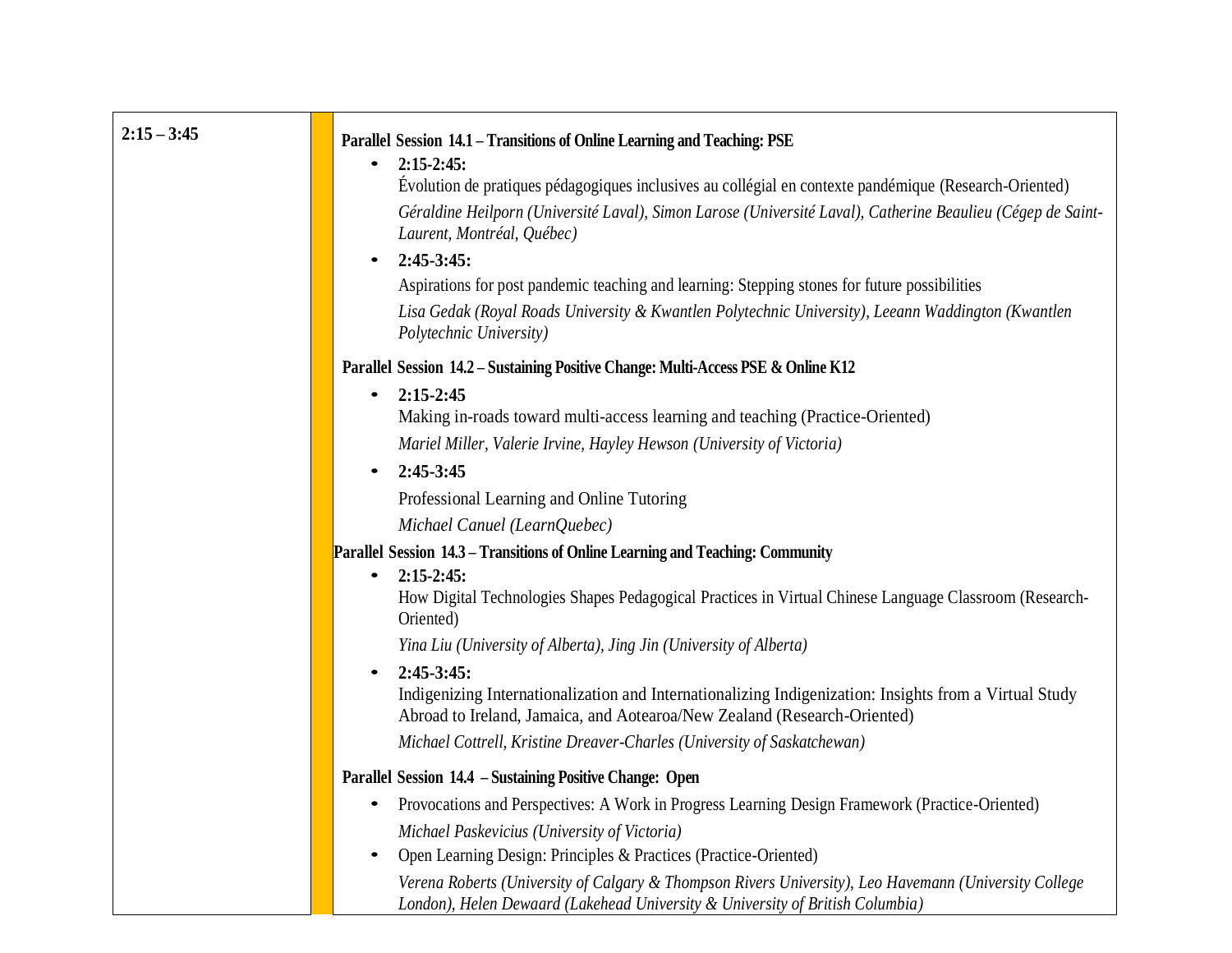| 2:15 – 3:45 | |
|---|---|
| | **Parallel Session 14.1 – Transitions of Online Learning and Teaching: PSE**<br>• **2:15-2:45:**<br>Évolution de pratiques pédagogiques inclusives au collégial en contexte pandémique (Research-Oriented)<br>*Géraldine Heilporn (Université Laval), Simon Larose (Université Laval), Catherine Beaulieu (Cégep de Saint-Laurent, Montréal, Québec)*<br>• **2:45-3:45:**<br>Aspirations for post pandemic teaching and learning: Stepping stones for future possibilities<br>*Lisa Gedak (Royal Roads University & Kwantlen Polytechnic University), Leeann Waddington (Kwantlen Polytechnic University)*<br><br>**Parallel Session 14.2 – Sustaining Positive Change: Multi-Access PSE & Online K12**<br>• **2:15-2:45**<br>Making in-roads toward multi-access learning and teaching (Practice-Oriented)<br>*Mariel Miller, Valerie Irvine, Hayley Hewson (University of Victoria)*<br>• **2:45-3:45**<br>Professional Learning and Online Tutoring<br>*Michael Canuel (LearnQuebec)*<br><br>**Parallel Session 14.3 – Transitions of Online Learning and Teaching: Community**<br>• **2:15-2:45:**<br>How Digital Technologies Shapes Pedagogical Practices in Virtual Chinese Language Classroom (Research-Oriented)<br>*Yina Liu (University of Alberta), Jing Jin (University of Alberta)*<br>• **2:45-3:45:**<br>Indigenizing Internationalization and Internationalizing Indigenization: Insights from a Virtual Study Abroad to Ireland, Jamaica, and Aotearoa/New Zealand (Research-Oriented)<br>*Michael Cottrell, Kristine Dreaver-Charles (University of Saskatchewan)*<br><br>**Parallel Session 14.4 – Sustaining Positive Change: Open**<br>• Provocations and Perspectives: A Work in Progress Learning Design Framework (Practice-Oriented)<br>*Michael Paskevicius (University of Victoria)*<br>• Open Learning Design: Principles & Practices (Practice-Oriented)<br>*Verena Roberts (University of Calgary & Thompson Rivers University), Leo Havemann (University College London), Helen Dewaard (Lakehead University & University of British Columbia)* |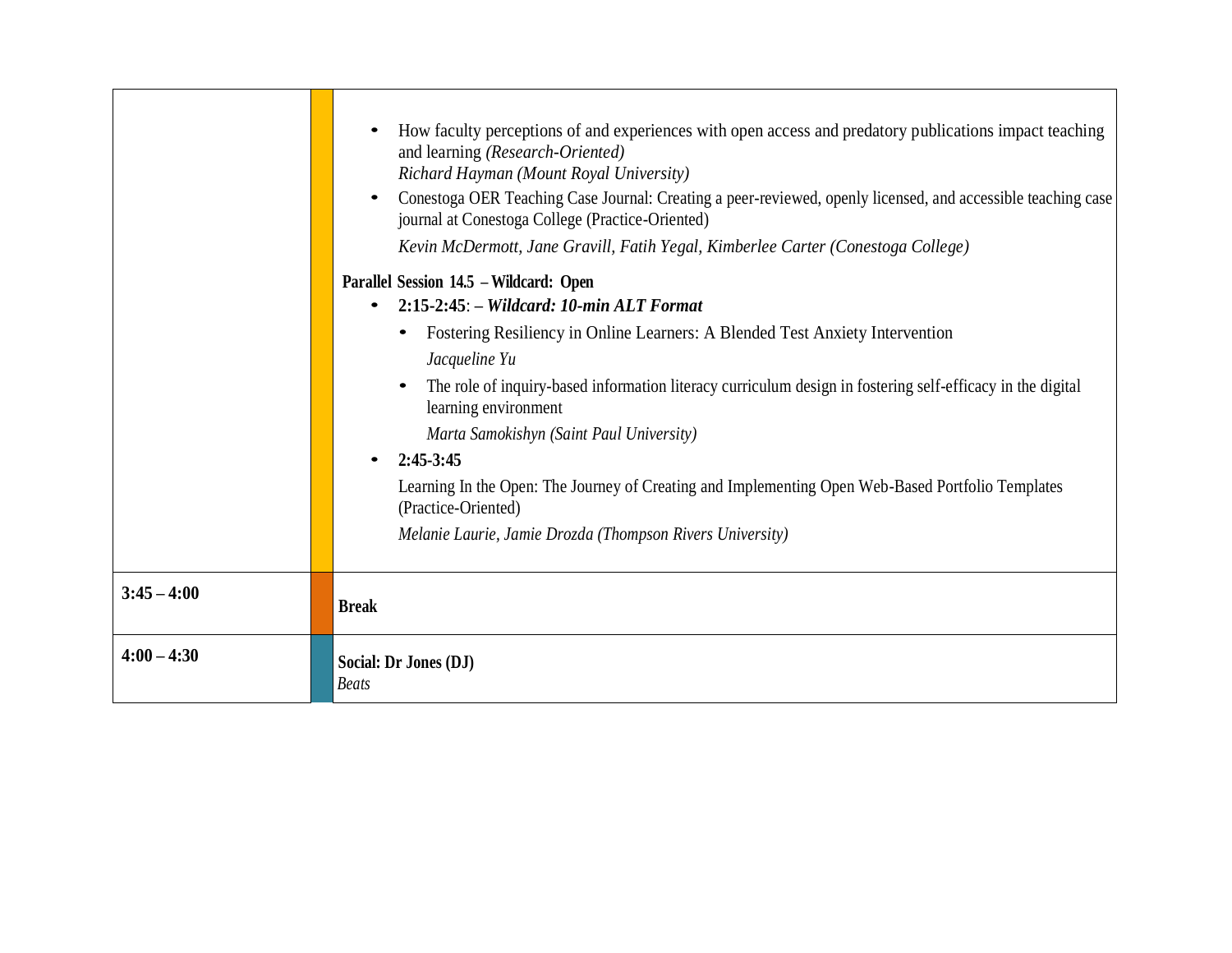| | | |
|---|---|---|
| | | • How faculty perceptions of and experiences with open access and predatory publications impact teaching and learning *(Research-Oriented)*<br>*Richard Hayman (Mount Royal University)*<br>• Conestoga OER Teaching Case Journal: Creating a peer-reviewed, openly licensed, and accessible teaching case journal at Conestoga College (Practice-Oriented)<br>*Kevin McDermott, Jane Gravill, Fatih Yegal, Kimberlee Carter (Conestoga College)*<br>**Parallel Session 14.5 – Wildcard: Open**<br>• **2:15-2:45**: – ***Wildcard: 10-min ALT Format***<br>  • Fostering Resiliency in Online Learners: A Blended Test Anxiety Intervention<br>  *Jacqueline Yu*<br>  • The role of inquiry-based information literacy curriculum design in fostering self-efficacy in the digital learning environment<br>  *Marta Samokishyn (Saint Paul University)*<br>• **2:45-3:45**<br>Learning In the Open: The Journey of Creating and Implementing Open Web-Based Portfolio Templates (Practice-Oriented)<br>*Melanie Laurie, Jamie Drozda (Thompson Rivers University)* |
| **3:45 – 4:00** | | **Break** |
| **4:00 – 4:30** | | **Social: Dr Jones (DJ)**<br>*Beats* |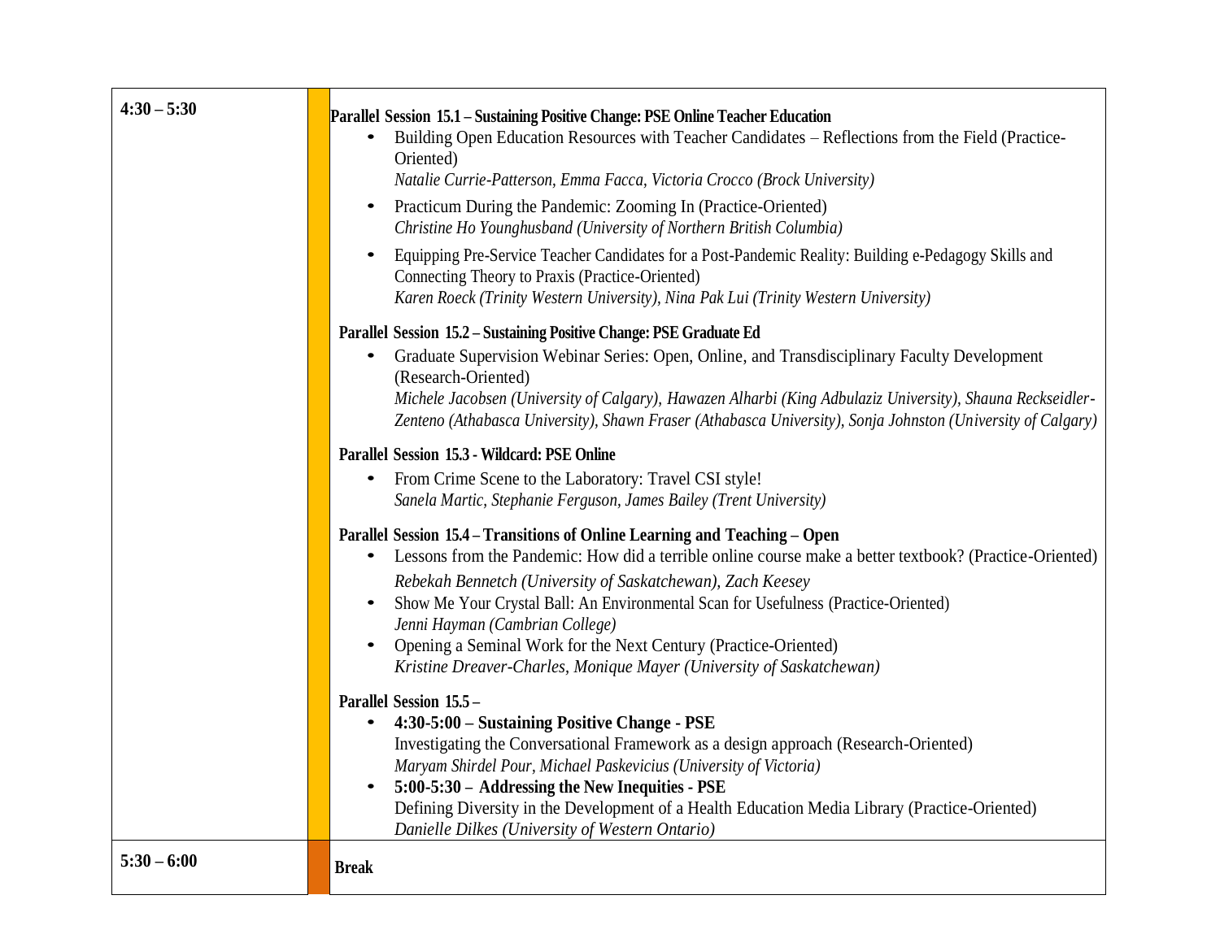| | | |
|---|---|---|
| **4:30 – 5:30** | | **Parallel Session 15.1 – Sustaining Positive Change: PSE Online Teacher Education**<br>• Building Open Education Resources with Teacher Candidates – Reflections from the Field (Practice-Oriented)<br>*Natalie Currie-Patterson, Emma Facca, Victoria Crocco (Brock University)*<br>• Practicum During the Pandemic: Zooming In (Practice-Oriented)<br>*Christine Ho Younghusband (University of Northern British Columbia)*<br>• Equipping Pre-Service Teacher Candidates for a Post-Pandemic Reality: Building e-Pedagogy Skills and Connecting Theory to Praxis (Practice-Oriented)<br>*Karen Roeck (Trinity Western University), Nina Pak Lui (Trinity Western University)*<br><br>**Parallel Session 15.2 – Sustaining Positive Change: PSE Graduate Ed**<br>• Graduate Supervision Webinar Series: Open, Online, and Transdisciplinary Faculty Development (Research-Oriented)<br>*Michele Jacobsen (University of Calgary), Hawazen Alharbi (King Adbulaziz University), Shauna Reckseidler-Zenteno (Athabasca University), Shawn Fraser (Athabasca University), Sonja Johnston (University of Calgary)*<br><br>**Parallel Session 15.3 - Wildcard: PSE Online**<br>• From Crime Scene to the Laboratory: Travel CSI style!<br>*Sanela Martic, Stephanie Ferguson, James Bailey (Trent University)*<br><br>**Parallel Session 15.4 – Transitions of Online Learning and Teaching – Open**<br>• Lessons from the Pandemic: How did a terrible online course make a better textbook? (Practice-Oriented)<br>*Rebekah Bennetch (University of Saskatchewan), Zach Keesey*<br>• Show Me Your Crystal Ball: An Environmental Scan for Usefulness (Practice-Oriented)<br>*Jenni Hayman (Cambrian College)*<br>• Opening a Seminal Work for the Next Century (Practice-Oriented)<br>*Kristine Dreaver-Charles, Monique Mayer (University of Saskatchewan)*<br><br>**Parallel Session 15.5 –**<br>• **4:30-5:00 – Sustaining Positive Change - PSE**<br>Investigating the Conversational Framework as a design approach (Research-Oriented)<br>*Maryam Shirdel Pour, Michael Paskevicius (University of Victoria)*<br>• **5:00-5:30 – Addressing the New Inequities - PSE**<br>Defining Diversity in the Development of a Health Education Media Library (Practice-Oriented)<br>*Danielle Dilkes (University of Western Ontario)* |
| **5:30 – 6:00** | | **Break** |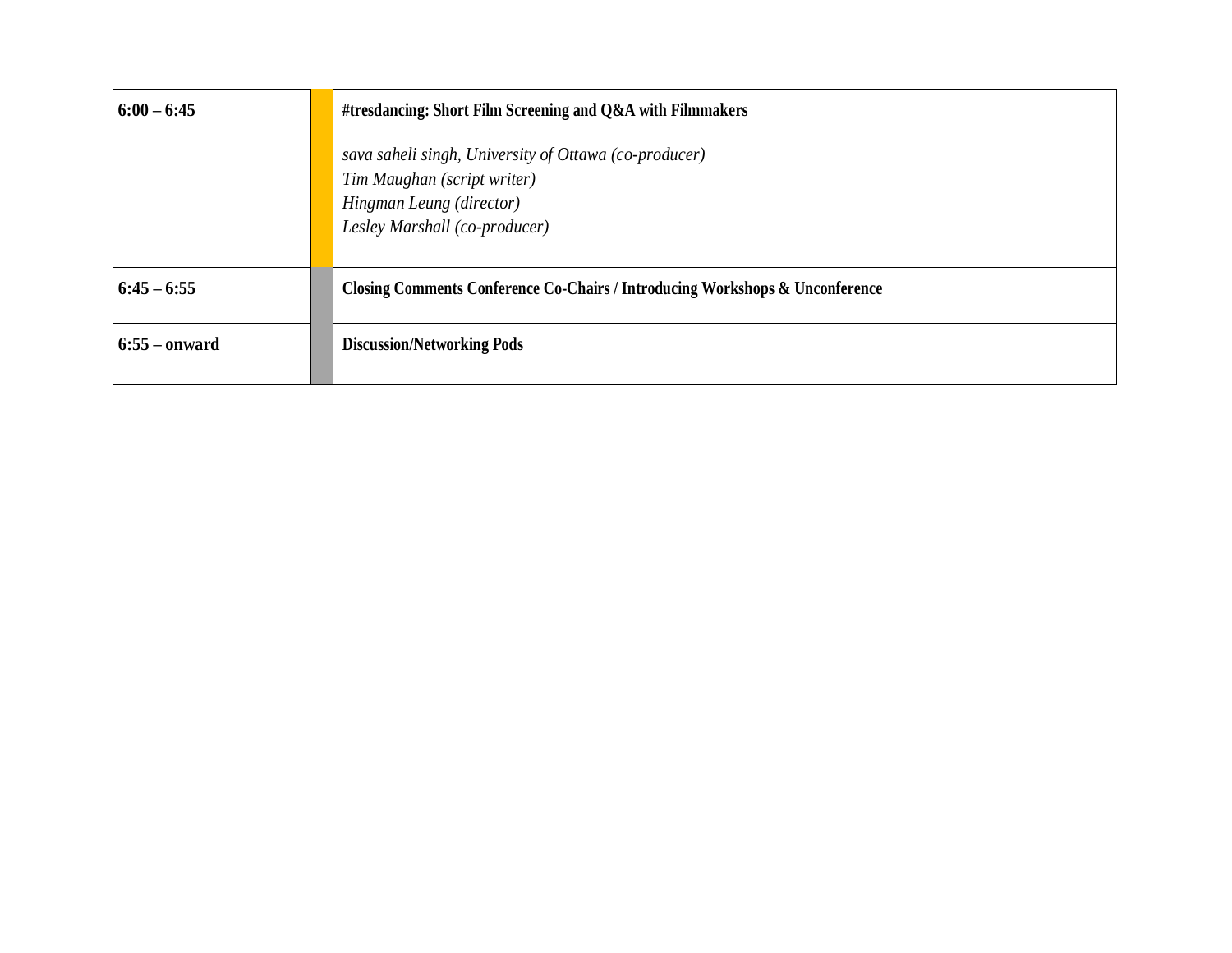| | | |
|---|---|---|
| **6:00 – 6:45** | | **#tresdancing: Short Film Screening and Q&A with Filmmakers**<br><br>*sava saheli singh, University of Ottawa (co-producer)*<br>*Tim Maughan (script writer)*<br>*Hingman Leung (director)*<br>*Lesley Marshall (co-producer)* |
| **6:45 – 6:55** | | **Closing Comments Conference Co-Chairs / Introducing Workshops & Unconference** |
| **6:55 – onward** | | **Discussion/Networking Pods** |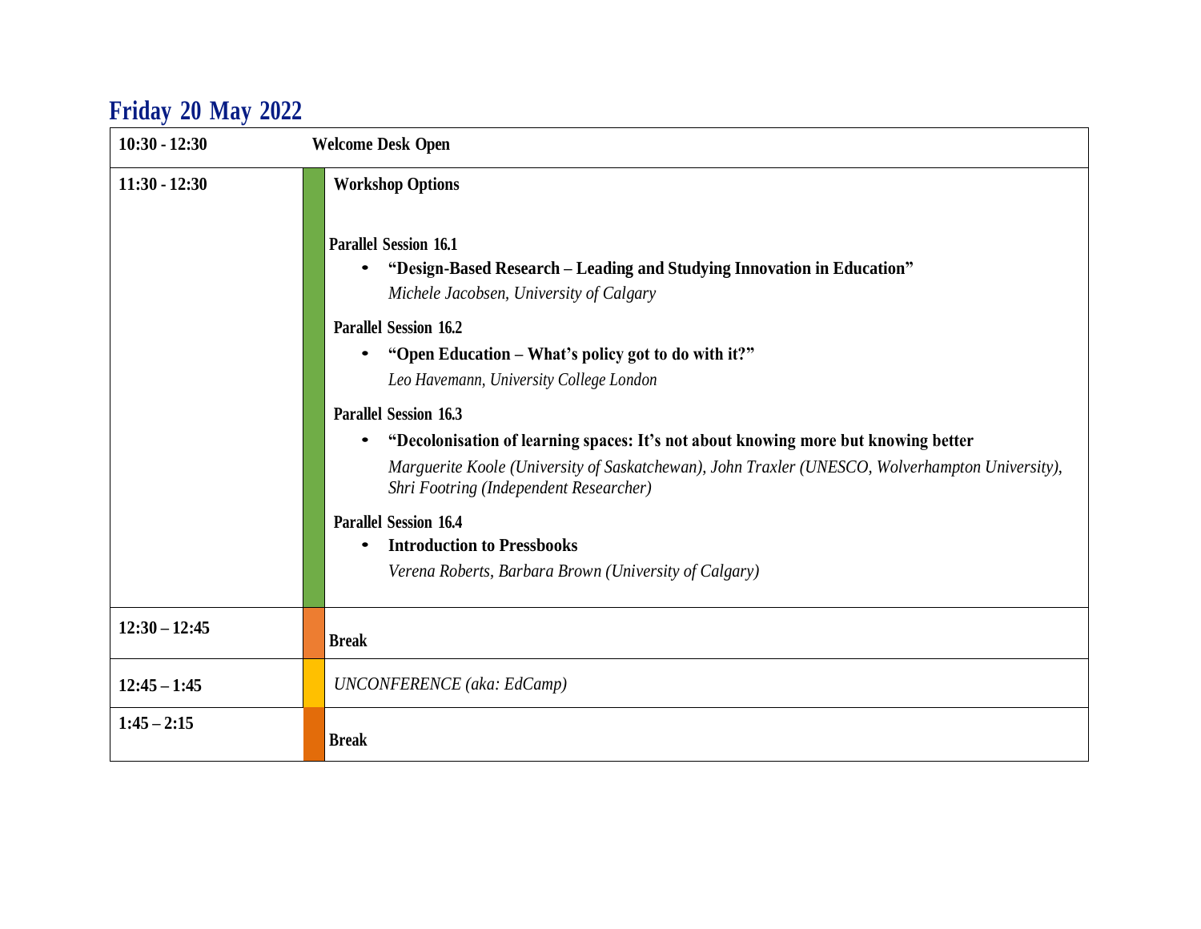## Friday 20 May 2022

| Time | Session |
| --- | --- |
| 10:30 - 12:30 | **Welcome Desk Open** |
| 11:30 - 12:30 | **Workshop Options**<br><br>**Parallel Session 16.1**<br>• **"Design-Based Research – Leading and Studying Innovation in Education"**<br>*Michele Jacobsen, University of Calgary*<br><br>**Parallel Session 16.2**<br>• **"Open Education – What's policy got to do with it?"**<br>*Leo Havemann, University College London*<br><br>**Parallel Session 16.3**<br>• **"Decolonisation of learning spaces: It's not about knowing more but knowing better**<br>*Marguerite Koole (University of Saskatchewan), John Traxler (UNESCO, Wolverhampton University), Shri Footring (Independent Researcher)*<br><br>**Parallel Session 16.4**<br>• **Introduction to Pressbooks**<br>*Verena Roberts, Barbara Brown (University of Calgary)* |
| 12:30 – 12:45 | **Break** |
| 12:45 – 1:45 | *UNCONFERENCE (aka: EdCamp)* |
| 1:45 – 2:15 | **Break** |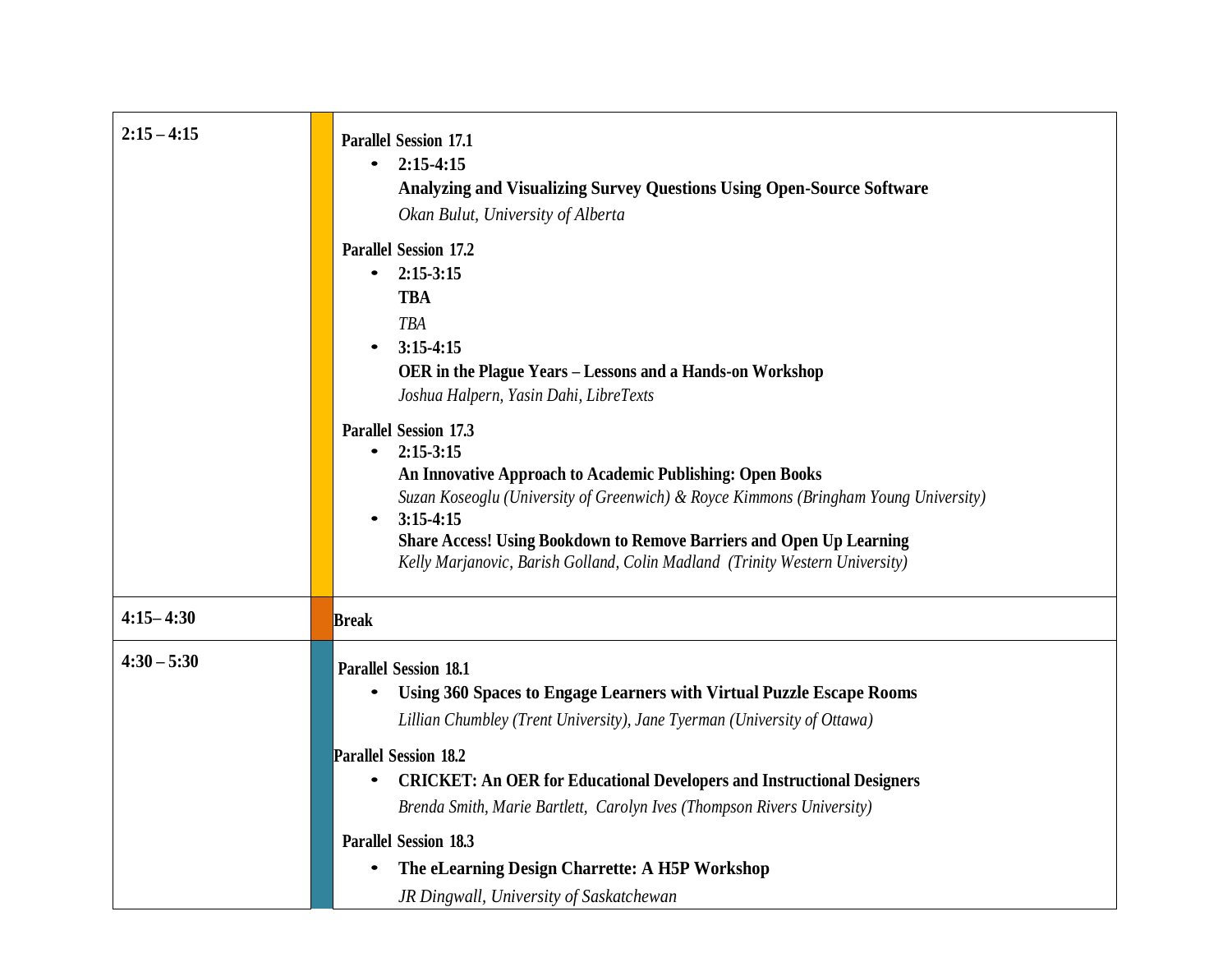| | |
|---|---|
| **2:15 – 4:15** | **Parallel Session 17.1**<br>• **2:15-4:15**<br>**Analyzing and Visualizing Survey Questions Using Open-Source Software**<br>*Okan Bulut, University of Alberta*<br><br>**Parallel Session 17.2**<br>• **2:15-3:15**<br>**TBA**<br>*TBA*<br>• **3:15-4:15**<br>**OER in the Plague Years – Lessons and a Hands-on Workshop**<br>*Joshua Halpern, Yasin Dahi, LibreTexts*<br><br>**Parallel Session 17.3**<br>• **2:15-3:15**<br>**An Innovative Approach to Academic Publishing: Open Books**<br>*Suzan Koseoglu (University of Greenwich) & Royce Kimmons (Bringham Young University)*<br>• **3:15-4:15**<br>**Share Access! Using Bookdown to Remove Barriers and Open Up Learning**<br>*Kelly Marjanovic, Barish Golland, Colin Madland (Trinity Western University)* |
| **4:15– 4:30** | **Break** |
| **4:30 – 5:30** | **Parallel Session 18.1**<br>• **Using 360 Spaces to Engage Learners with Virtual Puzzle Escape Rooms**<br>*Lillian Chumbley (Trent University), Jane Tyerman (University of Ottawa)*<br><br>**Parallel Session 18.2**<br>• **CRICKET: An OER for Educational Developers and Instructional Designers**<br>*Brenda Smith, Marie Bartlett, Carolyn Ives (Thompson Rivers University)*<br><br>**Parallel Session 18.3**<br>• **The eLearning Design Charrette: A H5P Workshop**<br>*JR Dingwall, University of Saskatchewan* |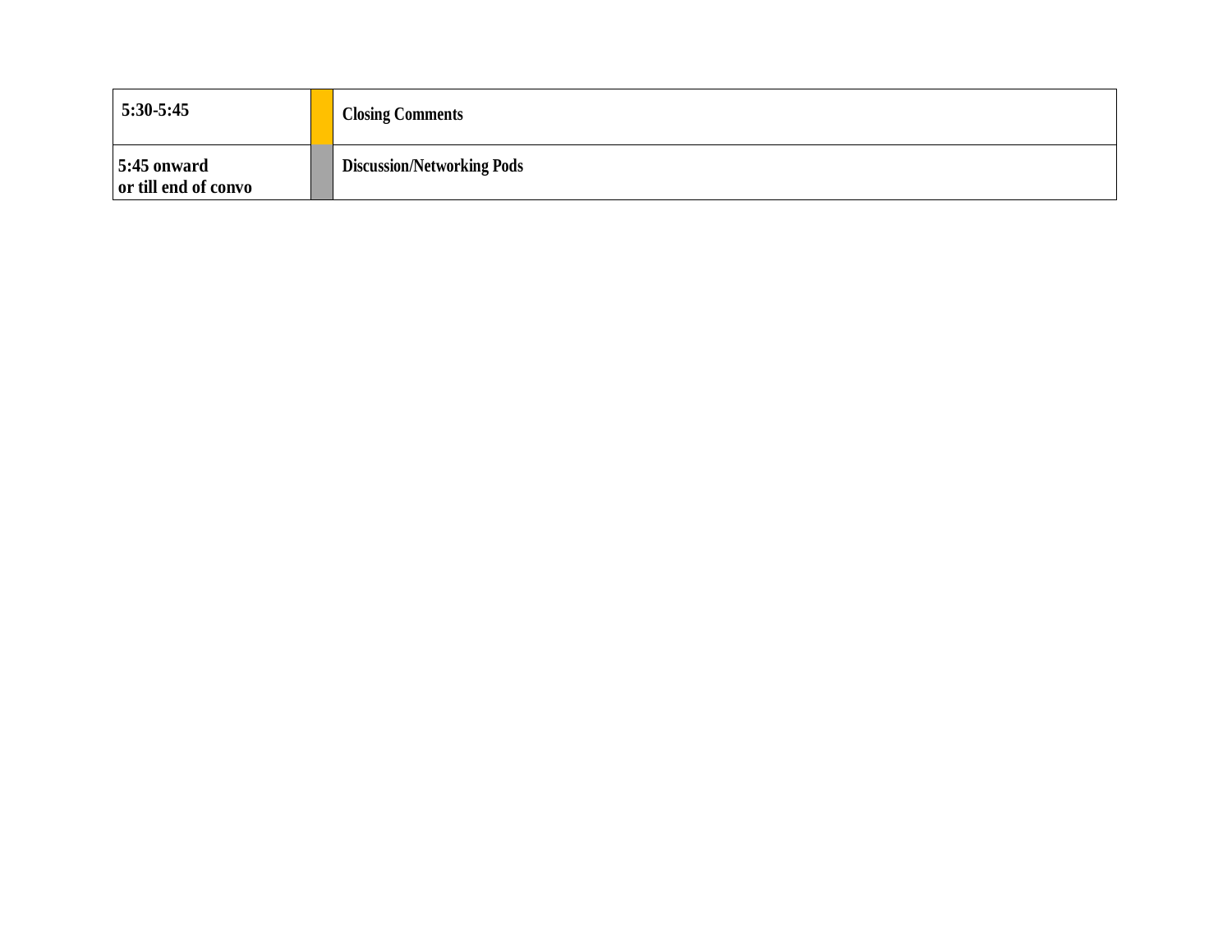| | | |
|---|---|---|
| **5:30-5:45** | | **Closing Comments** |
| **5:45 onward or till end of convo** | | **Discussion/Networking Pods** |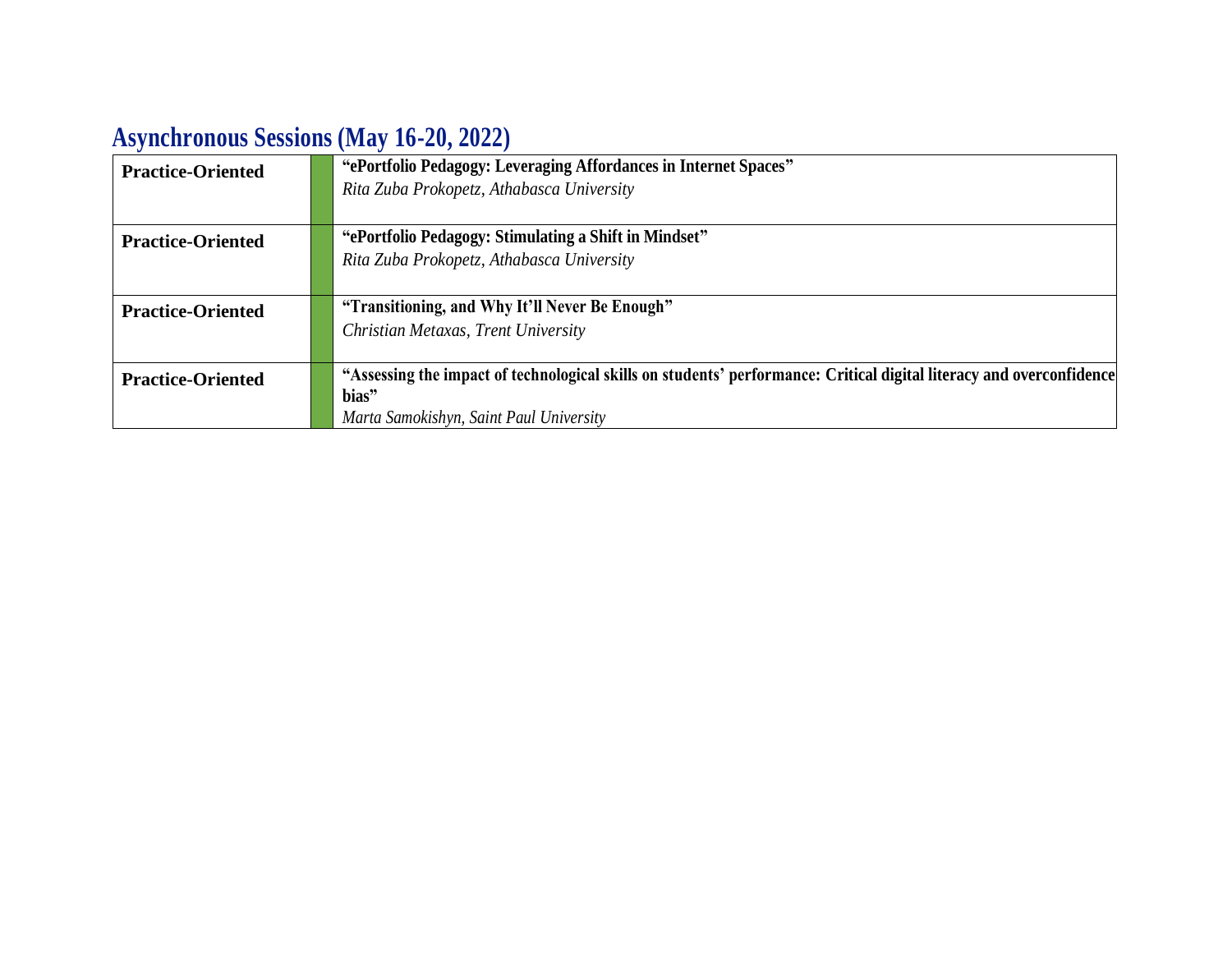## Asynchronous Sessions (May 16-20, 2022)

| | | |
|---|---|---|
| **Practice-Oriented** | | **“ePortfolio Pedagogy: Leveraging Affordances in Internet Spaces”**<br>*Rita Zuba Prokopetz, Athabasca University* |
| **Practice-Oriented** | | **“ePortfolio Pedagogy: Stimulating a Shift in Mindset”**<br>*Rita Zuba Prokopetz, Athabasca University* |
| **Practice-Oriented** | | **“Transitioning, and Why It’ll Never Be Enough”**<br>*Christian Metaxas, Trent University* |
| **Practice-Oriented** | | **“Assessing the impact of technological skills on students’ performance: Critical digital literacy and overconfidence bias”**<br>*Marta Samokishyn, Saint Paul University* |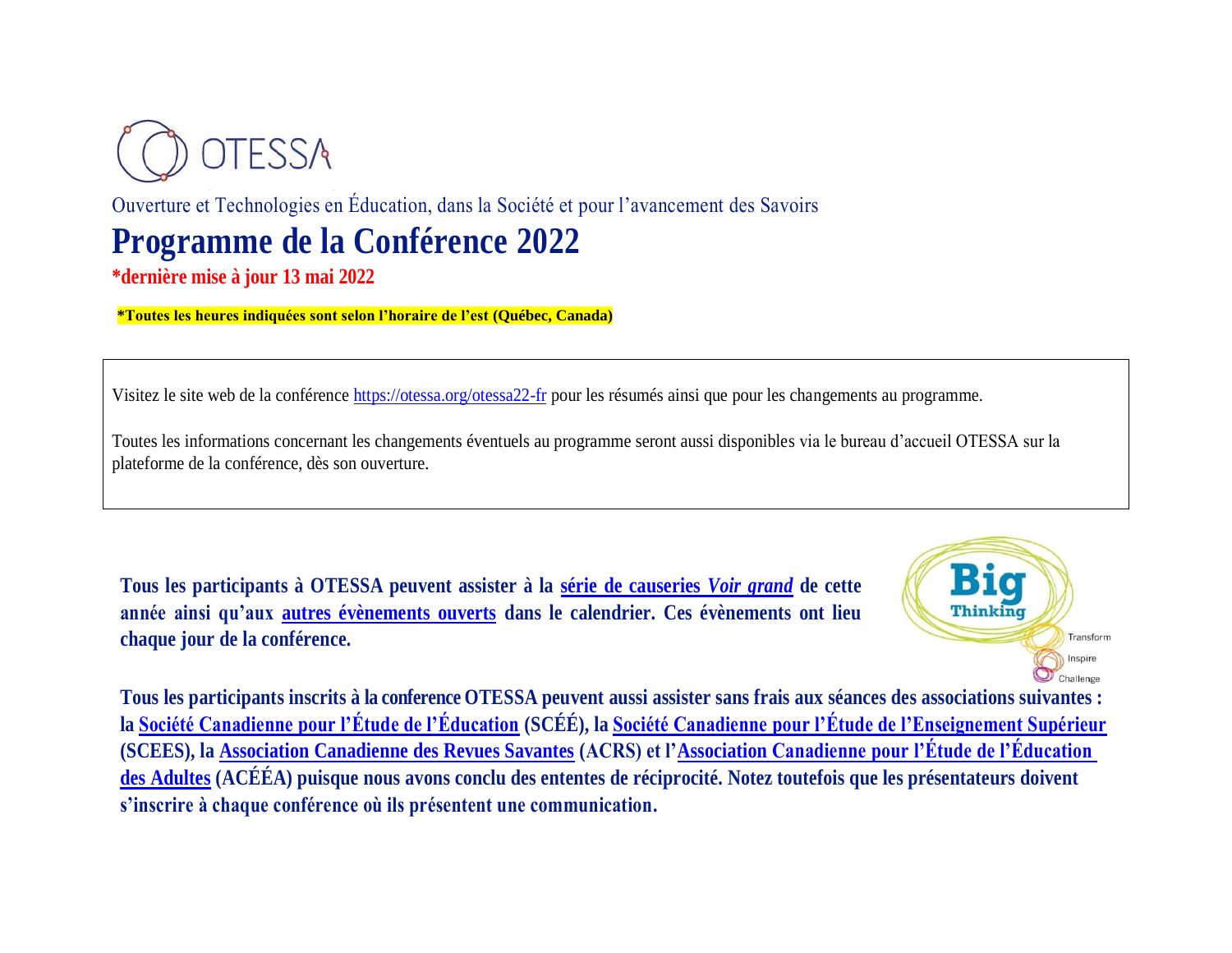OTESSA

Ouverture et Technologies en Éducation, dans la Société et pour l'avancement des Savoirs

# Programme de la Conférence 2022

**\*dernière mise à jour 13 mai 2022**

**\*Toutes les heures indiquées sont selon l'horaire de l'est (Québec, Canada)**

Visitez le site web de la conférence https://otessa.org/otessa22-fr pour les résumés ainsi que pour les changements au programme.

Toutes les informations concernant les changements éventuels au programme seront aussi disponibles via le bureau d'accueil OTESSA sur la plateforme de la conférence, dès son ouverture.

**Tous les participants à OTESSA peuvent assister à la série de causeries *Voir grand* de cette année ainsi qu'aux autres évènements ouverts dans le calendrier. Ces évènements ont lieu chaque jour de la conférence.**

**Tous les participants inscrits à la conference OTESSA peuvent aussi assister sans frais aux séances des associations suivantes : la Société Canadienne pour l'Étude de l'Éducation (SCÉÉ), la Société Canadienne pour l'Étude de l'Enseignement Supérieur (SCEES), la Association Canadienne des Revues Savantes (ACRS) et l'Association Canadienne pour l'Étude de l'Éducation des Adultes (ACÉÉA) puisque nous avons conclu des ententes de réciprocité. Notez toutefois que les présentateurs doivent s'inscrire à chaque conférence où ils présentent une communication.**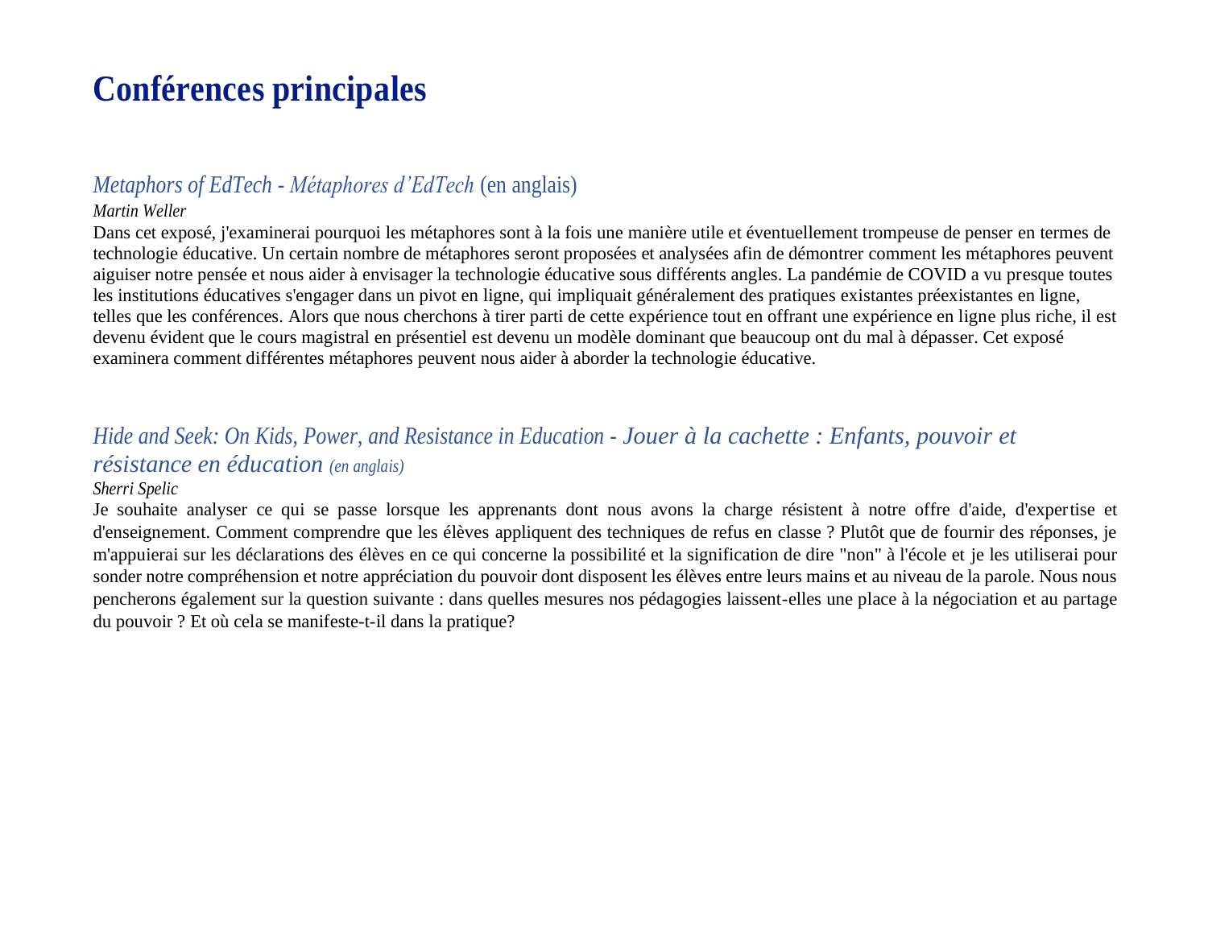# Conférences principales

## *Metaphors of EdTech - Métaphores d'EdTech* (en anglais)

*Martin Weller*

Dans cet exposé, j'examinerai pourquoi les métaphores sont à la fois une manière utile et éventuellement trompeuse de penser en termes de technologie éducative. Un certain nombre de métaphores seront proposées et analysées afin de démontrer comment les métaphores peuvent aiguiser notre pensée et nous aider à envisager la technologie éducative sous différents angles. La pandémie de COVID a vu presque toutes les institutions éducatives s'engager dans un pivot en ligne, qui impliquait généralement des pratiques existantes préexistantes en ligne, telles que les conférences. Alors que nous cherchons à tirer parti de cette expérience tout en offrant une expérience en ligne plus riche, il est devenu évident que le cours magistral en présentiel est devenu un modèle dominant que beaucoup ont du mal à dépasser. Cet exposé examinera comment différentes métaphores peuvent nous aider à aborder la technologie éducative.

## *Hide and Seek: On Kids, Power, and Resistance in Education - Jouer à la cachette : Enfants, pouvoir et résistance en éducation (en anglais)*

*Sherri Spelic*

Je souhaite analyser ce qui se passe lorsque les apprenants dont nous avons la charge résistent à notre offre d'aide, d'expertise et d'enseignement. Comment comprendre que les élèves appliquent des techniques de refus en classe ? Plutôt que de fournir des réponses, je m'appuierai sur les déclarations des élèves en ce qui concerne la possibilité et la signification de dire "non" à l'école et je les utiliserai pour sonder notre compréhension et notre appréciation du pouvoir dont disposent les élèves entre leurs mains et au niveau de la parole. Nous nous pencherons également sur la question suivante : dans quelles mesures nos pédagogies laissent-elles une place à la négociation et au partage du pouvoir ? Et où cela se manifeste-t-il dans la pratique?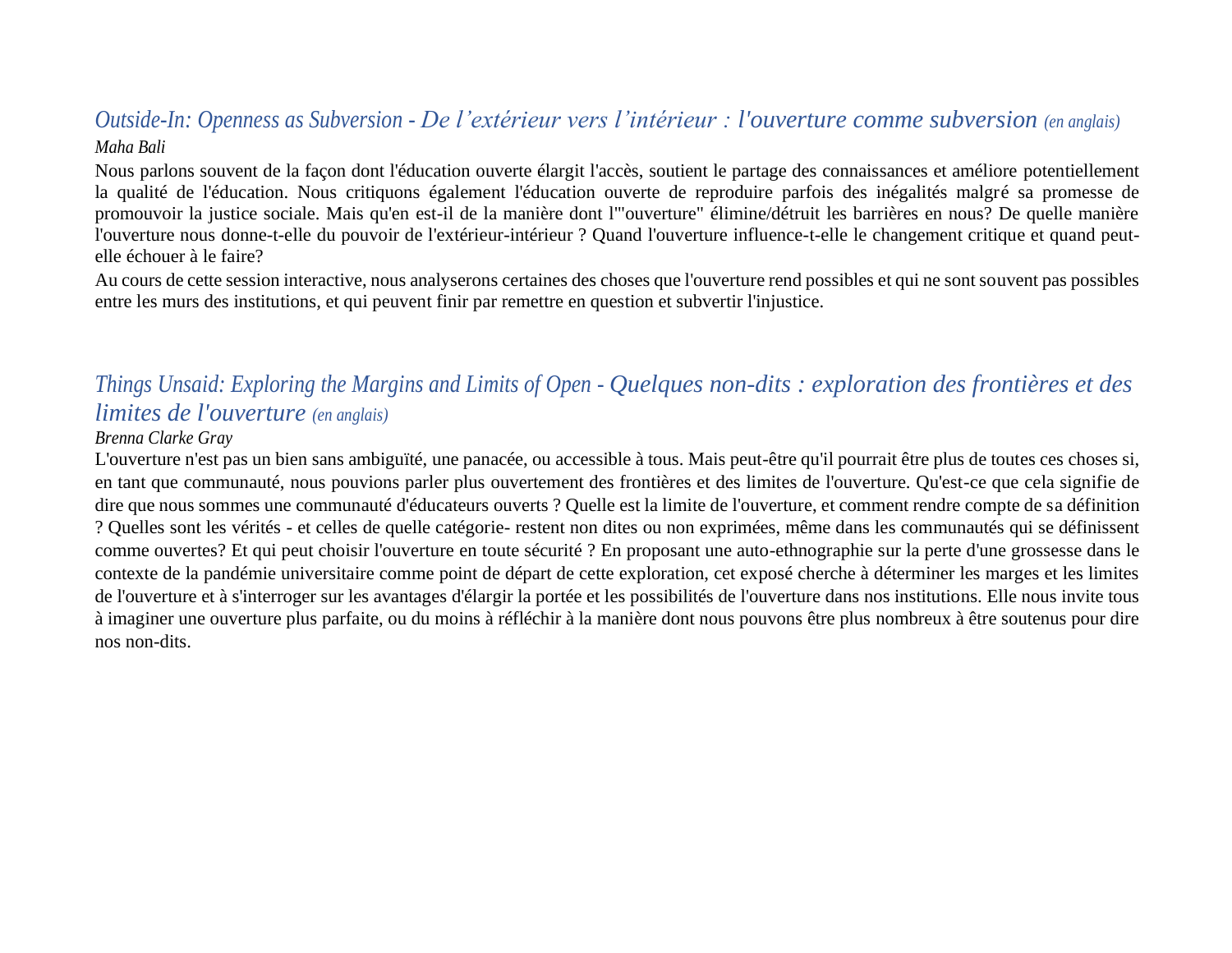## *Outside-In: Openness as Subversion - De l'extérieur vers l'intérieur : l'ouverture comme subversion (en anglais)*

*Maha Bali*

Nous parlons souvent de la façon dont l'éducation ouverte élargit l'accès, soutient le partage des connaissances et améliore potentiellement la qualité de l'éducation. Nous critiquons également l'éducation ouverte de reproduire parfois des inégalités malgré sa promesse de promouvoir la justice sociale. Mais qu'en est-il de la manière dont l'"ouverture" élimine/détruit les barrières en nous? De quelle manière l'ouverture nous donne-t-elle du pouvoir de l'extérieur-intérieur ? Quand l'ouverture influence-t-elle le changement critique et quand peut-elle échouer à le faire?

Au cours de cette session interactive, nous analyserons certaines des choses que l'ouverture rend possibles et qui ne sont souvent pas possibles entre les murs des institutions, et qui peuvent finir par remettre en question et subvertir l'injustice.

## *Things Unsaid: Exploring the Margins and Limits of Open - Quelques non-dits : exploration des frontières et des limites de l'ouverture (en anglais)*

*Brenna Clarke Gray*

L'ouverture n'est pas un bien sans ambiguïté, une panacée, ou accessible à tous. Mais peut-être qu'il pourrait être plus de toutes ces choses si, en tant que communauté, nous pouvions parler plus ouvertement des frontières et des limites de l'ouverture. Qu'est-ce que cela signifie de dire que nous sommes une communauté d'éducateurs ouverts ? Quelle est la limite de l'ouverture, et comment rendre compte de sa définition ? Quelles sont les vérités - et celles de quelle catégorie- restent non dites ou non exprimées, même dans les communautés qui se définissent comme ouvertes? Et qui peut choisir l'ouverture en toute sécurité ? En proposant une auto-ethnographie sur la perte d'une grossesse dans le contexte de la pandémie universitaire comme point de départ de cette exploration, cet exposé cherche à déterminer les marges et les limites de l'ouverture et à s'interroger sur les avantages d'élargir la portée et les possibilités de l'ouverture dans nos institutions. Elle nous invite tous à imaginer une ouverture plus parfaite, ou du moins à réfléchir à la manière dont nous pouvons être plus nombreux à être soutenus pour dire nos non-dits.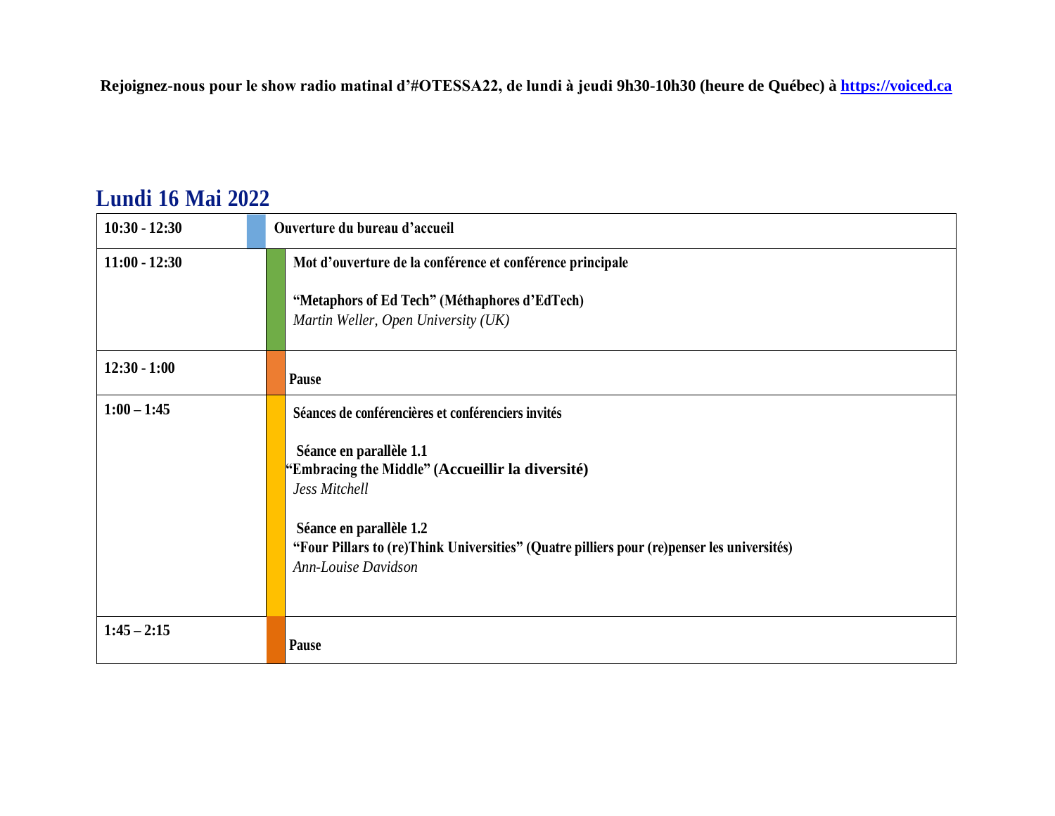**Rejoignez-nous pour le show radio matinal d'#OTESSA22, de lundi à jeudi 9h30-10h30 (heure de Québec) à https://voiced.ca**

## Lundi 16 Mai 2022

| | |
|---|---|
| **10:30 - 12:30** | **Ouverture du bureau d'accueil** |
| **11:00 - 12:30** | **Mot d'ouverture de la conférence et conférence principale**<br><br>**"Metaphors of Ed Tech" (Méthaphores d'EdTech)**<br>*Martin Weller, Open University (UK)* |
| **12:30 - 1:00** | **Pause** |
| **1:00 – 1:45** | **Séances de conférencières et conférenciers invités**<br><br>**Séance en parallèle 1.1**<br>**"Embracing the Middle" (Accueillir la diversité)**<br>*Jess Mitchell*<br><br>**Séance en parallèle 1.2**<br>**"Four Pillars to (re)Think Universities" (Quatre pilliers pour (re)penser les universités)**<br>*Ann-Louise Davidson* |
| **1:45 – 2:15** | **Pause** |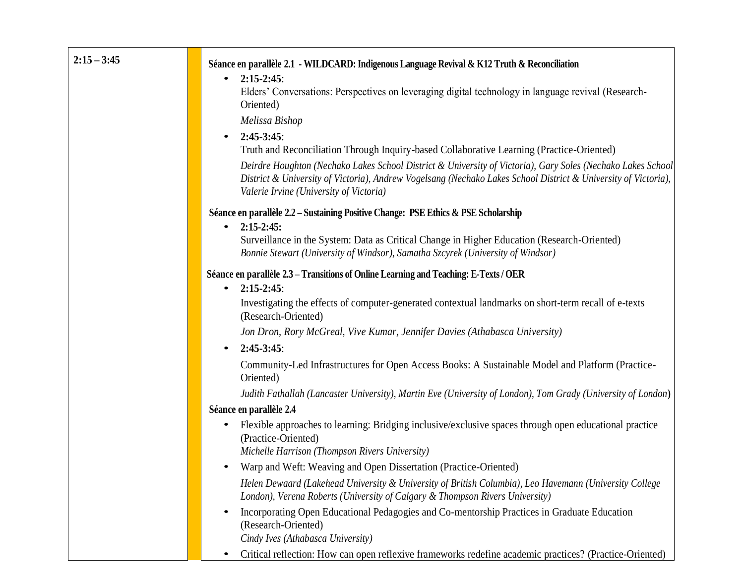| 2:15 – 3:45 | |
|---|---|
| | **Séance en parallèle 2.1 - WILDCARD: Indigenous Language Revival & K12 Truth & Reconciliation** <br> • **2:15-2:45**: <br> Elders' Conversations: Perspectives on leveraging digital technology in language revival (Research-Oriented) <br> *Melissa Bishop* <br> • **2:45-3:45**: <br> Truth and Reconciliation Through Inquiry-based Collaborative Learning (Practice-Oriented) <br> *Deirdre Houghton (Nechako Lakes School District & University of Victoria), Gary Soles (Nechako Lakes School District & University of Victoria), Andrew Vogelsang (Nechako Lakes School District & University of Victoria), Valerie Irvine (University of Victoria)* <br><br> **Séance en parallèle 2.2 – Sustaining Positive Change: PSE Ethics & PSE Scholarship** <br> • **2:15-2:45:** <br> Surveillance in the System: Data as Critical Change in Higher Education (Research-Oriented) <br> *Bonnie Stewart (University of Windsor), Samatha Szcyrek (University of Windsor)* <br><br> **Séance en parallèle 2.3 – Transitions of Online Learning and Teaching: E-Texts / OER** <br> • **2:15-2:45**: <br> Investigating the effects of computer-generated contextual landmarks on short-term recall of e-texts (Research-Oriented) <br> *Jon Dron, Rory McGreal, Vive Kumar, Jennifer Davies (Athabasca University)* <br> • **2:45-3:45**: <br> Community-Led Infrastructures for Open Access Books: A Sustainable Model and Platform (Practice-Oriented) <br> *Judith Fathallah (Lancaster University), Martin Eve (University of London), Tom Grady (University of London)* <br><br> **Séance en parallèle 2.4** <br> • Flexible approaches to learning: Bridging inclusive/exclusive spaces through open educational practice (Practice-Oriented) <br> *Michelle Harrison (Thompson Rivers University)* <br> • Warp and Weft: Weaving and Open Dissertation (Practice-Oriented) <br> *Helen Dewaard (Lakehead University & University of British Columbia), Leo Havemann (University College London), Verena Roberts (University of Calgary & Thompson Rivers University)* <br> • Incorporating Open Educational Pedagogies and Co-mentorship Practices in Graduate Education (Research-Oriented) <br> *Cindy Ives (Athabasca University)* <br> • Critical reflection: How can open reflexive frameworks redefine academic practices? (Practice-Oriented) |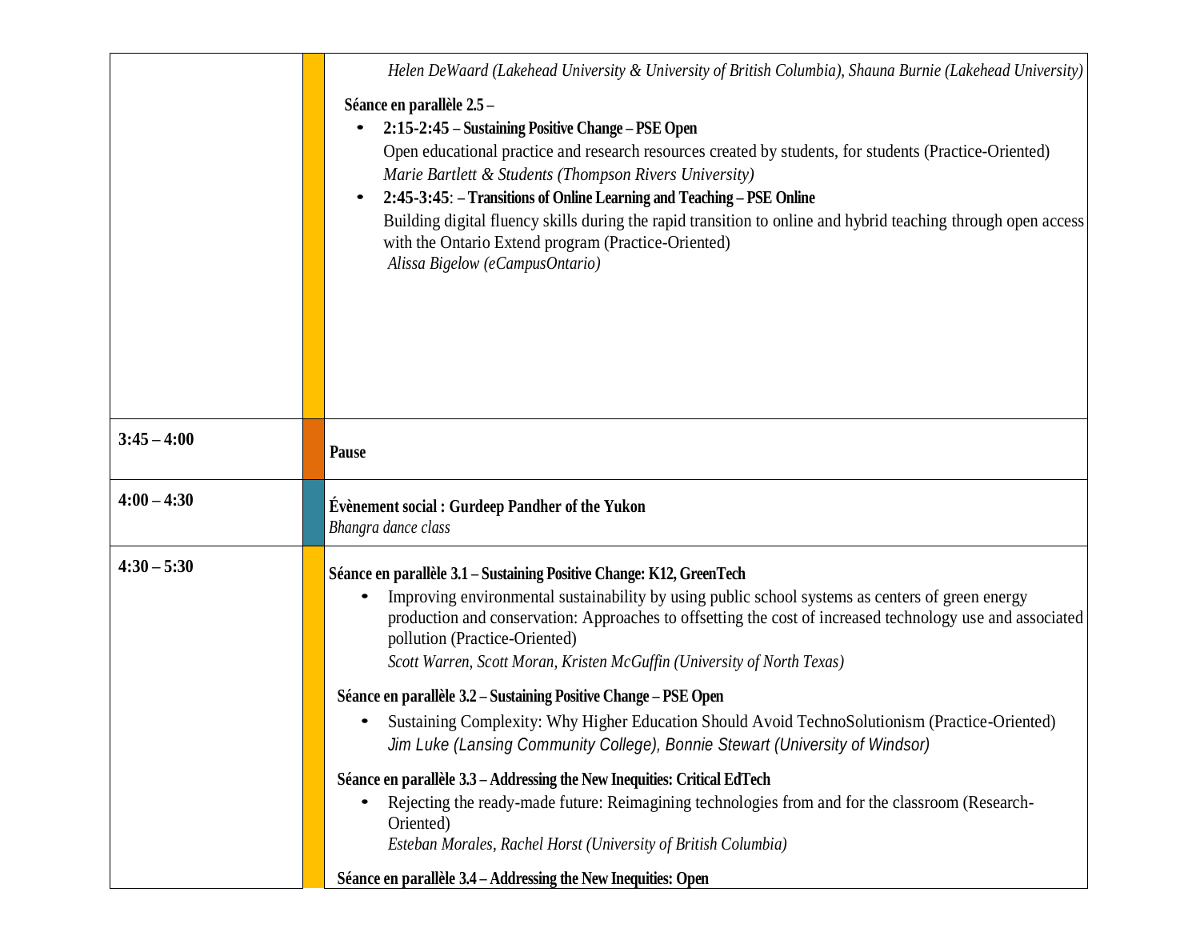| | |
|---|---|
| | *Helen DeWaard (Lakehead University & University of British Columbia), Shauna Burnie (Lakehead University)*<br><br>**Séance en parallèle 2.5 –**<br>• **2:15-2:45 – Sustaining Positive Change – PSE Open**<br>Open educational practice and research resources created by students, for students (Practice-Oriented)<br>*Marie Bartlett & Students (Thompson Rivers University)*<br>• **2:45-3:45**: **– Transitions of Online Learning and Teaching – PSE Online**<br>Building digital fluency skills during the rapid transition to online and hybrid teaching through open access with the Ontario Extend program (Practice-Oriented)<br>*Alissa Bigelow (eCampusOntario)* |
| **3:45 – 4:00** | **Pause** |
| **4:00 – 4:30** | **Évènement social : Gurdeep Pandher of the Yukon**<br>*Bhangra dance class* |
| **4:30 – 5:30** | **Séance en parallèle 3.1 – Sustaining Positive Change: K12, GreenTech**<br>• Improving environmental sustainability by using public school systems as centers of green energy production and conservation: Approaches to offsetting the cost of increased technology use and associated pollution (Practice-Oriented)<br>*Scott Warren, Scott Moran, Kristen McGuffin (University of North Texas)*<br><br>**Séance en parallèle 3.2 – Sustaining Positive Change – PSE Open**<br>• Sustaining Complexity: Why Higher Education Should Avoid TechnoSolutionism (Practice-Oriented)<br>*Jim Luke (Lansing Community College), Bonnie Stewart (University of Windsor)*<br><br>**Séance en parallèle 3.3 – Addressing the New Inequities: Critical EdTech**<br>• Rejecting the ready-made future: Reimagining technologies from and for the classroom (Research-Oriented)<br>*Esteban Morales, Rachel Horst (University of British Columbia)*<br><br>**Séance en parallèle 3.4 – Addressing the New Inequities: Open** |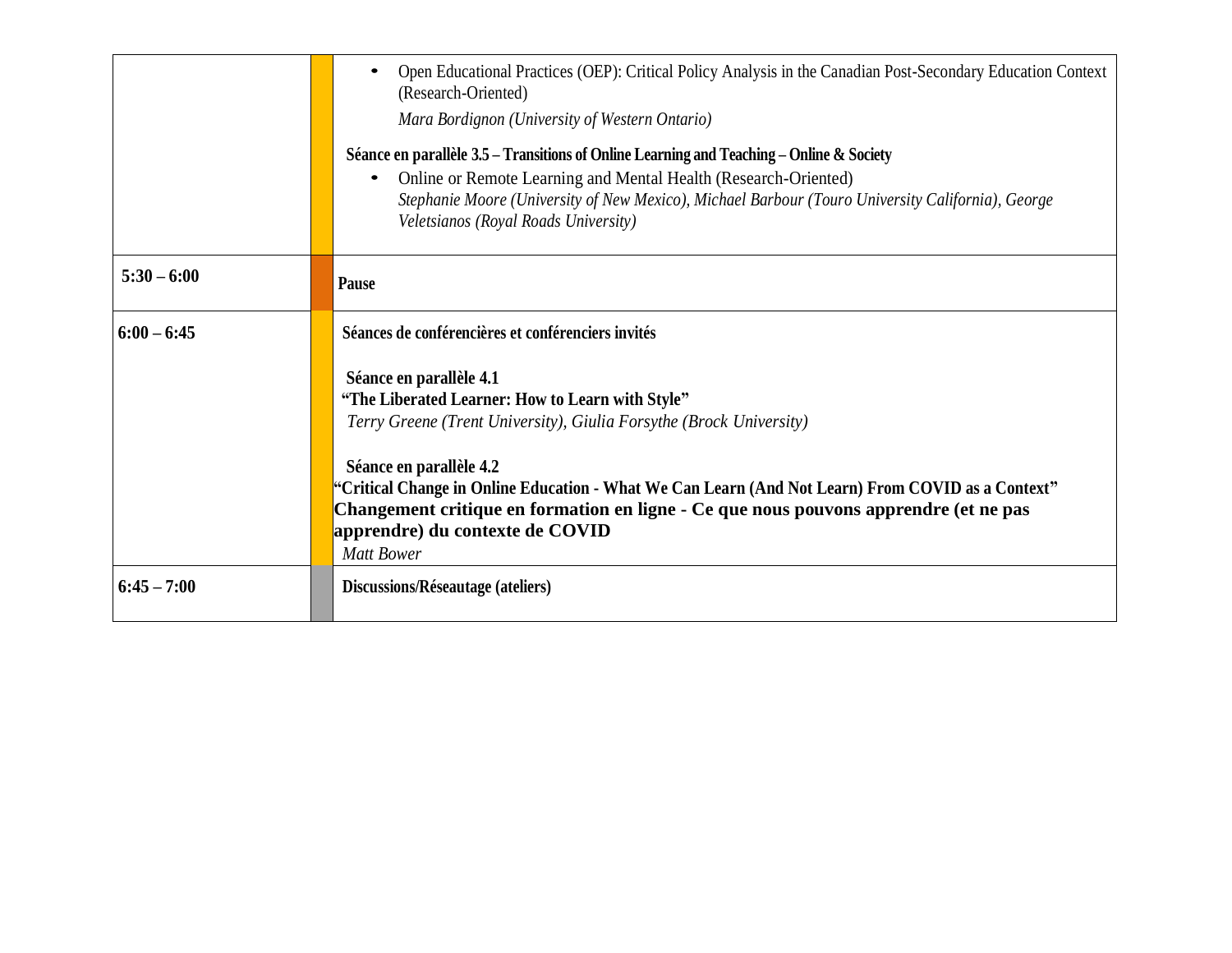| | | |
|---|---|---|
| | | • Open Educational Practices (OEP): Critical Policy Analysis in the Canadian Post-Secondary Education Context (Research-Oriented)<br>*Mara Bordignon (University of Western Ontario)*<br><br>**Séance en parallèle 3.5 – Transitions of Online Learning and Teaching – Online & Society**<br>• Online or Remote Learning and Mental Health (Research-Oriented)<br>*Stephanie Moore (University of New Mexico), Michael Barbour (Touro University California), George Veletsianos (Royal Roads University)* |
| **5:30 – 6:00** | | **Pause** |
| **6:00 – 6:45** | | **Séances de conférencières et conférenciers invités**<br><br>**Séance en parallèle 4.1**<br>**"The Liberated Learner: How to Learn with Style"**<br>*Terry Greene (Trent University), Giulia Forsythe (Brock University)*<br><br>**Séance en parallèle 4.2**<br>**"Critical Change in Online Education - What We Can Learn (And Not Learn) From COVID as a Context"**<br>**Changement critique en formation en ligne - Ce que nous pouvons apprendre (et ne pas apprendre) du contexte de COVID**<br>*Matt Bower* |
| **6:45 – 7:00** | | **Discussions/Réseautage (ateliers)** |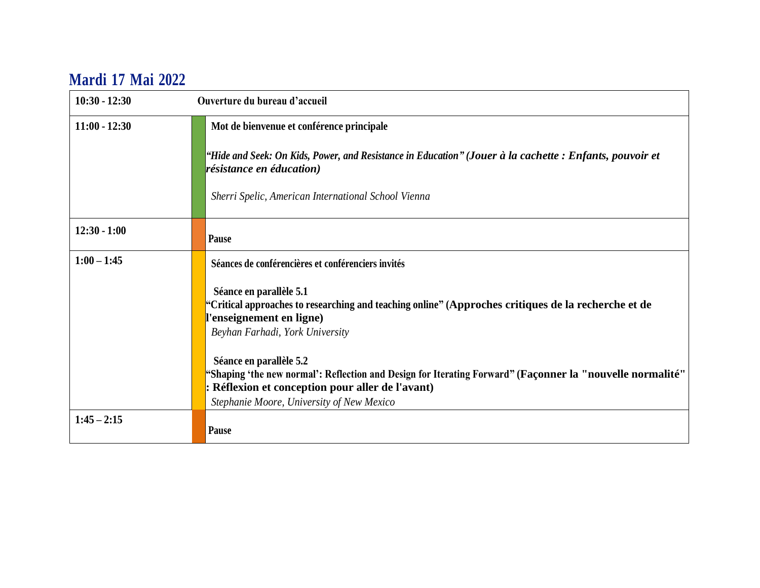## Mardi 17 Mai 2022

| | |
|---|---|
| **10:30 - 12:30** | **Ouverture du bureau d'accueil** |
| **11:00 - 12:30** | **Mot de bienvenue et conférence principale**<br><br>***"Hide and Seek: On Kids, Power, and Resistance in Education" (Jouer à la cachette : Enfants, pouvoir et résistance en éducation)***<br><br>*Sherri Spelic, American International School Vienna* |
| **12:30 - 1:00** | **Pause** |
| **1:00 – 1:45** | **Séances de conférencières et conférenciers invités**<br><br>**Séance en parallèle 5.1**<br>**"Critical approaches to researching and teaching online" (Approches critiques de la recherche et de l'enseignement en ligne)**<br>*Beyhan Farhadi, York University*<br><br>**Séance en parallèle 5.2**<br>**"Shaping 'the new normal': Reflection and Design for Iterating Forward" (Façonner la "nouvelle normalité" : Réflexion et conception pour aller de l'avant)**<br>*Stephanie Moore, University of New Mexico* |
| **1:45 – 2:15** | **Pause** |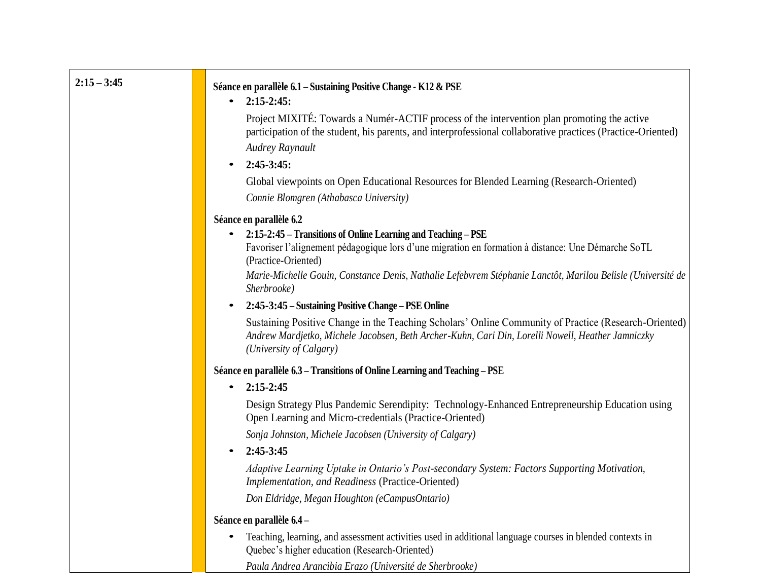| 2:15 – 3:45 | **Séance en parallèle 6.1 – Sustaining Positive Change - K12 & PSE**<br>• **2:15-2:45:**<br>Project MIXITÉ: Towards a Numér-ACTIF process of the intervention plan promoting the active participation of the student, his parents, and interprofessional collaborative practices (Practice-Oriented)<br>*Audrey Raynault*<br>• **2:45-3:45:**<br>Global viewpoints on Open Educational Resources for Blended Learning (Research-Oriented)<br>*Connie Blomgren (Athabasca University)*<br><br>**Séance en parallèle 6.2**<br>• **2:15-2:45 – Transitions of Online Learning and Teaching – PSE**<br>Favoriser l'alignement pédagogique lors d'une migration en formation à distance: Une Démarche SoTL (Practice-Oriented)<br>*Marie-Michelle Gouin, Constance Denis, Nathalie Lefebvrem Stéphanie Lanctôt, Marilou Belisle (Université de Sherbrooke)*<br>• **2:45-3:45 – Sustaining Positive Change – PSE Online**<br>Sustaining Positive Change in the Teaching Scholars' Online Community of Practice (Research-Oriented)<br>*Andrew Mardjetko, Michele Jacobsen, Beth Archer-Kuhn, Cari Din, Lorelli Nowell, Heather Jamniczky (University of Calgary)*<br><br>**Séance en parallèle 6.3 – Transitions of Online Learning and Teaching – PSE**<br>• **2:15-2:45**<br>Design Strategy Plus Pandemic Serendipity: Technology-Enhanced Entrepreneurship Education using Open Learning and Micro-credentials (Practice-Oriented)<br>*Sonja Johnston, Michele Jacobsen (University of Calgary)*<br>• **2:45-3:45**<br>*Adaptive Learning Uptake in Ontario's Post-secondary System: Factors Supporting Motivation, Implementation, and Readiness* (Practice-Oriented)<br>*Don Eldridge, Megan Houghton (eCampusOntario)*<br><br>**Séance en parallèle 6.4 –**<br>• Teaching, learning, and assessment activities used in additional language courses in blended contexts in Quebec's higher education (Research-Oriented)<br>*Paula Andrea Arancibia Erazo (Université de Sherbrooke)* |
|---|---|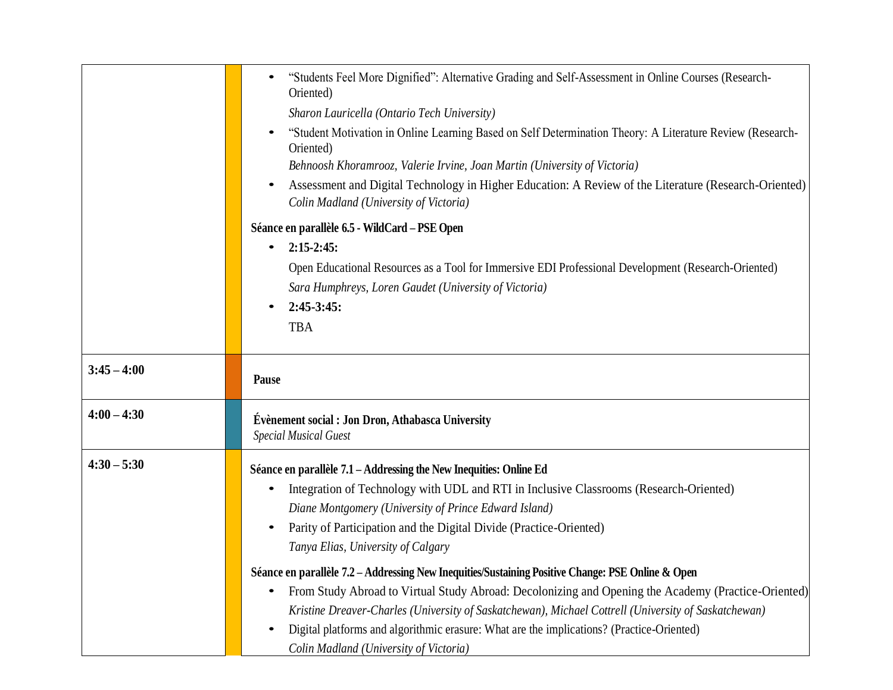| | | |
|---|---|---|
| | | • "Students Feel More Dignified": Alternative Grading and Self-Assessment in Online Courses (Research-Oriented)<br>*Sharon Lauricella (Ontario Tech University)*<br>• "Student Motivation in Online Learning Based on Self Determination Theory: A Literature Review (Research-Oriented)<br>*Behnoosh Khoramrooz, Valerie Irvine, Joan Martin (University of Victoria)*<br>• Assessment and Digital Technology in Higher Education: A Review of the Literature (Research-Oriented)<br>*Colin Madland (University of Victoria)*<br><br>**Séance en parallèle 6.5 - WildCard – PSE Open**<br>• **2:15-2:45:**<br>Open Educational Resources as a Tool for Immersive EDI Professional Development (Research-Oriented)<br>*Sara Humphreys, Loren Gaudet (University of Victoria)*<br>• **2:45-3:45:**<br>TBA |
| **3:45 – 4:00** | | **Pause** |
| **4:00 – 4:30** | | **Évènement social : Jon Dron, Athabasca University**<br>*Special Musical Guest* |
| **4:30 – 5:30** | | **Séance en parallèle 7.1 – Addressing the New Inequities: Online Ed**<br>• Integration of Technology with UDL and RTI in Inclusive Classrooms (Research-Oriented)<br>*Diane Montgomery (University of Prince Edward Island)*<br>• Parity of Participation and the Digital Divide (Practice-Oriented)<br>*Tanya Elias, University of Calgary*<br><br>**Séance en parallèle 7.2 – Addressing New Inequities/Sustaining Positive Change: PSE Online & Open**<br>• From Study Abroad to Virtual Study Abroad: Decolonizing and Opening the Academy (Practice-Oriented)<br>*Kristine Dreaver-Charles (University of Saskatchewan), Michael Cottrell (University of Saskatchewan)*<br>• Digital platforms and algorithmic erasure: What are the implications? (Practice-Oriented)<br>*Colin Madland (University of Victoria)* |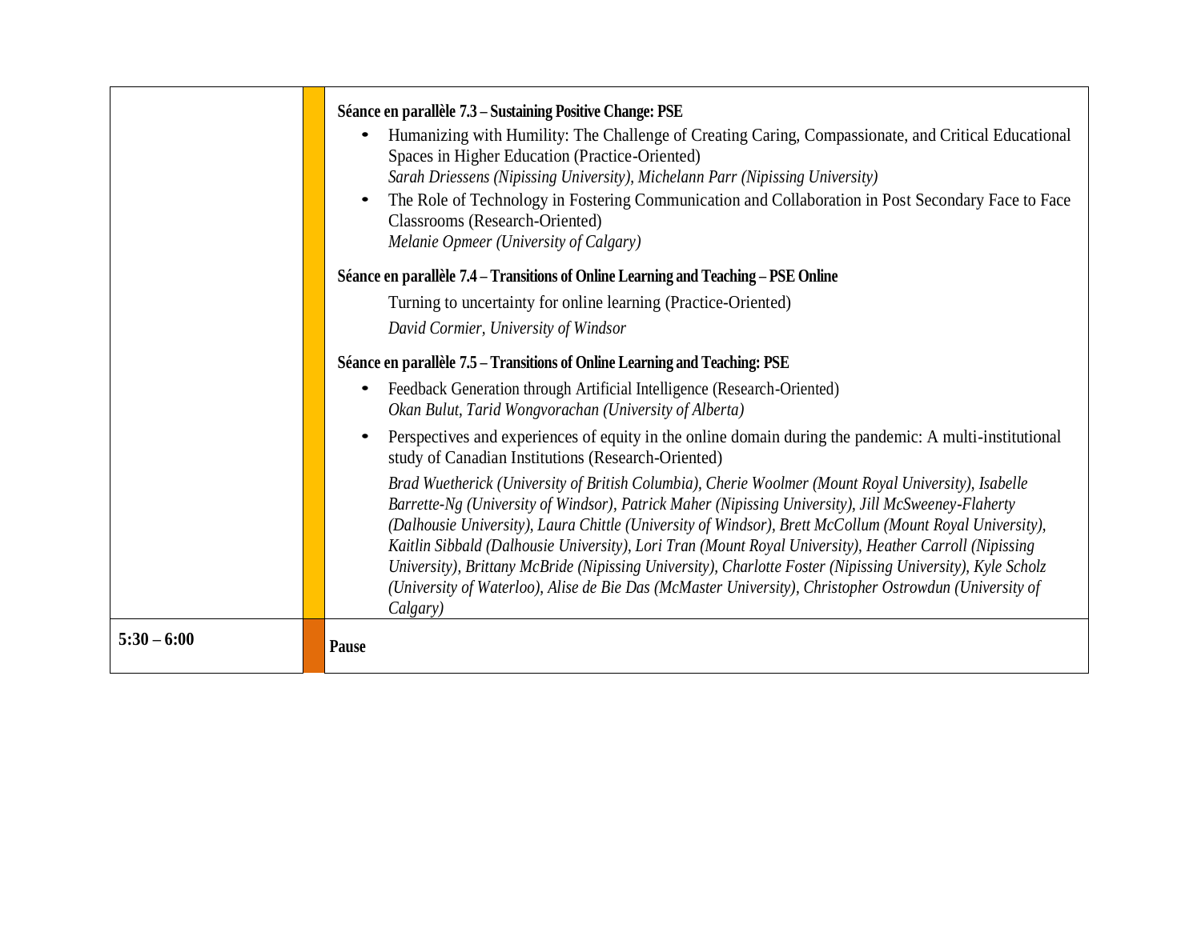| | |
|---|---|
| | **Séance en parallèle 7.3 – Sustaining Positive Change: PSE**<br>• Humanizing with Humility: The Challenge of Creating Caring, Compassionate, and Critical Educational Spaces in Higher Education (Practice-Oriented)<br>*Sarah Driessens (Nipissing University), Michelann Parr (Nipissing University)*<br>• The Role of Technology in Fostering Communication and Collaboration in Post Secondary Face to Face Classrooms (Research-Oriented)<br>*Melanie Opmeer (University of Calgary)*<br><br>**Séance en parallèle 7.4 – Transitions of Online Learning and Teaching – PSE Online**<br>Turning to uncertainty for online learning (Practice-Oriented)<br>*David Cormier, University of Windsor*<br><br>**Séance en parallèle 7.5 – Transitions of Online Learning and Teaching: PSE**<br>• Feedback Generation through Artificial Intelligence (Research-Oriented)<br>*Okan Bulut, Tarid Wongvorachan (University of Alberta)*<br>• Perspectives and experiences of equity in the online domain during the pandemic: A multi-institutional study of Canadian Institutions (Research-Oriented)<br>*Brad Wuetherick (University of British Columbia), Cherie Woolmer (Mount Royal University), Isabelle Barrette-Ng (University of Windsor), Patrick Maher (Nipissing University), Jill McSweeney-Flaherty (Dalhousie University), Laura Chittle (University of Windsor), Brett McCollum (Mount Royal University), Kaitlin Sibbald (Dalhousie University), Lori Tran (Mount Royal University), Heather Carroll (Nipissing University), Brittany McBride (Nipissing University), Charlotte Foster (Nipissing University), Kyle Scholz (University of Waterloo), Alise de Bie Das (McMaster University), Christopher Ostrowdun (University of Calgary)* |
| **5:30 – 6:00** | **Pause** |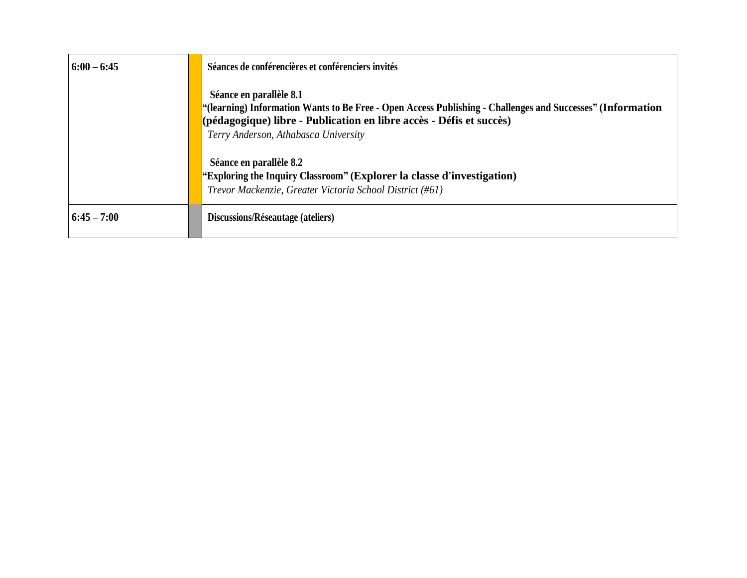| | | |
|---|---|---|
| **6:00 – 6:45** | | **Séances de conférencières et conférenciers invités**<br><br>**Séance en parallèle 8.1**<br>**“(learning) Information Wants to Be Free - Open Access Publishing - Challenges and Successes” (Information (pédagogique) libre - Publication en libre accès - Défis et succès)**<br>*Terry Anderson, Athabasca University*<br><br>**Séance en parallèle 8.2**<br>**“Exploring the Inquiry Classroom” (Explorer la classe d'investigation)**<br>*Trevor Mackenzie, Greater Victoria School District (#61)* |
| **6:45 – 7:00** | | **Discussions/Réseautage (ateliers)** |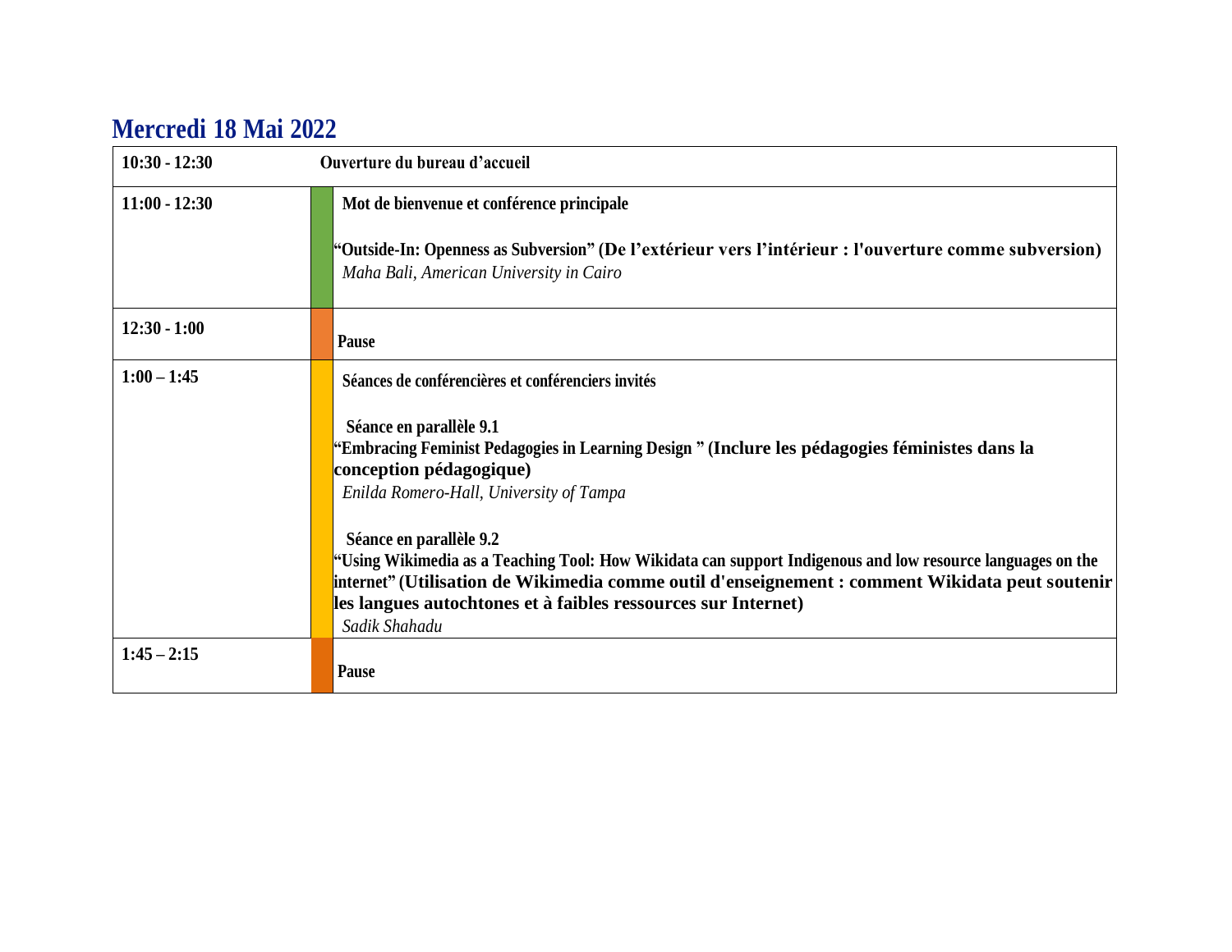## Mercredi 18 Mai 2022

| | |
|---|---|
| **10:30 - 12:30** | **Ouverture du bureau d'accueil** |
| **11:00 - 12:30** | **Mot de bienvenue et conférence principale**<br><br>**"Outside-In: Openness as Subversion" (De l'extérieur vers l'intérieur : l'ouverture comme subversion)**<br>*Maha Bali, American University in Cairo* |
| **12:30 - 1:00** | **Pause** |
| **1:00 – 1:45** | **Séances de conférencières et conférenciers invités**<br><br>**Séance en parallèle 9.1**<br>**"Embracing Feminist Pedagogies in Learning Design " (Inclure les pédagogies féministes dans la conception pédagogique)**<br>*Enilda Romero-Hall, University of Tampa*<br><br>**Séance en parallèle 9.2**<br>**"Using Wikimedia as a Teaching Tool: How Wikidata can support Indigenous and low resource languages on the internet" (Utilisation de Wikimedia comme outil d'enseignement : comment Wikidata peut soutenir les langues autochtones et à faibles ressources sur Internet)**<br>*Sadik Shahadu* |
| **1:45 – 2:15** | **Pause** |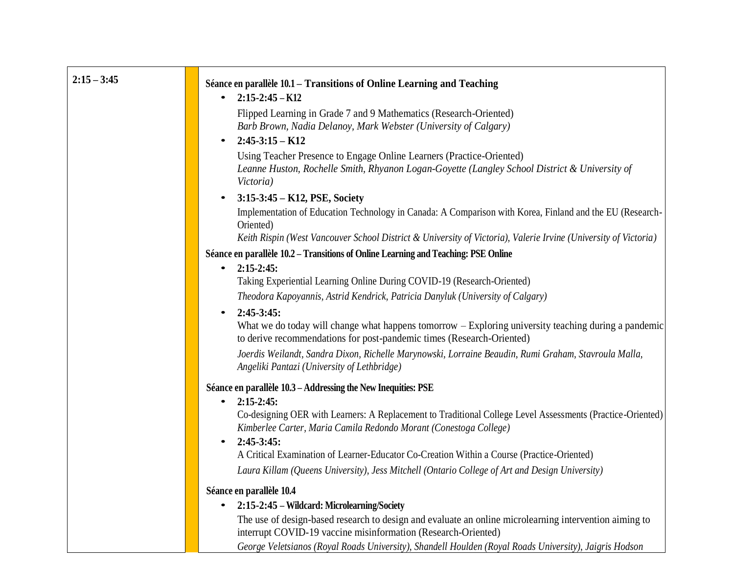| | |
|---|---|
| **2:15 – 3:45** | **Séance en parallèle 10.1 – Transitions of Online Learning and Teaching**<br>• **2:15-2:45 – K12**<br>Flipped Learning in Grade 7 and 9 Mathematics (Research-Oriented)<br>*Barb Brown, Nadia Delanoy, Mark Webster (University of Calgary)*<br>• **2:45-3:15 – K12**<br>Using Teacher Presence to Engage Online Learners (Practice-Oriented)<br>*Leanne Huston, Rochelle Smith, Rhyanon Logan-Goyette (Langley School District & University of Victoria)*<br>• **3:15-3:45 – K12, PSE, Society**<br>Implementation of Education Technology in Canada: A Comparison with Korea, Finland and the EU (Research-Oriented)<br>*Keith Rispin (West Vancouver School District & University of Victoria), Valerie Irvine (University of Victoria)*<br>**Séance en parallèle 10.2 – Transitions of Online Learning and Teaching: PSE Online**<br>• **2:15-2:45:**<br>Taking Experiential Learning Online During COVID-19 (Research-Oriented)<br>*Theodora Kapoyannis, Astrid Kendrick, Patricia Danyluk (University of Calgary)*<br>• **2:45-3:45:**<br>What we do today will change what happens tomorrow – Exploring university teaching during a pandemic to derive recommendations for post-pandemic times (Research-Oriented)<br>*Joerdis Weilandt, Sandra Dixon, Richelle Marynowski, Lorraine Beaudin, Rumi Graham, Stavroula Malla, Angeliki Pantazi (University of Lethbridge)*<br>**Séance en parallèle 10.3 – Addressing the New Inequities: PSE**<br>• **2:15-2:45:**<br>Co-designing OER with Learners: A Replacement to Traditional College Level Assessments (Practice-Oriented)<br>*Kimberlee Carter, Maria Camila Redondo Morant (Conestoga College)*<br>• **2:45-3:45:**<br>A Critical Examination of Learner-Educator Co-Creation Within a Course (Practice-Oriented)<br>*Laura Killam (Queens University), Jess Mitchell (Ontario College of Art and Design University)*<br>**Séance en parallèle 10.4**<br>• **2:15-2:45 – Wildcard: Microlearning/Society**<br>The use of design-based research to design and evaluate an online microlearning intervention aiming to interrupt COVID-19 vaccine misinformation (Research-Oriented)<br>*George Veletsianos (Royal Roads University), Shandell Houlden (Royal Roads University), Jaigris Hodson* |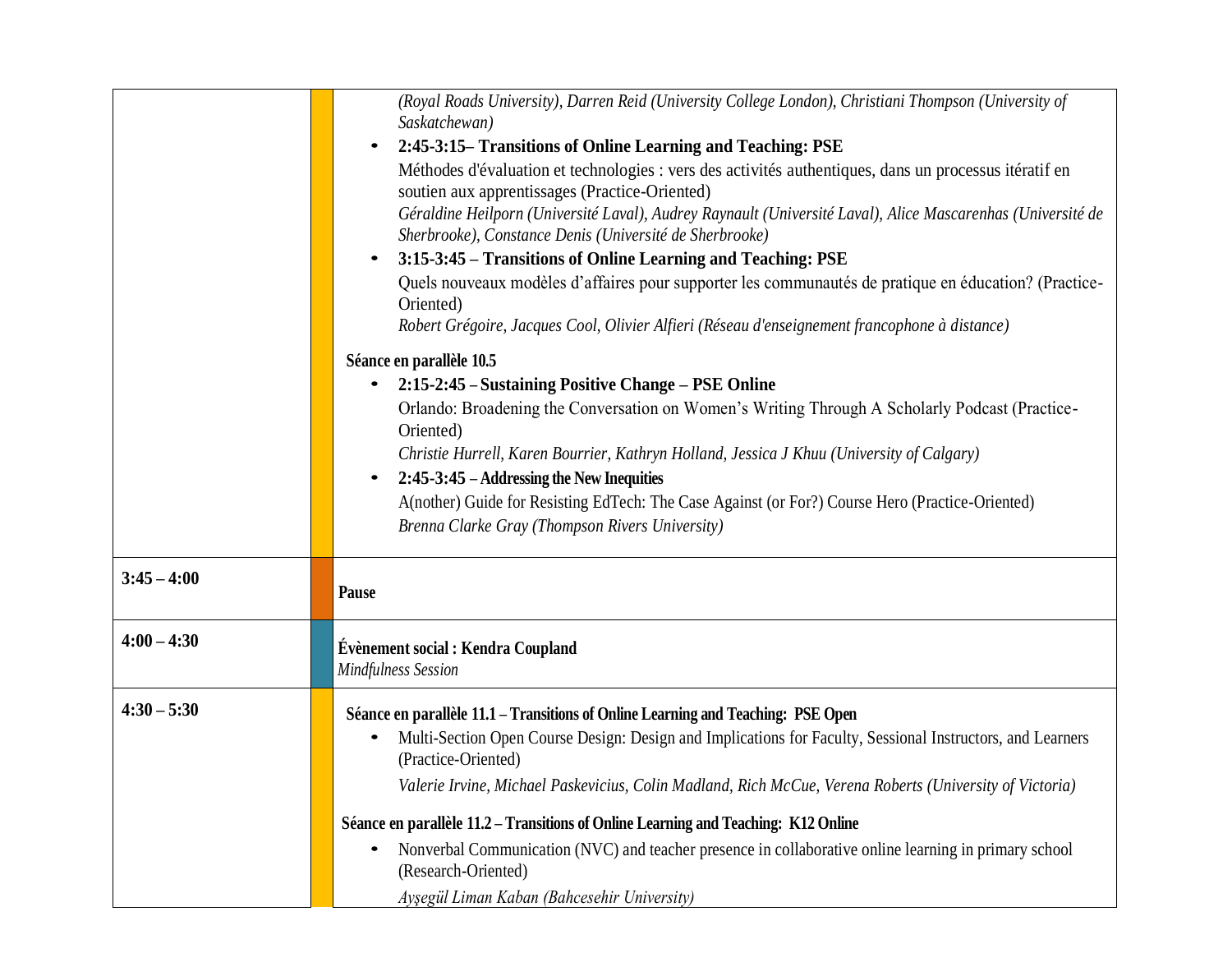| | |
|---|---|
| | *(Royal Roads University), Darren Reid (University College London), Christiani Thompson (University of Saskatchewan)*<br>• **2:45-3:15– Transitions of Online Learning and Teaching: PSE**<br>Méthodes d'évaluation et technologies : vers des activités authentiques, dans un processus itératif en soutien aux apprentissages (Practice-Oriented)<br>*Géraldine Heilporn (Université Laval), Audrey Raynault (Université Laval), Alice Mascarenhas (Université de Sherbrooke), Constance Denis (Université de Sherbrooke)*<br>• **3:15-3:45 – Transitions of Online Learning and Teaching: PSE**<br>Quels nouveaux modèles d'affaires pour supporter les communautés de pratique en éducation? (Practice-Oriented)<br>*Robert Grégoire, Jacques Cool, Olivier Alfieri (Réseau d'enseignement francophone à distance)*<br><br>**Séance en parallèle 10.5**<br>• **2:15-2:45 – Sustaining Positive Change – PSE Online**<br>Orlando: Broadening the Conversation on Women's Writing Through A Scholarly Podcast (Practice-Oriented)<br>*Christie Hurrell, Karen Bourrier, Kathryn Holland, Jessica J Khuu (University of Calgary)*<br>• **2:45-3:45 – Addressing the New Inequities**<br>A(nother) Guide for Resisting EdTech: The Case Against (or For?) Course Hero (Practice-Oriented)<br>*Brenna Clarke Gray (Thompson Rivers University)* |
| **3:45 – 4:00** | **Pause** |
| **4:00 – 4:30** | **Évènement social : Kendra Coupland**<br>*Mindfulness Session* |
| **4:30 – 5:30** | **Séance en parallèle 11.1 – Transitions of Online Learning and Teaching: PSE Open**<br>• Multi-Section Open Course Design: Design and Implications for Faculty, Sessional Instructors, and Learners (Practice-Oriented)<br>*Valerie Irvine, Michael Paskevicius, Colin Madland, Rich McCue, Verena Roberts (University of Victoria)*<br><br>**Séance en parallèle 11.2 – Transitions of Online Learning and Teaching: K12 Online**<br>• Nonverbal Communication (NVC) and teacher presence in collaborative online learning in primary school (Research-Oriented)<br>*Ayşegül Liman Kaban (Bahcesehir University)* |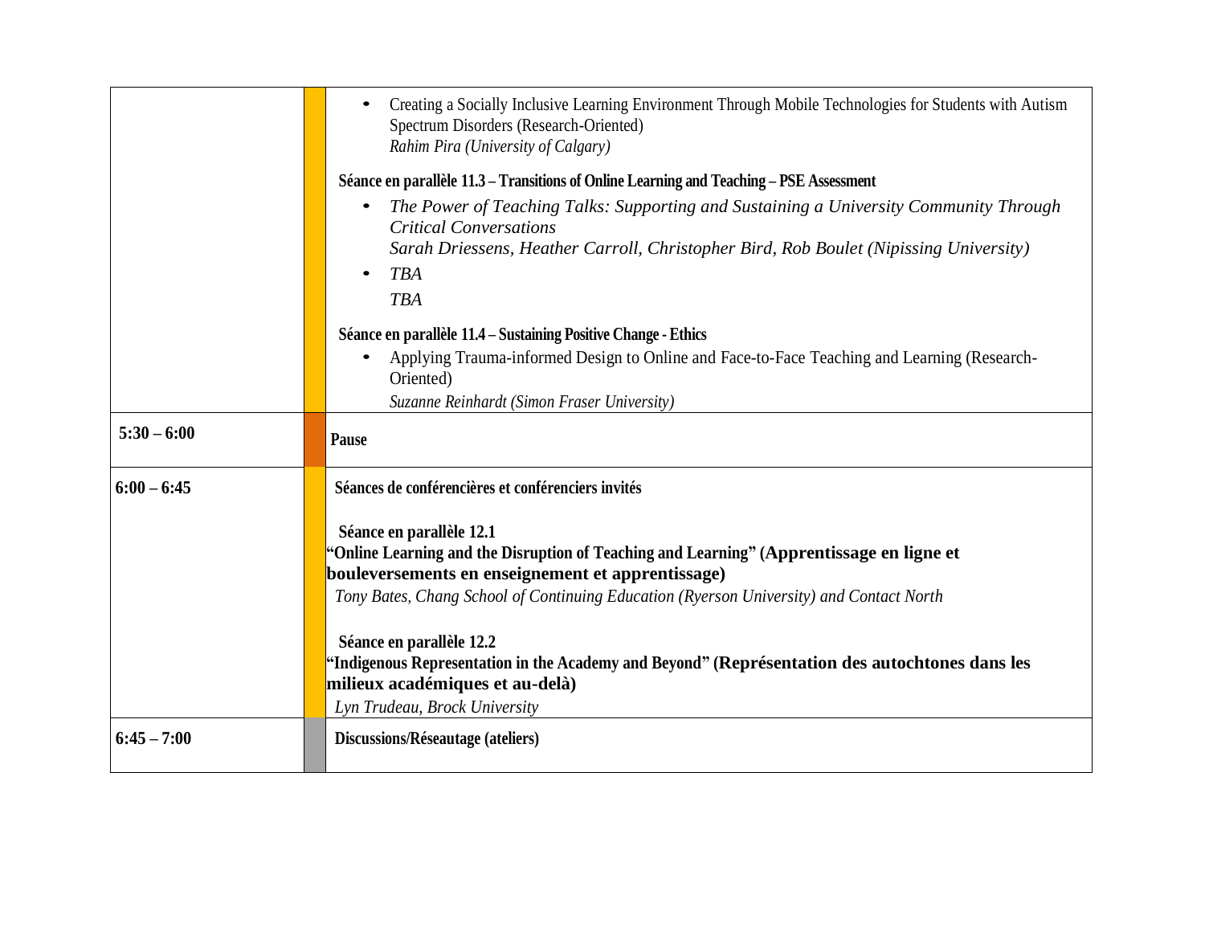| | | |
|---|---|---|
| | | • Creating a Socially Inclusive Learning Environment Through Mobile Technologies for Students with Autism Spectrum Disorders (Research-Oriented)<br>*Rahim Pira (University of Calgary)*<br><br>**Séance en parallèle 11.3 – Transitions of Online Learning and Teaching – PSE Assessment**<br>• *The Power of Teaching Talks: Supporting and Sustaining a University Community Through Critical Conversations*<br>*Sarah Driessens, Heather Carroll, Christopher Bird, Rob Boulet (Nipissing University)*<br>• *TBA*<br>*TBA*<br><br>**Séance en parallèle 11.4 – Sustaining Positive Change - Ethics**<br>• Applying Trauma-informed Design to Online and Face-to-Face Teaching and Learning (Research-Oriented)<br>*Suzanne Reinhardt (Simon Fraser University)* |
| **5:30 – 6:00** | | **Pause** |
| **6:00 – 6:45** | | **Séances de conférencières et conférenciers invités**<br><br>**Séance en parallèle 12.1**<br>**"Online Learning and the Disruption of Teaching and Learning" (Apprentissage en ligne et bouleversements en enseignement et apprentissage)**<br>*Tony Bates, Chang School of Continuing Education (Ryerson University) and Contact North*<br><br>**Séance en parallèle 12.2**<br>**"Indigenous Representation in the Academy and Beyond" (Représentation des autochtones dans les milieux académiques et au-delà)**<br>*Lyn Trudeau, Brock University* |
| **6:45 – 7:00** | | **Discussions/Réseautage (ateliers)** |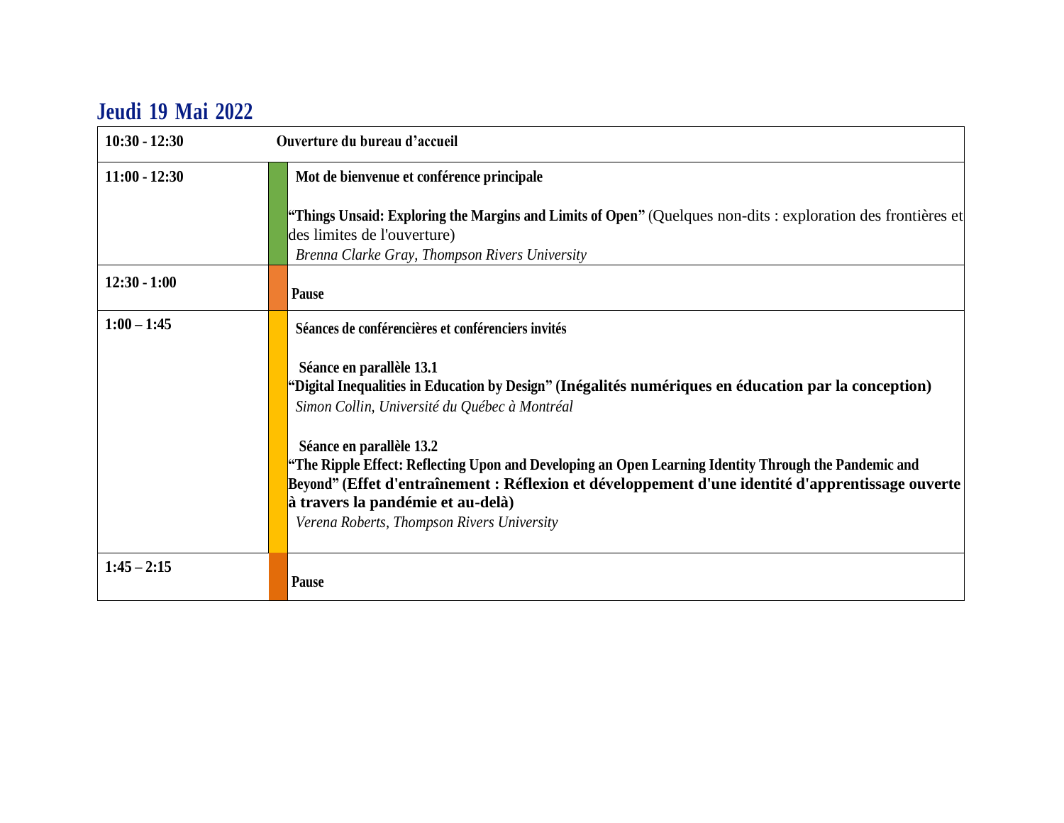## Jeudi 19 Mai 2022

| | |
|---|---|
| **10:30 - 12:30** | **Ouverture du bureau d'accueil** |
| **11:00 - 12:30** | **Mot de bienvenue et conférence principale**<br><br>**"Things Unsaid: Exploring the Margins and Limits of Open"** (Quelques non-dits : exploration des frontières et des limites de l'ouverture)<br>*Brenna Clarke Gray, Thompson Rivers University* |
| **12:30 - 1:00** | **Pause** |
| **1:00 – 1:45** | **Séances de conférencières et conférenciers invités**<br><br>**Séance en parallèle 13.1**<br>**"Digital Inequalities in Education by Design" (Inégalités numériques en éducation par la conception)**<br>*Simon Collin, Université du Québec à Montréal*<br><br>**Séance en parallèle 13.2**<br>**"The Ripple Effect: Reflecting Upon and Developing an Open Learning Identity Through the Pandemic and Beyond" (Effet d'entraînement : Réflexion et développement d'une identité d'apprentissage ouverte à travers la pandémie et au-delà)**<br>*Verena Roberts, Thompson Rivers University* |
| **1:45 – 2:15** | **Pause** |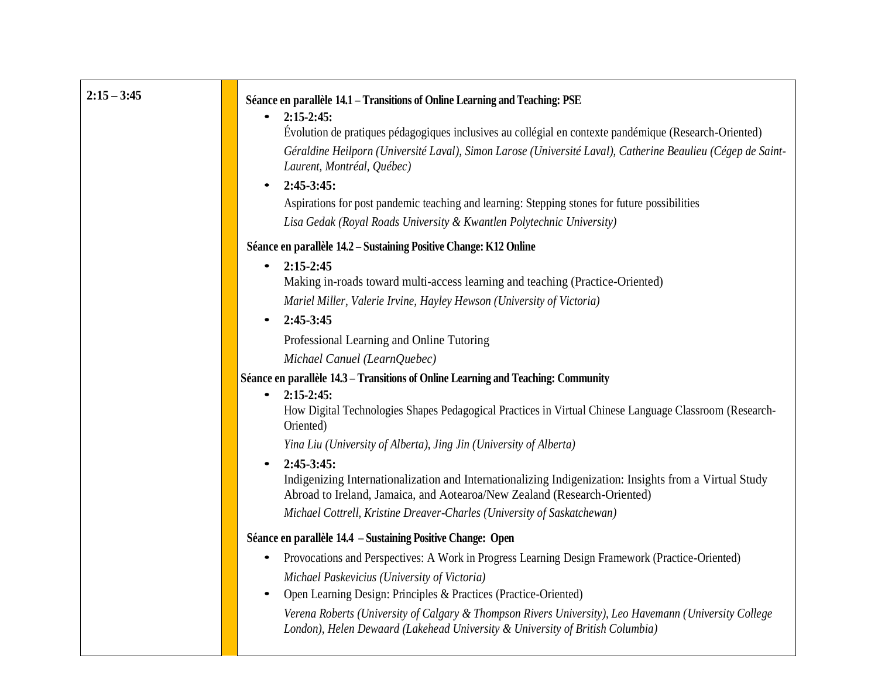| 2:15 – 3:45 | |
| --- | --- |
| | **Séance en parallèle 14.1 – Transitions of Online Learning and Teaching: PSE**<br><br>- **2:15-2:45:**<br>Évolution de pratiques pédagogiques inclusives au collégial en contexte pandémique (Research-Oriented)<br>*Géraldine Heilporn (Université Laval), Simon Larose (Université Laval), Catherine Beaulieu (Cégep de Saint-Laurent, Montréal, Québec)*<br>- **2:45-3:45:**<br>Aspirations for post pandemic teaching and learning: Stepping stones for future possibilities<br>*Lisa Gedak (Royal Roads University & Kwantlen Polytechnic University)*<br><br>**Séance en parallèle 14.2 – Sustaining Positive Change: K12 Online**<br><br>- **2:15-2:45**<br>Making in-roads toward multi-access learning and teaching (Practice-Oriented)<br>*Mariel Miller, Valerie Irvine, Hayley Hewson (University of Victoria)*<br>- **2:45-3:45**<br>Professional Learning and Online Tutoring<br>*Michael Canuel (LearnQuebec)*<br><br>**Séance en parallèle 14.3 – Transitions of Online Learning and Teaching: Community**<br><br>- **2:15-2:45:**<br>How Digital Technologies Shapes Pedagogical Practices in Virtual Chinese Language Classroom (Research-Oriented)<br>*Yina Liu (University of Alberta), Jing Jin (University of Alberta)*<br>- **2:45-3:45:**<br>Indigenizing Internationalization and Internationalizing Indigenization: Insights from a Virtual Study Abroad to Ireland, Jamaica, and Aotearoa/New Zealand (Research-Oriented)<br>*Michael Cottrell, Kristine Dreaver-Charles (University of Saskatchewan)*<br><br>**Séance en parallèle 14.4 – Sustaining Positive Change: Open**<br><br>- Provocations and Perspectives: A Work in Progress Learning Design Framework (Practice-Oriented)<br>*Michael Paskevicius (University of Victoria)*<br>- Open Learning Design: Principles & Practices (Practice-Oriented)<br>*Verena Roberts (University of Calgary & Thompson Rivers University), Leo Havemann (University College London), Helen Dewaard (Lakehead University & University of British Columbia)* |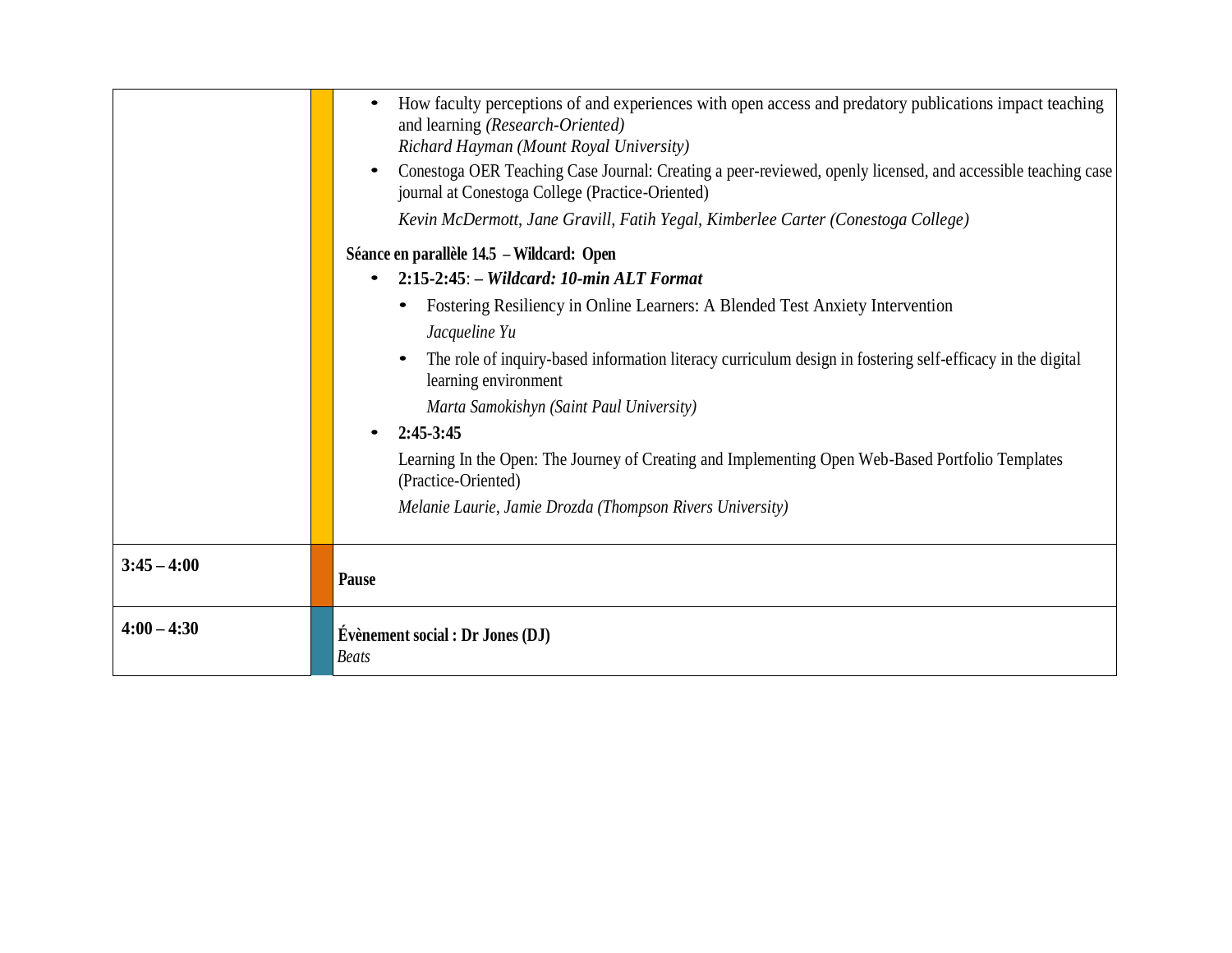| | | |
|---|---|---|
| | | • How faculty perceptions of and experiences with open access and predatory publications impact teaching and learning *(Research-Oriented)*<br>*Richard Hayman (Mount Royal University)*<br>• Conestoga OER Teaching Case Journal: Creating a peer-reviewed, openly licensed, and accessible teaching case journal at Conestoga College (Practice-Oriented)<br>*Kevin McDermott, Jane Gravill, Fatih Yegal, Kimberlee Carter (Conestoga College)*<br>**Séance en parallèle 14.5 – Wildcard: Open**<br>• **2:15-2:45**: – ***Wildcard: 10-min ALT Format***<br>  • Fostering Resiliency in Online Learners: A Blended Test Anxiety Intervention<br>  *Jacqueline Yu*<br>  • The role of inquiry-based information literacy curriculum design in fostering self-efficacy in the digital learning environment<br>  *Marta Samokishyn (Saint Paul University)*<br>• **2:45-3:45**<br>Learning In the Open: The Journey of Creating and Implementing Open Web-Based Portfolio Templates (Practice-Oriented)<br>*Melanie Laurie, Jamie Drozda (Thompson Rivers University)* |
| **3:45 – 4:00** | | **Pause** |
| **4:00 – 4:30** | | **Évènement social : Dr Jones (DJ)**<br>*Beats* |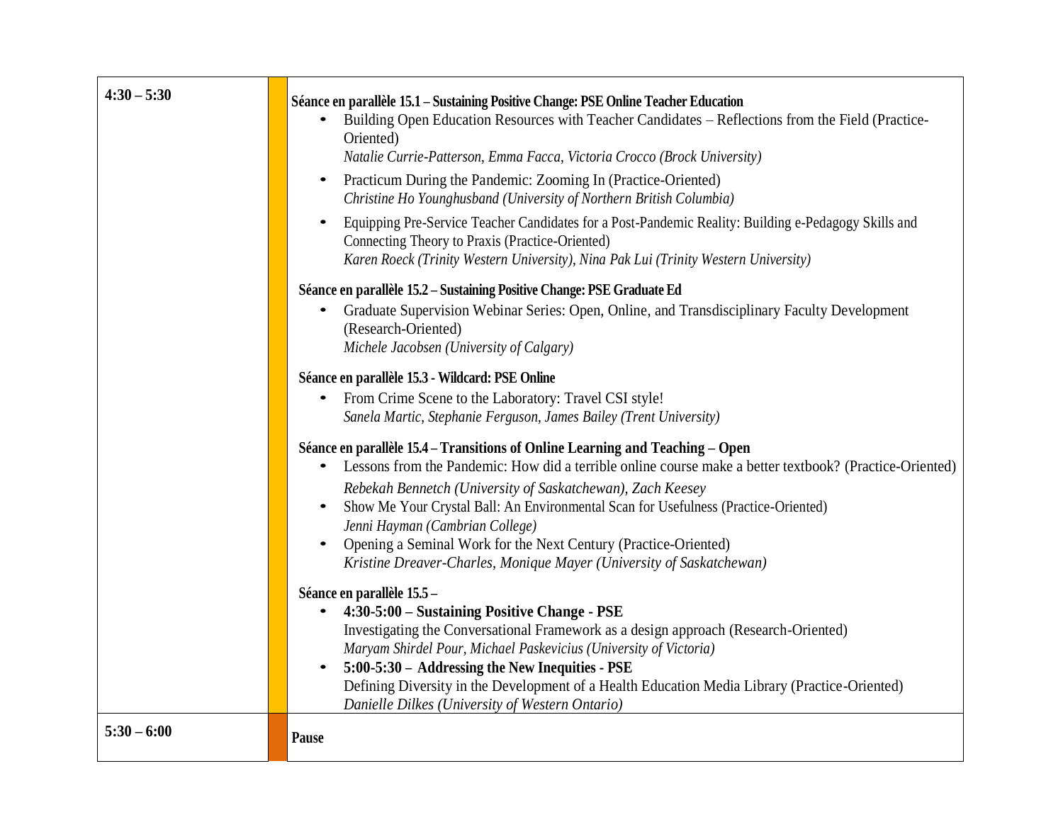| | | |
|---|---|---|
| **4:30 – 5:30** | | **Séance en parallèle 15.1 – Sustaining Positive Change: PSE Online Teacher Education**<br>• Building Open Education Resources with Teacher Candidates – Reflections from the Field (Practice-Oriented)<br>*Natalie Currie-Patterson, Emma Facca, Victoria Crocco (Brock University)*<br>• Practicum During the Pandemic: Zooming In (Practice-Oriented)<br>*Christine Ho Younghusband (University of Northern British Columbia)*<br>• Equipping Pre-Service Teacher Candidates for a Post-Pandemic Reality: Building e-Pedagogy Skills and Connecting Theory to Praxis (Practice-Oriented)<br>*Karen Roeck (Trinity Western University), Nina Pak Lui (Trinity Western University)*<br><br>**Séance en parallèle 15.2 – Sustaining Positive Change: PSE Graduate Ed**<br>• Graduate Supervision Webinar Series: Open, Online, and Transdisciplinary Faculty Development (Research-Oriented)<br>*Michele Jacobsen (University of Calgary)*<br><br>**Séance en parallèle 15.3 - Wildcard: PSE Online**<br>• From Crime Scene to the Laboratory: Travel CSI style!<br>*Sanela Martic, Stephanie Ferguson, James Bailey (Trent University)*<br><br>**Séance en parallèle 15.4 – Transitions of Online Learning and Teaching – Open**<br>• Lessons from the Pandemic: How did a terrible online course make a better textbook? (Practice-Oriented)<br>*Rebekah Bennetch (University of Saskatchewan), Zach Keesey*<br>• Show Me Your Crystal Ball: An Environmental Scan for Usefulness (Practice-Oriented)<br>*Jenni Hayman (Cambrian College)*<br>• Opening a Seminal Work for the Next Century (Practice-Oriented)<br>*Kristine Dreaver-Charles, Monique Mayer (University of Saskatchewan)*<br><br>**Séance en parallèle 15.5 –**<br>• **4:30-5:00 – Sustaining Positive Change - PSE**<br>Investigating the Conversational Framework as a design approach (Research-Oriented)<br>*Maryam Shirdel Pour, Michael Paskevicius (University of Victoria)*<br>• **5:00-5:30 – Addressing the New Inequities - PSE**<br>Defining Diversity in the Development of a Health Education Media Library (Practice-Oriented)<br>*Danielle Dilkes (University of Western Ontario)* |
| **5:30 – 6:00** | | **Pause** |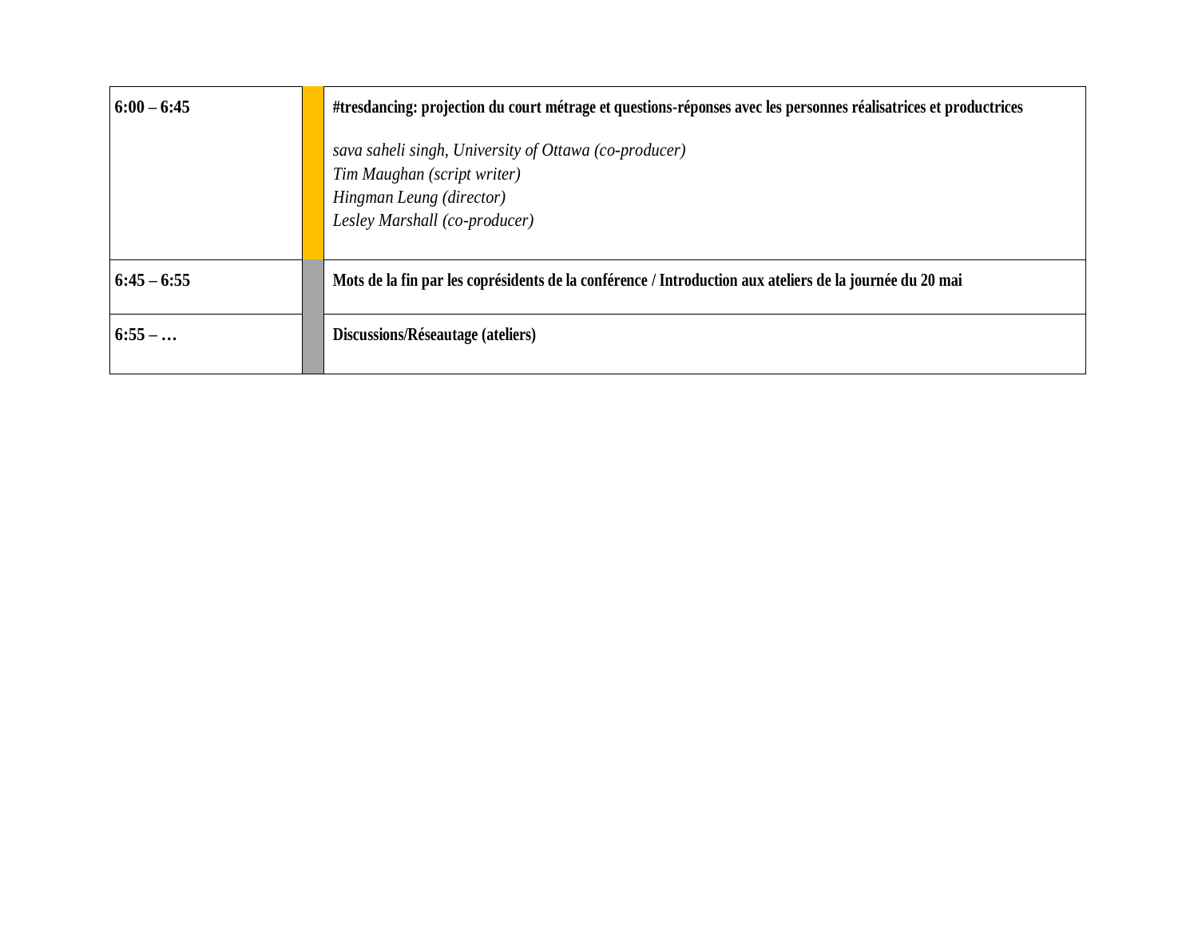| | | |
|---|---|---|
| **6:00 – 6:45** | | **#tresdancing: projection du court métrage et questions-réponses avec les personnes réalisatrices et productrices**<br><br>*sava saheli singh, University of Ottawa (co-producer)*<br>*Tim Maughan (script writer)*<br>*Hingman Leung (director)*<br>*Lesley Marshall (co-producer)* |
| **6:45 – 6:55** | | **Mots de la fin par les coprésidents de la conférence / Introduction aux ateliers de la journée du 20 mai** |
| **6:55 – …** | | **Discussions/Réseautage (ateliers)** |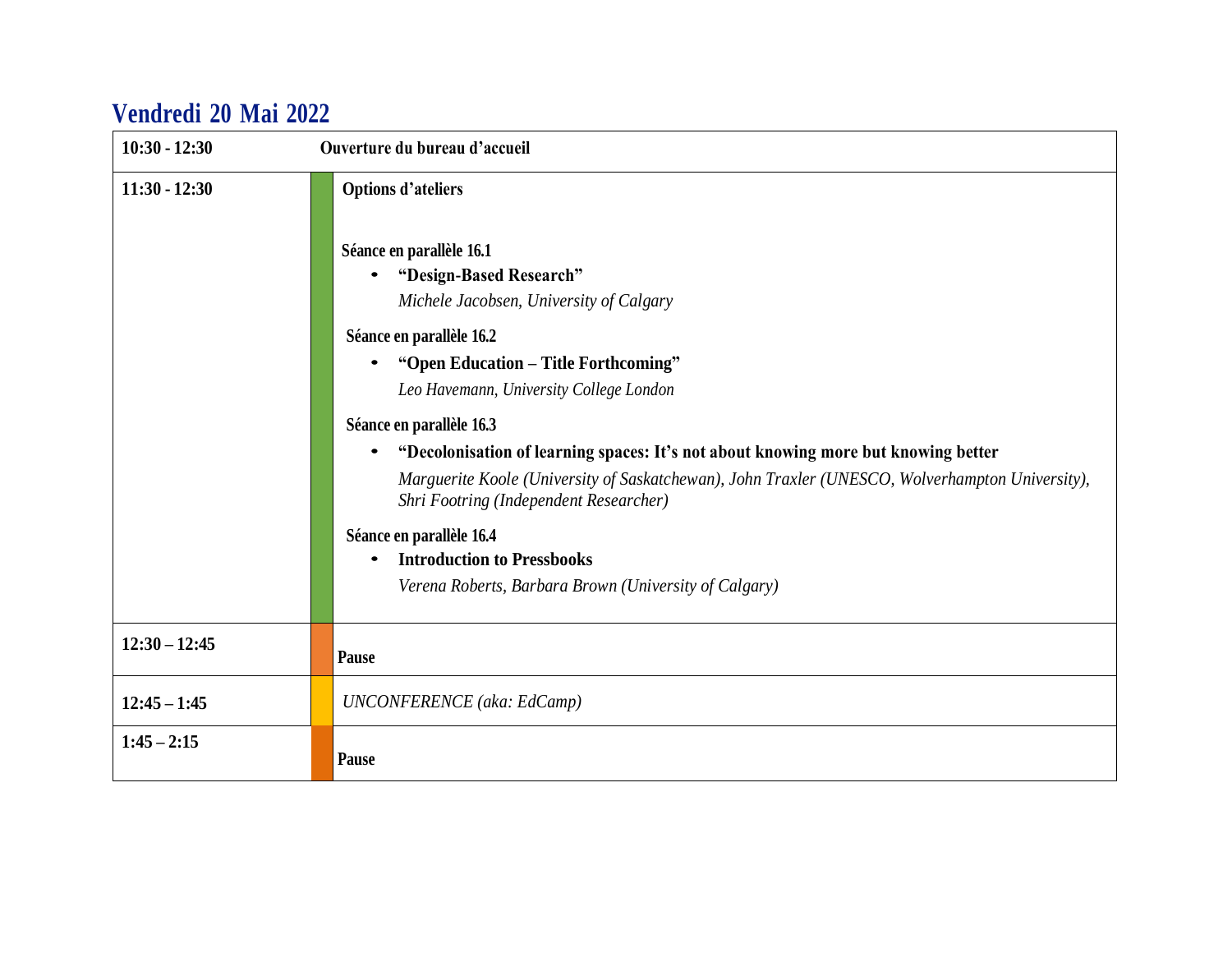## Vendredi 20 Mai 2022

| | |
|---|---|
| **10:30 - 12:30** | **Ouverture du bureau d'accueil** |
| **11:30 - 12:30** | **Options d'ateliers**<br><br>**Séance en parallèle 16.1**<br>• **"Design-Based Research"**<br>*Michele Jacobsen, University of Calgary*<br><br>**Séance en parallèle 16.2**<br>• **"Open Education – Title Forthcoming"**<br>*Leo Havemann, University College London*<br><br>**Séance en parallèle 16.3**<br>• **"Decolonisation of learning spaces: It's not about knowing more but knowing better**<br>*Marguerite Koole (University of Saskatchewan), John Traxler (UNESCO, Wolverhampton University), Shri Footring (Independent Researcher)*<br><br>**Séance en parallèle 16.4**<br>• **Introduction to Pressbooks**<br>*Verena Roberts, Barbara Brown (University of Calgary)* |
| **12:30 – 12:45** | **Pause** |
| **12:45 – 1:45** | *UNCONFERENCE (aka: EdCamp)* |
| **1:45 – 2:15** | **Pause** |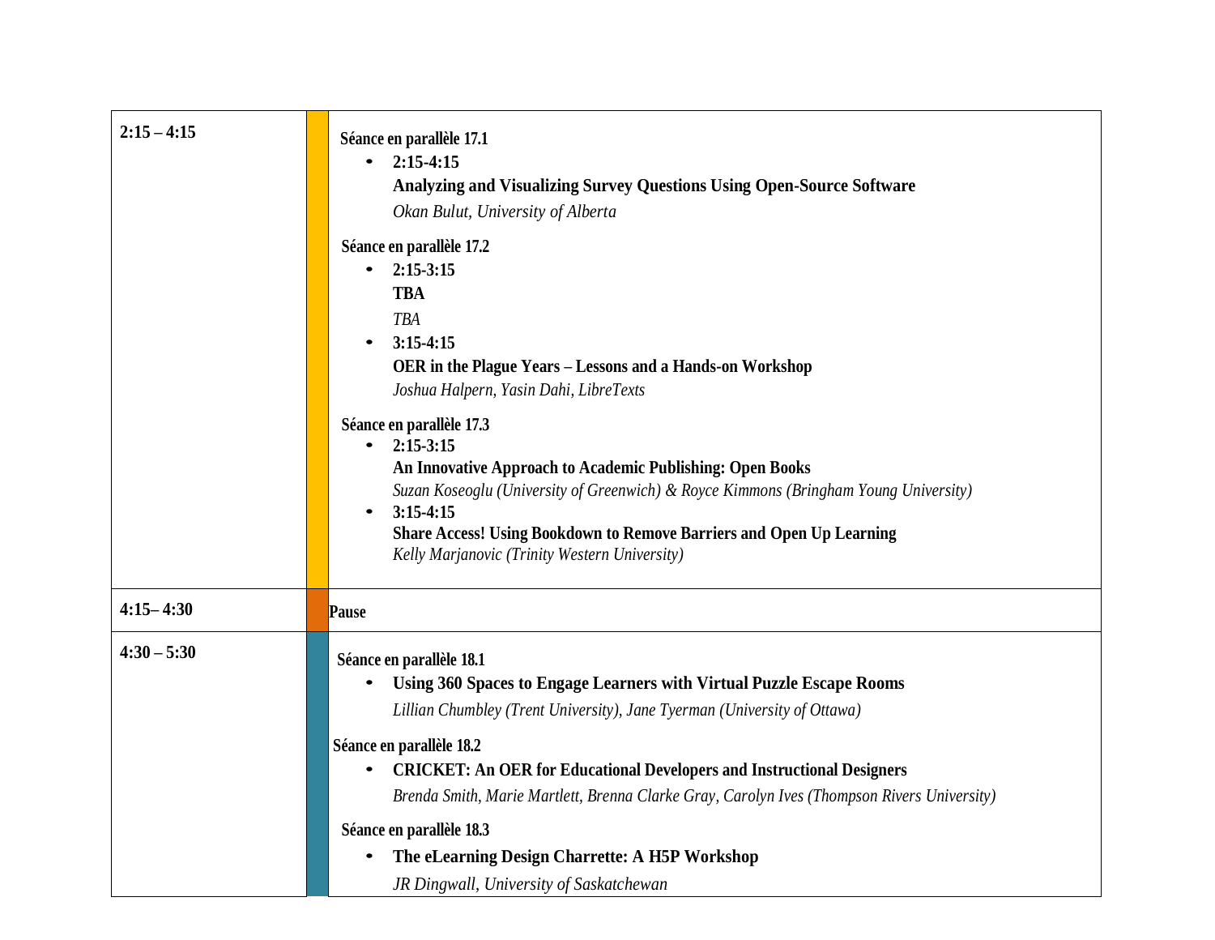| | |
|---|---|
| **2:15 – 4:15** | **Séance en parallèle 17.1**<br>• **2:15-4:15**<br>**Analyzing and Visualizing Survey Questions Using Open-Source Software**<br>*Okan Bulut, University of Alberta*<br><br>**Séance en parallèle 17.2**<br>• **2:15-3:15**<br>**TBA**<br>*TBA*<br>• **3:15-4:15**<br>**OER in the Plague Years – Lessons and a Hands-on Workshop**<br>*Joshua Halpern, Yasin Dahi, LibreTexts*<br><br>**Séance en parallèle 17.3**<br>• **2:15-3:15**<br>**An Innovative Approach to Academic Publishing: Open Books**<br>*Suzan Koseoglu (University of Greenwich) & Royce Kimmons (Bringham Young University)*<br>• **3:15-4:15**<br>**Share Access! Using Bookdown to Remove Barriers and Open Up Learning**<br>*Kelly Marjanovic (Trinity Western University)* |
| **4:15– 4:30** | **Pause** |
| **4:30 – 5:30** | **Séance en parallèle 18.1**<br>• **Using 360 Spaces to Engage Learners with Virtual Puzzle Escape Rooms**<br>*Lillian Chumbley (Trent University), Jane Tyerman (University of Ottawa)*<br><br>**Séance en parallèle 18.2**<br>• **CRICKET: An OER for Educational Developers and Instructional Designers**<br>*Brenda Smith, Marie Martlett, Brenna Clarke Gray, Carolyn Ives (Thompson Rivers University)*<br><br>**Séance en parallèle 18.3**<br>• **The eLearning Design Charrette: A H5P Workshop**<br>*JR Dingwall, University of Saskatchewan* |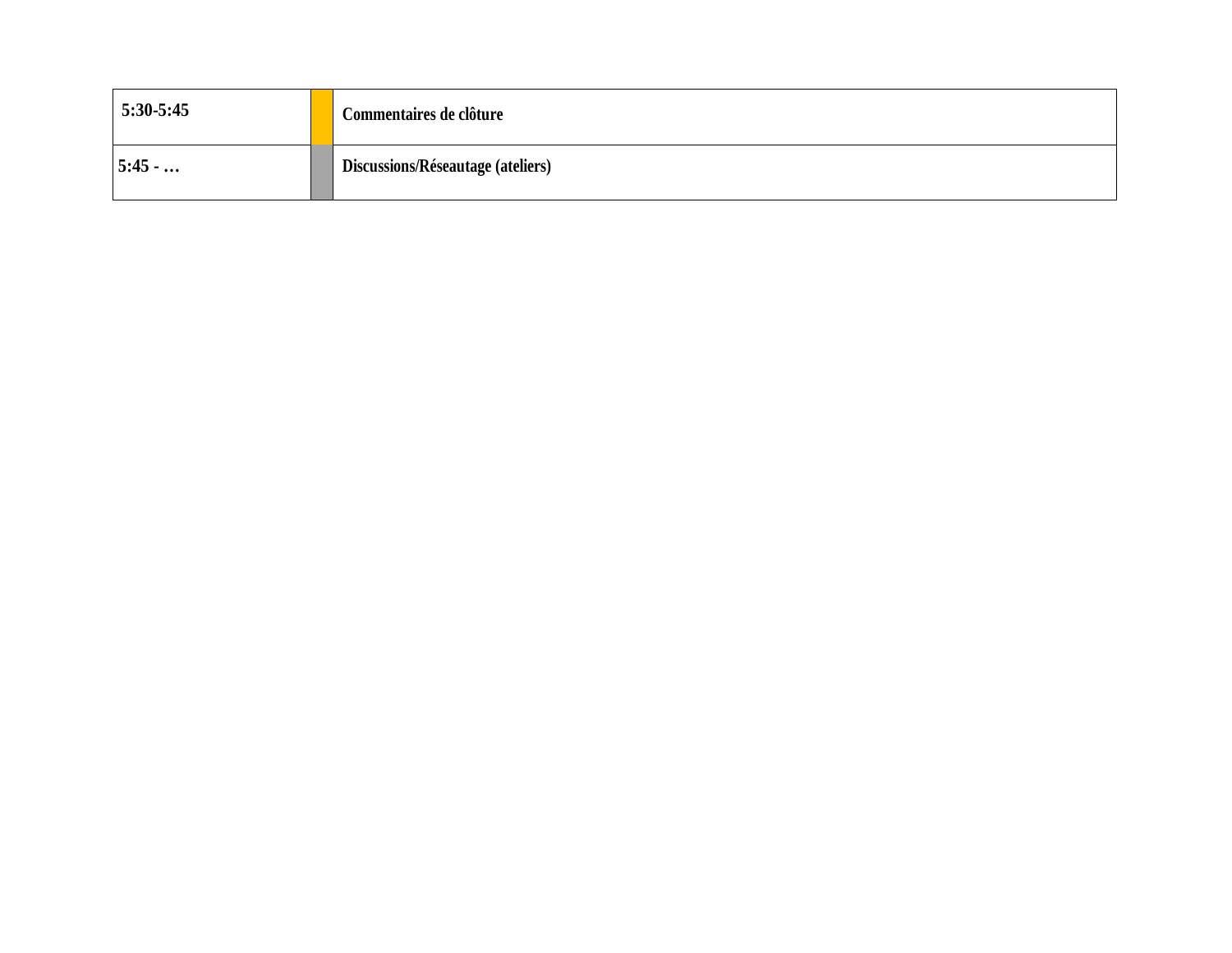| 5:30-5:45 | | **Commentaires de clôture** |
|---|---|---|
| **5:45 - …** | | **Discussions/Réseautage (ateliers)** |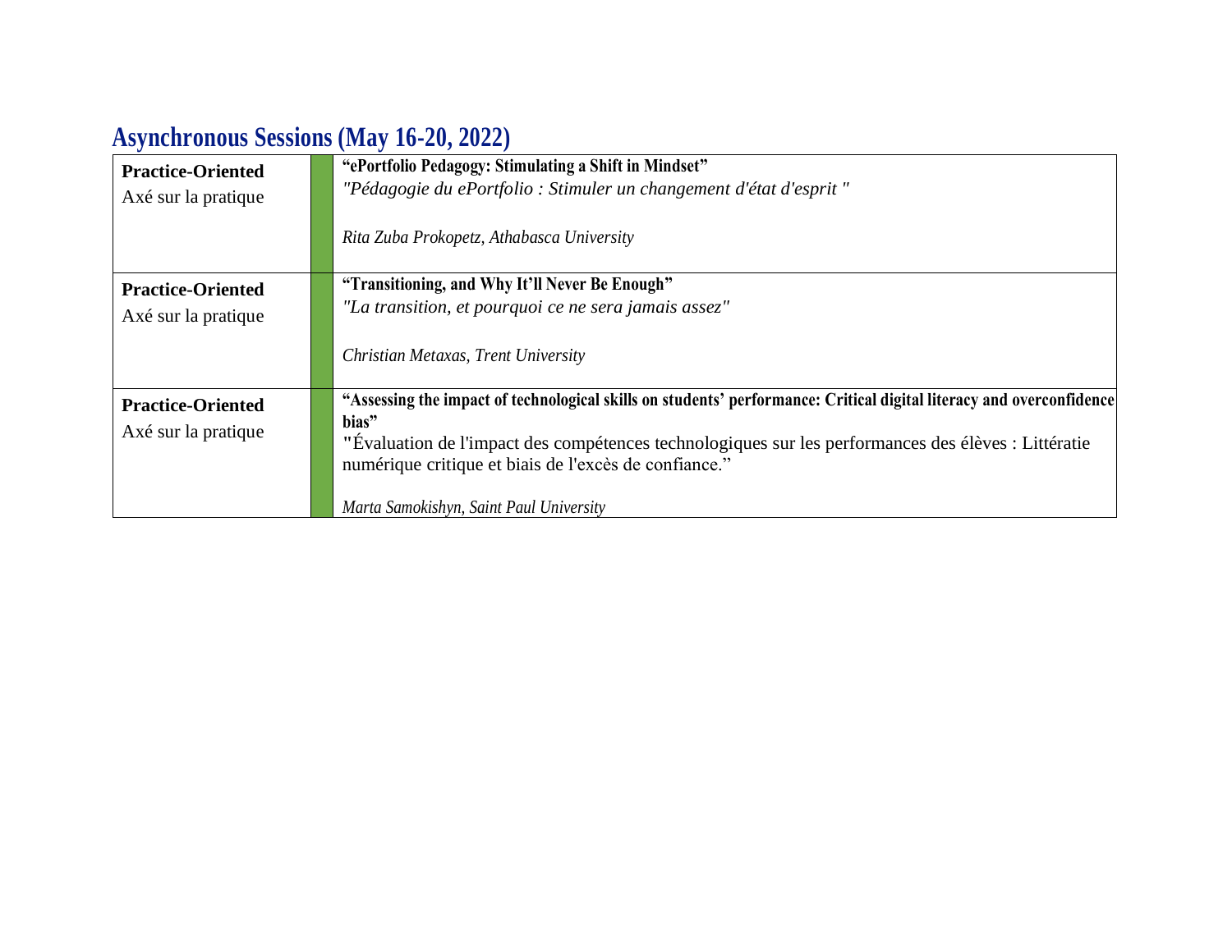## Asynchronous Sessions (May 16-20, 2022)

| | | |
|---|---|---|
| **Practice-Oriented**<br>Axé sur la pratique | | **"ePortfolio Pedagogy: Stimulating a Shift in Mindset"**<br>*"Pédagogie du ePortfolio : Stimuler un changement d'état d'esprit "*<br><br>*Rita Zuba Prokopetz, Athabasca University* |
| **Practice-Oriented**<br>Axé sur la pratique | | **"Transitioning, and Why It'll Never Be Enough"**<br>*"La transition, et pourquoi ce ne sera jamais assez"*<br><br>*Christian Metaxas, Trent University* |
| **Practice-Oriented**<br>Axé sur la pratique | | **"Assessing the impact of technological skills on students' performance: Critical digital literacy and overconfidence bias"**<br>"Évaluation de l'impact des compétences technologiques sur les performances des élèves : Littératie numérique critique et biais de l'excès de confiance."<br><br>*Marta Samokishyn, Saint Paul University* |